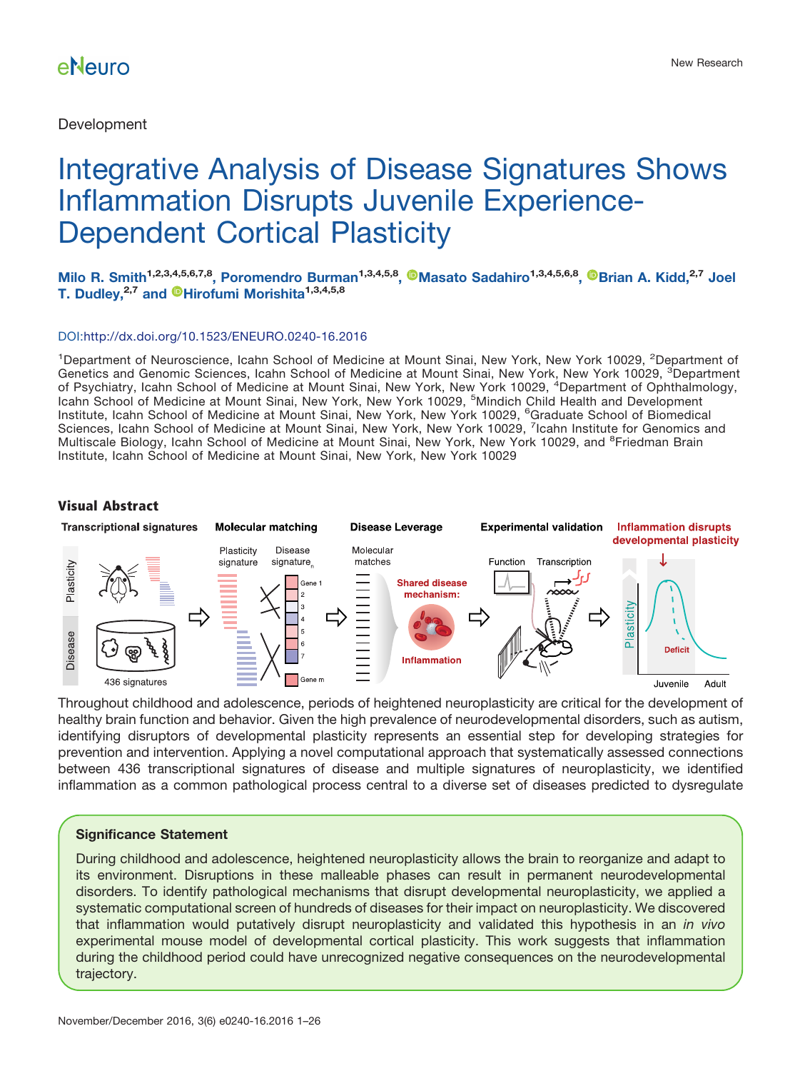Development

# Integrative Analysis of Disease Signatures Shows Inflammation Disrupts Juvenile Experience-Dependent Cortical Plasticity

**Milo R. Smith**[1,2,3,4,5,6,7,8], **Poromendro Burman**[1,3,4,5,8], **Masato Sadahiro**[1,3,4,5,6,8], **Brian A. Kidd**[2,7] **Joel T. Dudley**[2,7] and **Hirofumi Morishita**[1,3,4,5,8]

DOI:http://dx.doi.org/10.1523/ENEURO.0240-16.2016

[1]Department of Neuroscience, Icahn School of Medicine at Mount Sinai, New York, New York 10029, [2]Department of Genetics and Genomic Sciences, Icahn School of Medicine at Mount Sinai, New York, New York 10029, [3]Department of Psychiatry, Icahn School of Medicine at Mount Sinai, New York, New York 10029, [4]Department of Ophthalmology, Icahn School of Medicine at Mount Sinai, New York, New York 10029, [5]Mindich Child Health and Development Institute, Icahn School of Medicine at Mount Sinai, New York, New York 10029, [6]Graduate School of Biomedical Sciences, Icahn School of Medicine at Mount Sinai, New York, New York 10029, [7]Icahn Institute for Genomics and Multiscale Biology, Icahn School of Medicine at Mount Sinai, New York, New York 10029, and [8]Friedman Brain Institute, Icahn School of Medicine at Mount Sinai, New York, New York 10029

### Visual Abstract

Throughout childhood and adolescence, periods of heightened neuroplasticity are critical for the development of healthy brain function and behavior. Given the high prevalence of neurodevelopmental disorders, such as autism, identifying disruptors of developmental plasticity represents an essential step for developing strategies for prevention and intervention. Applying a novel computational approach that systematically assessed connections between 436 transcriptional signatures of disease and multiple signatures of neuroplasticity, we identified inflammation as a common pathological process central to a diverse set of diseases predicted to dysregulate

### Significance Statement

During childhood and adolescence, heightened neuroplasticity allows the brain to reorganize and adapt to its environment. Disruptions in these malleable phases can result in permanent neurodevelopmental disorders. To identify pathological mechanisms that disrupt developmental neuroplasticity, we applied a systematic computational screen of hundreds of diseases for their impact on neuroplasticity. We discovered that inflammation would putatively disrupt neuroplasticity and validated this hypothesis in an *in vivo* experimental mouse model of developmental cortical plasticity. This work suggests that inflammation during the childhood period could have unrecognized negative consequences on the neurodevelopmental trajectory.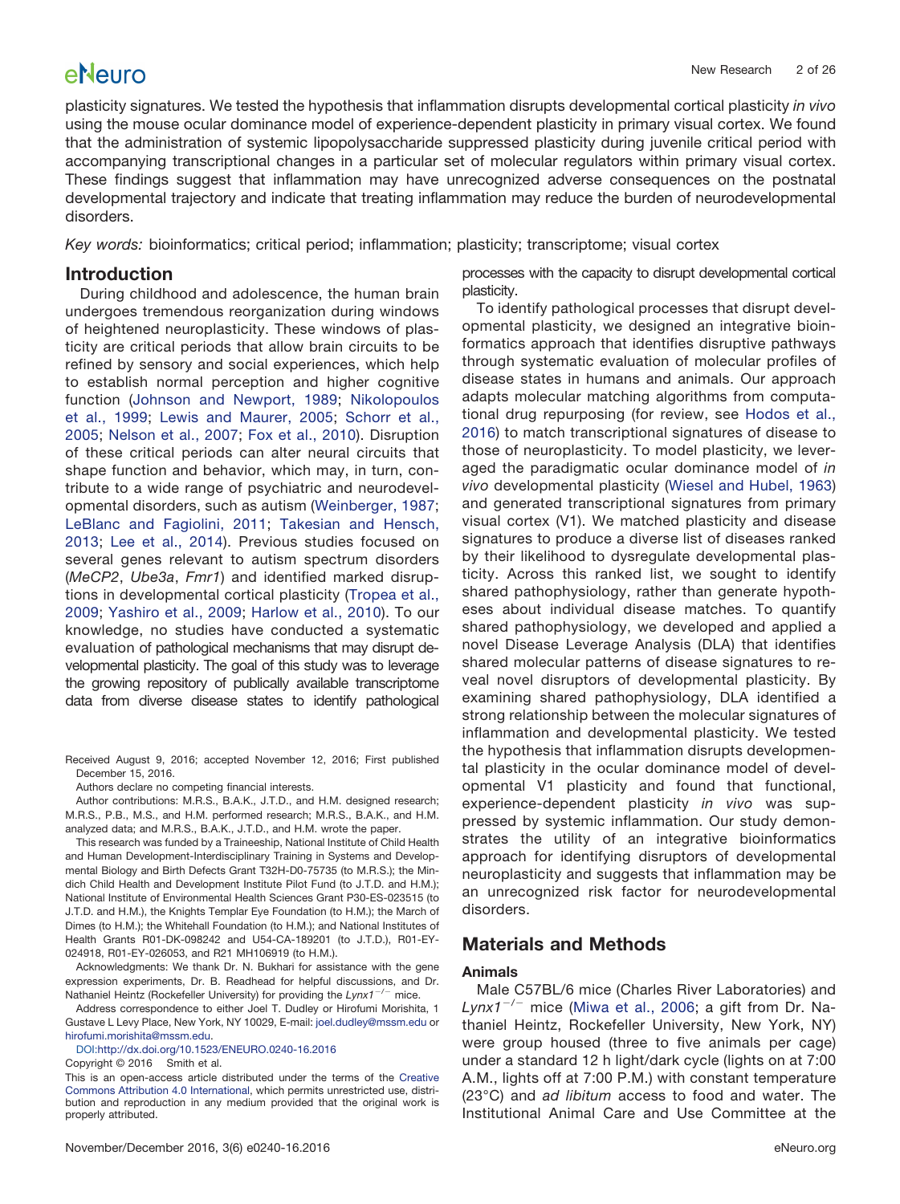plasticity signatures. We tested the hypothesis that inflammation disrupts developmental cortical plasticity *in vivo* using the mouse ocular dominance model of experience-dependent plasticity in primary visual cortex. We found that the administration of systemic lipopolysaccharide suppressed plasticity during juvenile critical period with accompanying transcriptional changes in a particular set of molecular regulators within primary visual cortex. These findings suggest that inflammation may have unrecognized adverse consequences on the postnatal developmental trajectory and indicate that treating inflammation may reduce the burden of neurodevelopmental disorders.

*Key words:* bioinformatics; critical period; inflammation; plasticity; transcriptome; visual cortex

## Introduction

During childhood and adolescence, the human brain undergoes tremendous reorganization during windows of heightened neuroplasticity. These windows of plasticity are critical periods that allow brain circuits to be refined by sensory and social experiences, which help to establish normal perception and higher cognitive function (Johnson and Newport, 1989; Nikolopoulos et al., 1999; Lewis and Maurer, 2005; Schorr et al., 2005; Nelson et al., 2007; Fox et al., 2010). Disruption of these critical periods can alter neural circuits that shape function and behavior, which may, in turn, contribute to a wide range of psychiatric and neurodevelopmental disorders, such as autism (Weinberger, 1987; LeBlanc and Fagiolini, 2011; Takesian and Hensch, 2013; Lee et al., 2014). Previous studies focused on several genes relevant to autism spectrum disorders (*MeCP2*, *Ube3a*, *Fmr1*) and identified marked disruptions in developmental cortical plasticity (Tropea et al., 2009; Yashiro et al., 2009; Harlow et al., 2010). To our knowledge, no studies have conducted a systematic evaluation of pathological mechanisms that may disrupt developmental plasticity. The goal of this study was to leverage the growing repository of publically available transcriptome data from diverse disease states to identify pathological processes with the capacity to disrupt developmental cortical plasticity.

To identify pathological processes that disrupt developmental plasticity, we designed an integrative bioinformatics approach that identifies disruptive pathways through systematic evaluation of molecular profiles of disease states in humans and animals. Our approach adapts molecular matching algorithms from computational drug repurposing (for review, see Hodos et al., 2016) to match transcriptional signatures of disease to those of neuroplasticity. To model plasticity, we leveraged the paradigmatic ocular dominance model of *in vivo* developmental plasticity (Wiesel and Hubel, 1963) and generated transcriptional signatures from primary visual cortex (V1). We matched plasticity and disease signatures to produce a diverse list of diseases ranked by their likelihood to dysregulate developmental plasticity. Across this ranked list, we sought to identify shared pathophysiology, rather than generate hypotheses about individual disease matches. To quantify shared pathophysiology, we developed and applied a novel Disease Leverage Analysis (DLA) that identifies shared molecular patterns of disease signatures to reveal novel disruptors of developmental plasticity. By examining shared pathophysiology, DLA identified a strong relationship between the molecular signatures of inflammation and developmental plasticity. We tested the hypothesis that inflammation disrupts developmental plasticity in the ocular dominance model of developmental V1 plasticity and found that functional, experience-dependent plasticity *in vivo* was suppressed by systemic inflammation. Our study demonstrates the utility of an integrative bioinformatics approach for identifying disruptors of developmental neuroplasticity and suggests that inflammation may be an unrecognized risk factor for neurodevelopmental disorders.

Received August 9, 2016; accepted November 12, 2016; First published December 15, 2016.

Authors declare no competing financial interests.

Author contributions: M.R.S., B.A.K., J.T.D., and H.M. designed research; M.R.S., P.B., M.S., and H.M. performed research; M.R.S., B.A.K., and H.M. analyzed data; and M.R.S., B.A.K., J.T.D., and H.M. wrote the paper.

This research was funded by a Traineeship, National Institute of Child Health and Human Development-Interdisciplinary Training in Systems and Developmental Biology and Birth Defects Grant T32H-D0-75735 (to M.R.S.); the Mindich Child Health and Development Institute Pilot Fund (to J.T.D. and H.M.); National Institute of Environmental Health Sciences Grant P30-ES-023515 (to J.T.D. and H.M.), the Knights Templar Eye Foundation (to H.M.); the March of Dimes (to H.M.); the Whitehall Foundation (to H.M.); and National Institutes of Health Grants R01-DK-098242 and U54-CA-189201 (to J.T.D.), R01-EY-024918, R01-EY-026053, and R21 MH106919 (to H.M.).

Acknowledgments: We thank Dr. N. Bukhari for assistance with the gene expression experiments, Dr. B. Readhead for helpful discussions, and Dr. Nathaniel Heintz (Rockefeller University) for providing the *Lynx1*$^{-/-}$ mice.

Address correspondence to either Joel T. Dudley or Hirofumi Morishita, 1 Gustave L Levy Place, New York, NY 10029, E-mail: joel.dudley@mssm.edu or hirofumi.morishita@mssm.edu.

DOI:http://dx.doi.org/10.1523/ENEURO.0240-16.2016

Copyright © 2016 Smith et al.

This is an open-access article distributed under the terms of the Creative Commons Attribution 4.0 International, which permits unrestricted use, distribution and reproduction in any medium provided that the original work is properly attributed.

## Materials and Methods

### Animals

Male C57BL/6 mice (Charles River Laboratories) and *Lynx1*$^{-/-}$ mice (Miwa et al., 2006; a gift from Dr. Nathaniel Heintz, Rockefeller University, New York, NY) were group housed (three to five animals per cage) under a standard 12 h light/dark cycle (lights on at 7:00 A.M., lights off at 7:00 P.M.) with constant temperature (23°C) and *ad libitum* access to food and water. The Institutional Animal Care and Use Committee at the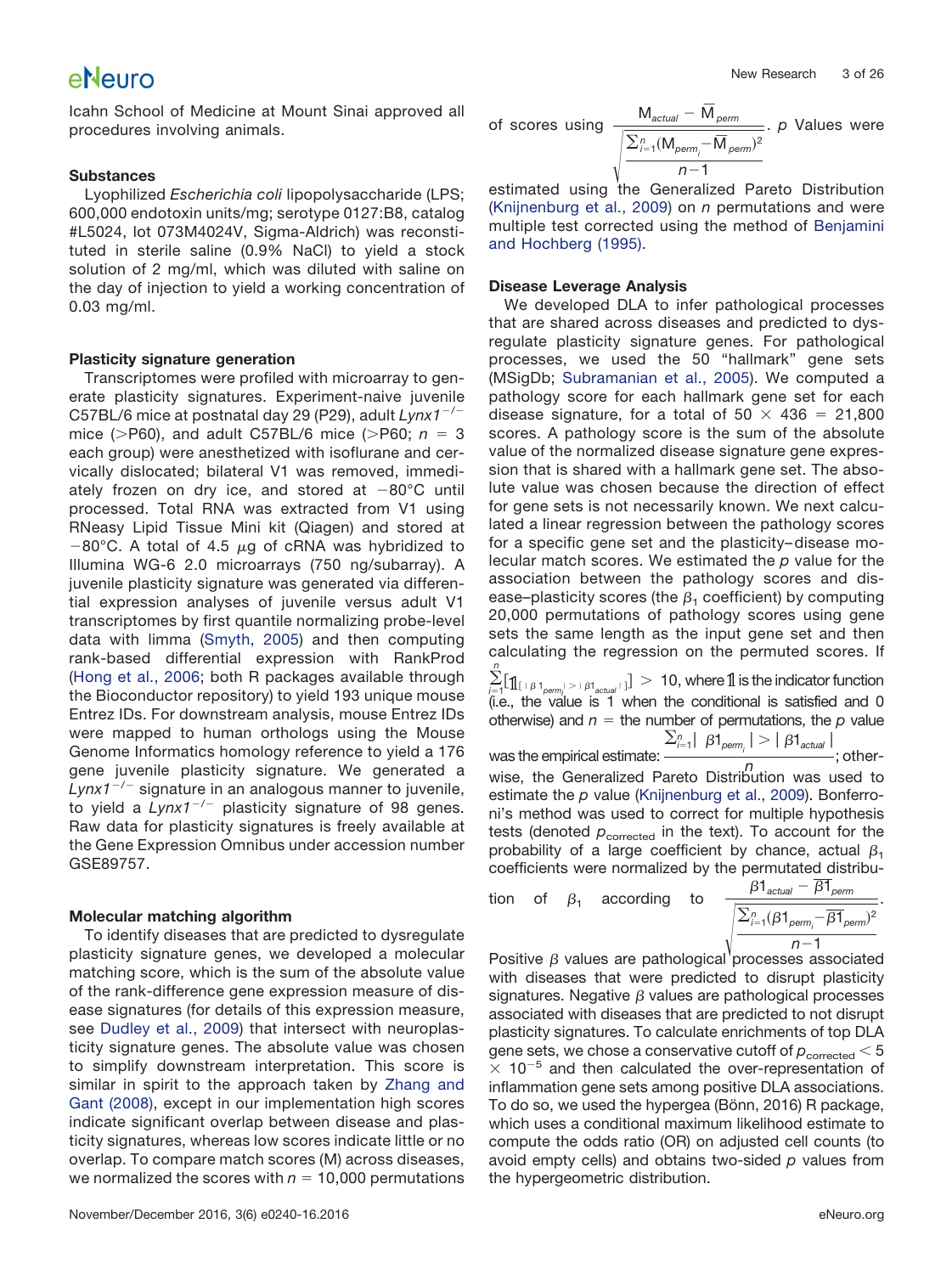Icahn School of Medicine at Mount Sinai approved all procedures involving animals.

### Substances

Lyophilized *Escherichia coli* lipopolysaccharide (LPS; 600,000 endotoxin units/mg; serotype 0127:B8, catalog #L5024, lot 073M4024V, Sigma-Aldrich) was reconstituted in sterile saline (0.9% NaCl) to yield a stock solution of 2 mg/ml, which was diluted with saline on the day of injection to yield a working concentration of 0.03 mg/ml.

### Plasticity signature generation

Transcriptomes were profiled with microarray to generate plasticity signatures. Experiment-naive juvenile C57BL/6 mice at postnatal day 29 (P29), adult *Lynx1*$^{-/-}$ mice (>P60), and adult C57BL/6 mice (>P60; $n = 3$ each group) were anesthetized with isoflurane and cervically dislocated; bilateral V1 was removed, immediately frozen on dry ice, and stored at −80°C until processed. Total RNA was extracted from V1 using RNeasy Lipid Tissue Mini kit (Qiagen) and stored at −80°C. A total of 4.5 μg of cRNA was hybridized to Illumina WG-6 2.0 microarrays (750 ng/subarray). A juvenile plasticity signature was generated via differential expression analyses of juvenile versus adult V1 transcriptomes by first quantile normalizing probe-level data with limma (Smyth, 2005) and then computing rank-based differential expression with RankProd (Hong et al., 2006; both R packages available through the Bioconductor repository) to yield 193 unique mouse Entrez IDs. For downstream analysis, mouse Entrez IDs were mapped to human orthologs using the Mouse Genome Informatics homology reference to yield a 176 gene juvenile plasticity signature. We generated a *Lynx1*$^{-/-}$ signature in an analogous manner to juvenile, to yield a *Lynx1*$^{-/-}$ plasticity signature of 98 genes. Raw data for plasticity signatures is freely available at the Gene Expression Omnibus under accession number GSE89757.

### Molecular matching algorithm

To identify diseases that are predicted to dysregulate plasticity signature genes, we developed a molecular matching score, which is the sum of the absolute value of the rank-difference gene expression measure of disease signatures (for details of this expression measure, see Dudley et al., 2009) that intersect with neuroplasticity signature genes. The absolute value was chosen to simplify downstream interpretation. This score is similar in spirit to the approach taken by Zhang and Gant (2008), except in our implementation high scores indicate significant overlap between disease and plasticity signatures, whereas low scores indicate little or no overlap. To compare match scores (M) across diseases, we normalized the scores with $n = 10{,}000$ permutations of scores using $\frac{M_{actual} - \overline{M}_{perm}}{\sqrt{\frac{\sum_{i=1}^{n}(M_{perm_i} - \overline{M}_{perm})^2}{n-1}}}$. *p* Values were estimated using the Generalized Pareto Distribution (Knijnenburg et al., 2009) on *n* permutations and were multiple test corrected using the method of Benjamini and Hochberg (1995).

### Disease Leverage Analysis

We developed DLA to infer pathological processes that are shared across diseases and predicted to dysregulate plasticity signature genes. For pathological processes, we used the 50 "hallmark" gene sets (MSigDb; Subramanian et al., 2005). We computed a pathology score for each hallmark gene set for each disease signature, for a total of $50 \times 436 = 21{,}800$ scores. A pathology score is the sum of the absolute value of the normalized disease signature gene expression that is shared with a hallmark gene set. The absolute value was chosen because the direction of effect for gene sets is not necessarily known. We next calculated a linear regression between the pathology scores for a specific gene set and the plasticity–disease molecular match scores. We estimated the *p* value for the association between the pathology scores and disease–plasticity scores (the $\beta_1$ coefficient) by computing 20,000 permutations of pathology scores using gene sets the same length as the input gene set and then calculating the regression on the permuted scores. If $\sum_{i=1}^{n}[\mathbb{1}_{[\,|\beta 1_{perm_i}| > |\beta 1_{actual}|\,]}] > 10$, where $\mathbb{1}$ is the indicator function (i.e., the value is 1 when the conditional is satisfied and 0 otherwise) and $n$ = the number of permutations, the *p* value was the empirical estimate: $\frac{\sum_{i=1}^{n}|\beta 1_{perm_i}| > |\beta 1_{actual}|}{n}$; otherwise, the Generalized Pareto Distribution was used to estimate the *p* value (Knijnenburg et al., 2009). Bonferroni's method was used to correct for multiple hypothesis tests (denoted $p_{corrected}$ in the text). To account for the probability of a large coefficient by chance, actual $\beta_1$ coefficients were normalized by the permutated distribution of $\beta_1$ according to $\frac{\beta 1_{actual} - \overline{\beta 1}_{perm}}{\sqrt{\frac{\sum_{i=1}^{n}(\beta 1_{perm_i} - \overline{\beta 1}_{perm})^2}{n-1}}}$.

Positive β values are pathological processes associated with diseases that were predicted to disrupt plasticity signatures. Negative β values are pathological processes associated with diseases that are predicted to not disrupt plasticity signatures. To calculate enrichments of top DLA gene sets, we chose a conservative cutoff of $p_{corrected} < 5 \times 10^{-5}$ and then calculated the over-representation of inflammation gene sets among positive DLA associations. To do so, we used the hypergea (Bönn, 2016) R package, which uses a conditional maximum likelihood estimate to compute the odds ratio (OR) on adjusted cell counts (to avoid empty cells) and obtains two-sided *p* values from the hypergeometric distribution.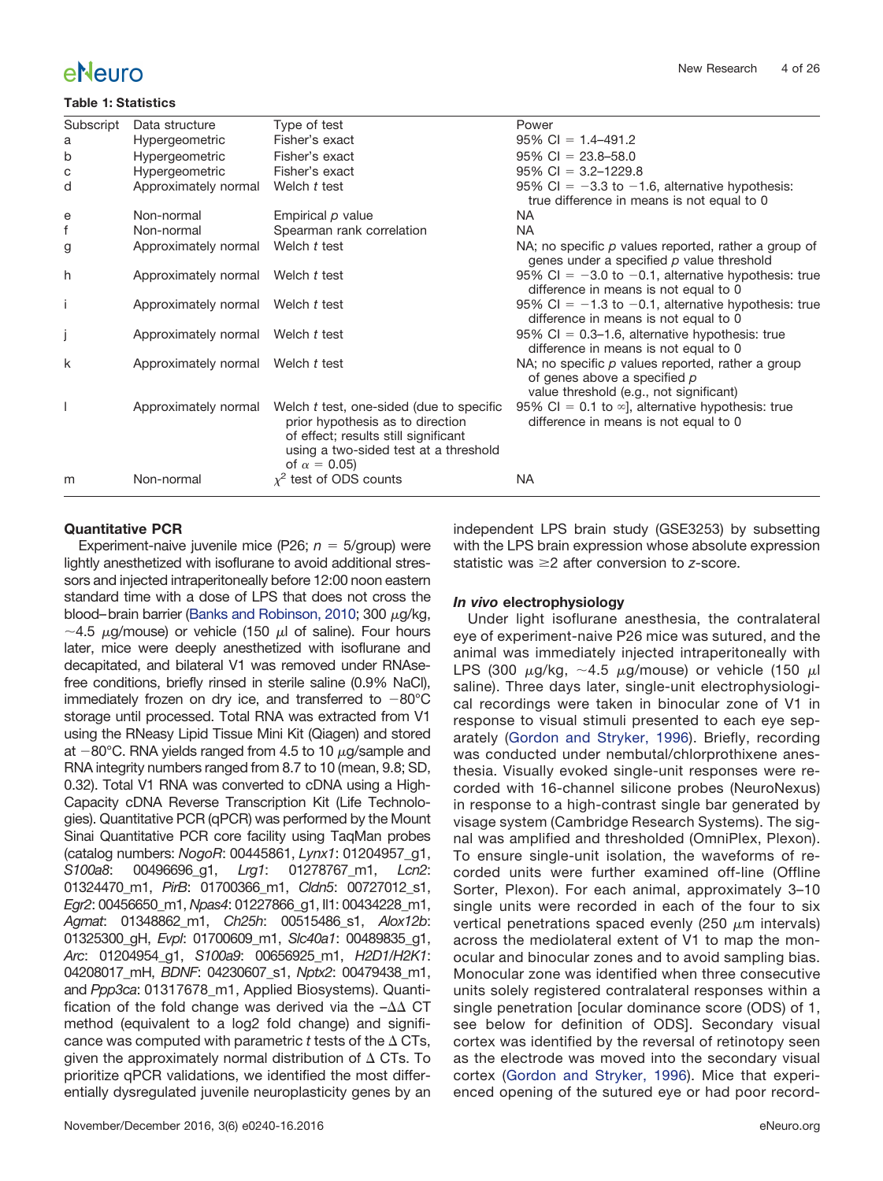**Table 1: Statistics**

| Subscript | Data structure | Type of test | Power |
|---|---|---|---|
| a | Hypergeometric | Fisher's exact | 95% CI = 1.4–491.2 |
| b | Hypergeometric | Fisher's exact | 95% CI = 23.8–58.0 |
| c | Hypergeometric | Fisher's exact | 95% CI = 3.2–1229.8 |
| d | Approximately normal | Welch *t* test | 95% CI = −3.3 to −1.6, alternative hypothesis: true difference in means is not equal to 0 |
| e | Non-normal | Empirical *p* value | NA |
| f | Non-normal | Spearman rank correlation | NA |
| g | Approximately normal | Welch *t* test | NA; no specific *p* values reported, rather a group of genes under a specified *p* value threshold |
| h | Approximately normal | Welch *t* test | 95% CI = −3.0 to −0.1, alternative hypothesis: true difference in means is not equal to 0 |
| i | Approximately normal | Welch *t* test | 95% CI = −1.3 to −0.1, alternative hypothesis: true difference in means is not equal to 0 |
| j | Approximately normal | Welch *t* test | 95% CI = 0.3–1.6, alternative hypothesis: true difference in means is not equal to 0 |
| k | Approximately normal | Welch *t* test | NA; no specific *p* values reported, rather a group of genes above a specified *p* value threshold (e.g., not significant) |
| l | Approximately normal | Welch *t* test, one-sided (due to specific prior hypothesis as to direction of effect; results still significant using a two-sided test at a threshold of $\alpha = 0.05$) | 95% CI = 0.1 to ∞], alternative hypothesis: true difference in means is not equal to 0 |
| m | Non-normal | $\chi^2$ test of ODS counts | NA |

### Quantitative PCR

Experiment-naive juvenile mice (P26; $n = 5$/group) were lightly anesthetized with isoflurane to avoid additional stressors and injected intraperitoneally before 12:00 noon eastern standard time with a dose of LPS that does not cross the blood–brain barrier (Banks and Robinson, 2010; 300 μg/kg, ~4.5 μg/mouse) or vehicle (150 μl of saline). Four hours later, mice were deeply anesthetized with isoflurane and decapitated, and bilateral V1 was removed under RNAse-free conditions, briefly rinsed in sterile saline (0.9% NaCl), immediately frozen on dry ice, and transferred to −80°C storage until processed. Total RNA was extracted from V1 using the RNeasy Lipid Tissue Mini Kit (Qiagen) and stored at −80°C. RNA yields ranged from 4.5 to 10 μg/sample and RNA integrity numbers ranged from 8.7 to 10 (mean, 9.8; SD, 0.32). Total V1 RNA was converted to cDNA using a High-Capacity cDNA Reverse Transcription Kit (Life Technologies). Quantitative PCR (qPCR) was performed by the Mount Sinai Quantitative PCR core facility using TaqMan probes (catalog numbers: *NogoR*: 00445861, *Lynx1*: 01204957_g1, *S100a8*: 00496696_g1, *Lrg1*: 01278767_m1, *Lcn2*: 01324470_m1, *PirB*: 01700366_m1, *Cldn5*: 00727012_s1, *Egr2*: 00456650_m1, *Npas4*: 01227866_g1, Il1: 00434228_m1, *Agmat*: 01348862_m1, *Ch25h*: 00515486_s1, *Alox12b*: 01325300_gH, *Evpl*: 01700609_m1, *Slc40a1*: 00489835_g1, *Arc*: 01204954_g1, *S100a9*: 00656925_m1, *H2D1/H2K1*: 04208017_mH, *BDNF*: 04230607_s1, *Nptx2*: 00479438_m1, and *Ppp3ca*: 01317678_m1, Applied Biosystems). Quantification of the fold change was derived via the $-\Delta\Delta$ CT method (equivalent to a log2 fold change) and significance was computed with parametric *t* tests of the $\Delta$ CTs, given the approximately normal distribution of $\Delta$ CTs. To prioritize qPCR validations, we identified the most differentially dysregulated juvenile neuroplasticity genes by an independent LPS brain study (GSE3253) by subsetting with the LPS brain expression whose absolute expression statistic was ≥2 after conversion to *z*-score.

### *In vivo* electrophysiology

Under light isoflurane anesthesia, the contralateral eye of experiment-naive P26 mice was sutured, and the animal was immediately injected intraperitoneally with LPS (300 μg/kg, ~4.5 μg/mouse) or vehicle (150 μl saline). Three days later, single-unit electrophysiological recordings were taken in binocular zone of V1 in response to visual stimuli presented to each eye separately (Gordon and Stryker, 1996). Briefly, recording was conducted under nembutal/chlorprothixene anesthesia. Visually evoked single-unit responses were recorded with 16-channel silicone probes (NeuroNexus) in response to a high-contrast single bar generated by visage system (Cambridge Research Systems). The signal was amplified and thresholded (OmniPlex, Plexon). To ensure single-unit isolation, the waveforms of recorded units were further examined off-line (Offline Sorter, Plexon). For each animal, approximately 3–10 single units were recorded in each of the four to six vertical penetrations spaced evenly (250 μm intervals) across the mediolateral extent of V1 to map the monocular and binocular zones and to avoid sampling bias. Monocular zone was identified when three consecutive units solely registered contralateral responses within a single penetration [ocular dominance score (ODS) of 1, see below for definition of ODS]. Secondary visual cortex was identified by the reversal of retinotopy seen as the electrode was moved into the secondary visual cortex (Gordon and Stryker, 1996). Mice that experienced opening of the sutured eye or had poor record-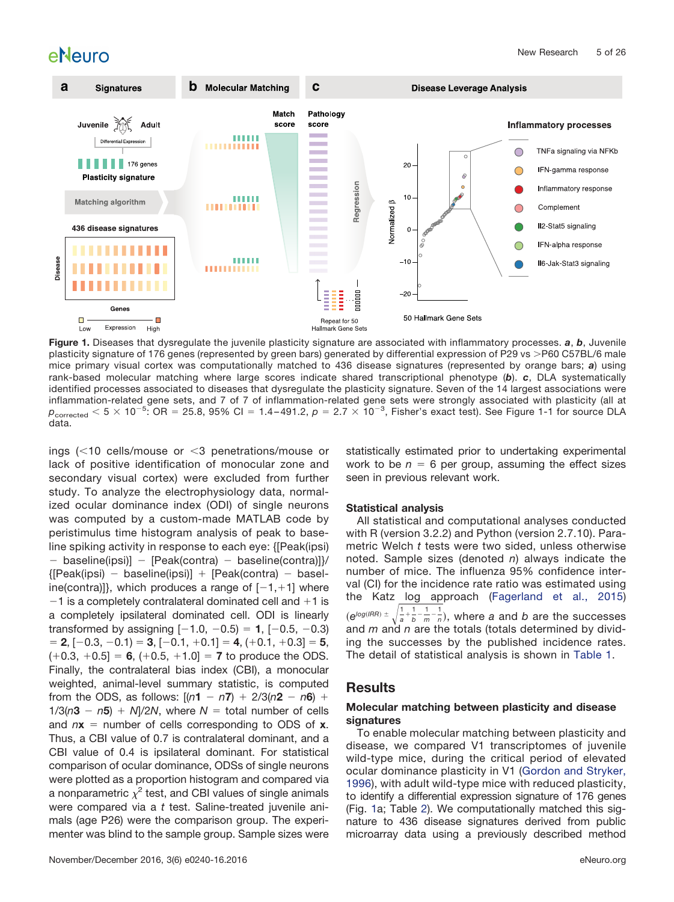**Figure 1.** Diseases that dysregulate the juvenile plasticity signature are associated with inflammatory processes. ***a***, ***b***, Juvenile plasticity signature of 176 genes (represented by green bars) generated by differential expression of P29 vs >P60 C57BL/6 male mice primary visual cortex was computationally matched to 436 disease signatures (represented by orange bars; ***a***) using rank-based molecular matching where large scores indicate shared transcriptional phenotype (***b***). ***c***, DLA systematically identified processes associated to diseases that dysregulate the plasticity signature. Seven of the 14 largest associations were inflammation-related gene sets, and 7 of 7 of inflammation-related gene sets were strongly associated with plasticity (all at $p_{corrected} < 5 \times 10^{-5}$: OR = 25.8, 95% CI = 1.4–491.2, $p = 2.7 \times 10^{-3}$, Fisher's exact test). See Figure 1-1 for source DLA data.

ings (<10 cells/mouse or <3 penetrations/mouse or lack of positive identification of monocular zone and secondary visual cortex) were excluded from further study. To analyze the electrophysiology data, normalized ocular dominance index (ODI) of single neurons was computed by a custom-made MATLAB code by peristimulus time histogram analysis of peak to baseline spiking activity in response to each eye: {[Peak(ipsi) − baseline(ipsi)] − [Peak(contra) − baseline(contra)]}/{[Peak(ipsi) − baseline(ipsi)] + [Peak(contra) − baseline(contra)]}, which produces a range of [−1,+1] where −1 is a completely contralateral dominated cell and +1 is a completely ipsilateral dominated cell. ODI is linearly transformed by assigning [−1.0, −0.5) = **1**, [−0.5, −0.3) = **2**, [−0.3, −0.1) = **3**, [−0.1, +0.1] = **4**, (+0.1, +0.3] = **5**, (+0.3, +0.5] = **6**, (+0.5, +1.0] = **7** to produce the ODS. Finally, the contralateral bias index (CBI), a monocular weighted, animal-level summary statistic, is computed from the ODS, as follows: $[(n\mathbf{1} - n\mathbf{7}) + 2/3(n\mathbf{2} - n\mathbf{6}) + 1/3(n\mathbf{3} - n\mathbf{5}) + N]/2N$, where $N$ = total number of cells and $n\mathbf{x}$ = number of cells corresponding to ODS of **x**. Thus, a CBI value of 0.7 is contralateral dominant, and a CBI value of 0.4 is ipsilateral dominant. For statistical comparison of ocular dominance, ODSs of single neurons were plotted as a proportion histogram and compared via a nonparametric $\chi^2$ test, and CBI values of single animals were compared via a *t* test. Saline-treated juvenile animals (age P26) were the comparison group. The experimenter was blind to the sample group. Sample sizes were statistically estimated prior to undertaking experimental work to be $n = 6$ per group, assuming the effect sizes seen in previous relevant work.

### Statistical analysis

All statistical and computational analyses conducted with R (version 3.2.2) and Python (version 2.7.10). Parametric Welch *t* tests were two sided, unless otherwise noted. Sample sizes (denoted *n*) always indicate the number of mice. The influenza 95% confidence interval (CI) for the incidence rate ratio was estimated using the Katz log approach (Fagerland et al., 2015) $\left(e^{\log(IRR) \pm \sqrt{\frac{1}{a}+\frac{1}{b}-\frac{1}{m}-\frac{1}{n}}}\right)$, where *a* and *b* are the successes and *m* and *n* are the totals (totals determined by dividing the successes by the published incidence rates. The detail of statistical analysis is shown in Table 1.

## Results

### Molecular matching between plasticity and disease signatures

To enable molecular matching between plasticity and disease, we compared V1 transcriptomes of juvenile wild-type mice, during the critical period of elevated ocular dominance plasticity in V1 (Gordon and Stryker, 1996), with adult wild-type mice with reduced plasticity, to identify a differential expression signature of 176 genes (Fig. 1a; Table 2). We computationally matched this signature to 436 disease signatures derived from public microarray data using a previously described method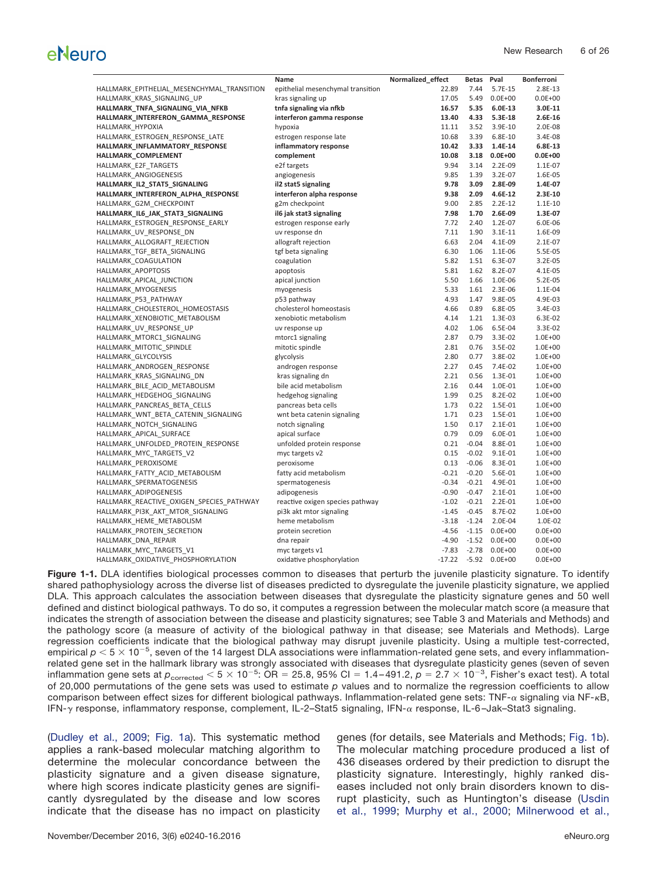| | Name | Normalized_effect | Betas | Pval | Bonferroni |
|---|---|---|---|---|---|
| HALLMARK_EPITHELIAL_MESENCHYMAL_TRANSITION | epithelial mesenchymal transition | 22.89 | 7.44 | 5.7E-15 | 2.8E-13 |
| HALLMARK_KRAS_SIGNALING_UP | kras signaling up | 17.05 | 5.49 | 0.0E+00 | 0.0E+00 |
| **HALLMARK_TNFA_SIGNALING_VIA_NFKB** | **tnfa signaling via nfkb** | **16.57** | **5.35** | **6.0E-13** | **3.0E-11** |
| **HALLMARK_INTERFERON_GAMMA_RESPONSE** | **interferon gamma response** | **13.40** | **4.33** | **5.3E-18** | **2.6E-16** |
| HALLMARK_HYPOXIA | hypoxia | 11.11 | 3.52 | 3.9E-10 | 2.0E-08 |
| HALLMARK_ESTROGEN_RESPONSE_LATE | estrogen response late | 10.68 | 3.39 | 6.8E-10 | 3.4E-08 |
| **HALLMARK_INFLAMMATORY_RESPONSE** | **inflammatory response** | **10.42** | **3.33** | **1.4E-14** | **6.8E-13** |
| **HALLMARK_COMPLEMENT** | **complement** | **10.08** | **3.18** | **0.0E+00** | **0.0E+00** |
| HALLMARK_E2F_TARGETS | e2f targets | 9.94 | 3.14 | 2.2E-09 | 1.1E-07 |
| HALLMARK_ANGIOGENESIS | angiogenesis | 9.85 | 1.39 | 3.2E-07 | 1.6E-05 |
| **HALLMARK_IL2_STAT5_SIGNALING** | **il2 stat5 signaling** | **9.78** | **3.09** | **2.8E-09** | **1.4E-07** |
| **HALLMARK_INTERFERON_ALPHA_RESPONSE** | **interferon alpha response** | **9.38** | **2.09** | **4.6E-12** | **2.3E-10** |
| HALLMARK_G2M_CHECKPOINT | g2m checkpoint | 9.00 | 2.85 | 2.2E-12 | 1.1E-10 |
| **HALLMARK_IL6_JAK_STAT3_SIGNALING** | **il6 jak stat3 signaling** | **7.98** | **1.70** | **2.6E-09** | **1.3E-07** |
| HALLMARK_ESTROGEN_RESPONSE_EARLY | estrogen response early | 7.72 | 2.40 | 1.2E-07 | 6.0E-06 |
| HALLMARK_UV_RESPONSE_DN | uv response dn | 7.11 | 1.90 | 3.1E-11 | 1.6E-09 |
| HALLMARK_ALLOGRAFT_REJECTION | allograft rejection | 6.63 | 2.04 | 4.1E-09 | 2.1E-07 |
| HALLMARK_TGF_BETA_SIGNALING | tgf beta signaling | 6.30 | 1.06 | 1.1E-06 | 5.5E-05 |
| HALLMARK_COAGULATION | coagulation | 5.82 | 1.51 | 6.3E-07 | 3.2E-05 |
| HALLMARK_APOPTOSIS | apoptosis | 5.81 | 1.62 | 8.2E-07 | 4.1E-05 |
| HALLMARK_APICAL_JUNCTION | apical junction | 5.50 | 1.66 | 1.0E-06 | 5.2E-05 |
| HALLMARK_MYOGENESIS | myogenesis | 5.33 | 1.61 | 2.3E-06 | 1.1E-04 |
| HALLMARK_P53_PATHWAY | p53 pathway | 4.93 | 1.47 | 9.8E-05 | 4.9E-03 |
| HALLMARK_CHOLESTEROL_HOMEOSTASIS | cholesterol homeostasis | 4.66 | 0.89 | 6.8E-05 | 3.4E-03 |
| HALLMARK_XENOBIOTIC_METABOLISM | xenobiotic metabolism | 4.14 | 1.21 | 1.3E-03 | 6.3E-02 |
| HALLMARK_UV_RESPONSE_UP | uv response up | 4.02 | 1.06 | 6.5E-04 | 3.3E-02 |
| HALLMARK_MTORC1_SIGNALING | mtorc1 signaling | 2.87 | 0.79 | 3.3E-02 | 1.0E+00 |
| HALLMARK_MITOTIC_SPINDLE | mitotic spindle | 2.81 | 0.76 | 3.5E-02 | 1.0E+00 |
| HALLMARK_GLYCOLYSIS | glycolysis | 2.80 | 0.77 | 3.8E-02 | 1.0E+00 |
| HALLMARK_ANDROGEN_RESPONSE | androgen response | 2.27 | 0.45 | 7.4E-02 | 1.0E+00 |
| HALLMARK_KRAS_SIGNALING_DN | kras signaling dn | 2.21 | 0.56 | 1.3E-01 | 1.0E+00 |
| HALLMARK_BILE_ACID_METABOLISM | bile acid metabolism | 2.16 | 0.44 | 1.0E-01 | 1.0E+00 |
| HALLMARK_HEDGEHOG_SIGNALING | hedgehog signaling | 1.99 | 0.25 | 8.2E-02 | 1.0E+00 |
| HALLMARK_PANCREAS_BETA_CELLS | pancreas beta cells | 1.73 | 0.22 | 1.5E-01 | 1.0E+00 |
| HALLMARK_WNT_BETA_CATENIN_SIGNALING | wnt beta catenin signaling | 1.71 | 0.23 | 1.5E-01 | 1.0E+00 |
| HALLMARK_NOTCH_SIGNALING | notch signaling | 1.50 | 0.17 | 2.1E-01 | 1.0E+00 |
| HALLMARK_APICAL_SURFACE | apical surface | 0.79 | 0.09 | 6.0E-01 | 1.0E+00 |
| HALLMARK_UNFOLDED_PROTEIN_RESPONSE | unfolded protein response | 0.21 | -0.04 | 8.8E-01 | 1.0E+00 |
| HALLMARK_MYC_TARGETS_V2 | myc targets v2 | 0.15 | -0.02 | 9.1E-01 | 1.0E+00 |
| HALLMARK_PEROXISOME | peroxisome | 0.13 | -0.06 | 8.3E-01 | 1.0E+00 |
| HALLMARK_FATTY_ACID_METABOLISM | fatty acid metabolism | -0.21 | -0.20 | 5.6E-01 | 1.0E+00 |
| HALLMARK_SPERMATOGENESIS | spermatogenesis | -0.34 | -0.21 | 4.9E-01 | 1.0E+00 |
| HALLMARK_ADIPOGENESIS | adipogenesis | -0.90 | -0.47 | 2.1E-01 | 1.0E+00 |
| HALLMARK_REACTIVE_OXIGEN_SPECIES_PATHWAY | reactive oxigen species pathway | -1.02 | -0.21 | 2.2E-01 | 1.0E+00 |
| HALLMARK_PI3K_AKT_MTOR_SIGNALING | pi3k akt mtor signaling | -1.45 | -0.45 | 8.7E-02 | 1.0E+00 |
| HALLMARK_HEME_METABOLISM | heme metabolism | -3.18 | -1.24 | 2.0E-04 | 1.0E-02 |
| HALLMARK_PROTEIN_SECRETION | protein secretion | -4.56 | -1.15 | 0.0E+00 | 0.0E+00 |
| HALLMARK_DNA_REPAIR | dna repair | -4.90 | -1.52 | 0.0E+00 | 0.0E+00 |
| HALLMARK_MYC_TARGETS_V1 | myc targets v1 | -7.83 | -2.78 | 0.0E+00 | 0.0E+00 |
| HALLMARK_OXIDATIVE_PHOSPHORYLATION | oxidative phosphorylation | -17.22 | -5.92 | 0.0E+00 | 0.0E+00 |

**Figure 1-1.** DLA identifies biological processes common to diseases that perturb the juvenile plasticity signature. To identify shared pathophysiology across the diverse list of diseases predicted to dysregulate the juvenile plasticity signature, we applied DLA. This approach calculates the association between diseases that dysregulate the plasticity signature genes and 50 well defined and distinct biological pathways. To do so, it computes a regression between the molecular match score (a measure that indicates the strength of association between the disease and plasticity signatures; see Table 3 and Materials and Methods) and the pathology score (a measure of activity of the biological pathway in that disease; see Materials and Methods). Large regression coefficients indicate that the biological pathway may disrupt juvenile plasticity. Using a multiple test-corrected, empirical $p < 5 \times 10^{-5}$, seven of the 14 largest DLA associations were inflammation-related gene sets, and every inflammation-related gene set in the hallmark library was strongly associated with diseases that dysregulate plasticity genes (seven of seven inflammation gene sets at $p_{corrected} < 5 \times 10^{-5}$: OR = 25.8, 95% CI = 1.4–491.2, $p = 2.7 \times 10^{-3}$, Fisher's exact test). A total of 20,000 permutations of the gene sets was used to estimate $p$ values and to normalize the regression coefficients to allow comparison between effect sizes for different biological pathways. Inflammation-related gene sets: TNF-$\alpha$ signaling via NF-$\kappa$B, IFN-$\gamma$ response, inflammatory response, complement, IL-2–Stat5 signaling, IFN-$\alpha$ response, IL-6–Jak–Stat3 signaling.

(Dudley et al., 2009; Fig. 1a). This systematic method applies a rank-based molecular matching algorithm to determine the molecular concordance between the plasticity signature and a given disease signature, where high scores indicate plasticity genes are significantly dysregulated by the disease and low scores indicate that the disease has no impact on plasticity genes (for details, see Materials and Methods; Fig. 1b). The molecular matching procedure produced a list of 436 diseases ordered by their prediction to disrupt the plasticity signature. Interestingly, highly ranked diseases included not only brain disorders known to disrupt plasticity, such as Huntington's disease (Usdin et al., 1999; Murphy et al., 2000; Milnerwood et al.,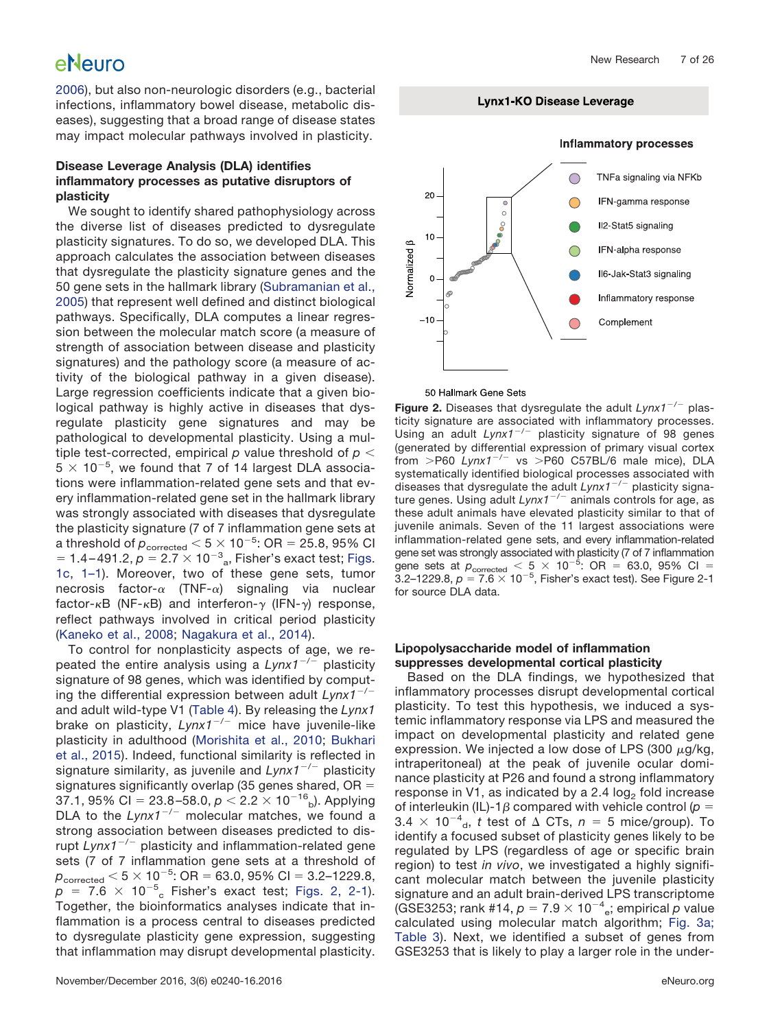2006), but also non-neurologic disorders (e.g., bacterial infections, inflammatory bowel disease, metabolic diseases), suggesting that a broad range of disease states may impact molecular pathways involved in plasticity.

### Disease Leverage Analysis (DLA) identifies inflammatory processes as putative disruptors of plasticity

We sought to identify shared pathophysiology across the diverse list of diseases predicted to dysregulate plasticity signatures. To do so, we developed DLA. This approach calculates the association between diseases that dysregulate the plasticity signature genes and the 50 gene sets in the hallmark library (Subramanian et al., 2005) that represent well defined and distinct biological pathways. Specifically, DLA computes a linear regression between the molecular match score (a measure of strength of association between disease and plasticity signatures) and the pathology score (a measure of activity of the biological pathway in a given disease). Large regression coefficients indicate that a given biological pathway is highly active in diseases that dysregulate plasticity gene signatures and may be pathological to developmental plasticity. Using a multiple test-corrected, empirical $p$ value threshold of $p < 5 \times 10^{-5}$, we found that 7 of 14 largest DLA associations were inflammation-related gene sets and that every inflammation-related gene set in the hallmark library was strongly associated with diseases that dysregulate the plasticity signature (7 of 7 inflammation gene sets at a threshold of $p_{corrected} < 5 \times 10^{-5}$: OR = 25.8, 95% CI = 1.4–491.2, $p = 2.7 \times 10^{-3}{}_{a}$, Fisher's exact test; Figs. 1c, 1–1). Moreover, two of these gene sets, tumor necrosis factor-α (TNF-α) signaling via nuclear factor-κB (NF-κB) and interferon-γ (IFN-γ) response, reflect pathways involved in critical period plasticity (Kaneko et al., 2008; Nagakura et al., 2014).

To control for nonplasticity aspects of age, we repeated the entire analysis using a *Lynx1*$^{-/-}$ plasticity signature of 98 genes, which was identified by computing the differential expression between adult *Lynx1*$^{-/-}$ and adult wild-type V1 (Table 4). By releasing the *Lynx1* brake on plasticity, *Lynx1*$^{-/-}$ mice have juvenile-like plasticity in adulthood (Morishita et al., 2010; Bukhari et al., 2015). Indeed, functional similarity is reflected in signature similarity, as juvenile and *Lynx1*$^{-/-}$ plasticity signatures significantly overlap (35 genes shared, OR = 37.1, 95% CI = 23.8–58.0, $p < 2.2 \times 10^{-16}{}_{b}$). Applying DLA to the *Lynx1*$^{-/-}$ molecular matches, we found a strong association between diseases predicted to disrupt *Lynx1*$^{-/-}$ plasticity and inflammation-related gene sets (7 of 7 inflammation gene sets at a threshold of $p_{corrected} < 5 \times 10^{-5}$: OR = 63.0, 95% CI = 3.2–1229.8, $p = 7.6 \times 10^{-5}{}_{c}$ Fisher's exact test; Figs. 2, 2-1). Together, the bioinformatics analyses indicate that inflammation is a process central to diseases predicted to dysregulate plasticity gene expression, suggesting that inflammation may disrupt developmental plasticity.

Figure 2. Diseases that dysregulate the adult *Lynx1*$^{-/-}$ plasticity signature are associated with inflammatory processes. Using an adult *Lynx1*$^{-/-}$ plasticity signature of 98 genes (generated by differential expression of primary visual cortex from >P60 *Lynx1*$^{-/-}$ vs >P60 C57BL/6 male mice), DLA systematically identified biological processes associated with diseases that dysregulate the adult *Lynx1*$^{-/-}$ plasticity signature genes. Using adult *Lynx1*$^{-/-}$ animals controls for age, as these adult animals have elevated plasticity similar to that of juvenile animals. Seven of the 11 largest associations were inflammation-related gene sets, and every inflammation-related gene set was strongly associated with plasticity (7 of 7 inflammation gene sets at $p_{corrected} < 5 \times 10^{-5}$: OR = 63.0, 95% CI = 3.2–1229.8, $p = 7.6 \times 10^{-5}$, Fisher's exact test). See Figure 2-1 for source DLA data.

### Lipopolysaccharide model of inflammation suppresses developmental cortical plasticity

Based on the DLA findings, we hypothesized that inflammatory processes disrupt developmental cortical plasticity. To test this hypothesis, we induced a systemic inflammatory response via LPS and measured the impact on developmental plasticity and related gene expression. We injected a low dose of LPS (300 μg/kg, intraperitoneal) at the peak of juvenile ocular dominance plasticity at P26 and found a strong inflammatory response in V1, as indicated by a 2.4 $\log_2$ fold increase of interleukin (IL)-1β compared with vehicle control ($p = 3.4 \times 10^{-4}{}_{d}$, $t$ test of Δ CTs, $n = 5$ mice/group). To identify a focused subset of plasticity genes likely to be regulated by LPS (regardless of age or specific brain region) to test *in vivo*, we investigated a highly significant molecular match between the juvenile plasticity signature and an adult brain-derived LPS transcriptome (GSE3253; rank #14, $p = 7.9 \times 10^{-4}{}_{e}$; empirical $p$ value calculated using molecular match algorithm; Fig. 3a; Table 3). Next, we identified a subset of genes from GSE3253 that is likely to play a larger role in the under-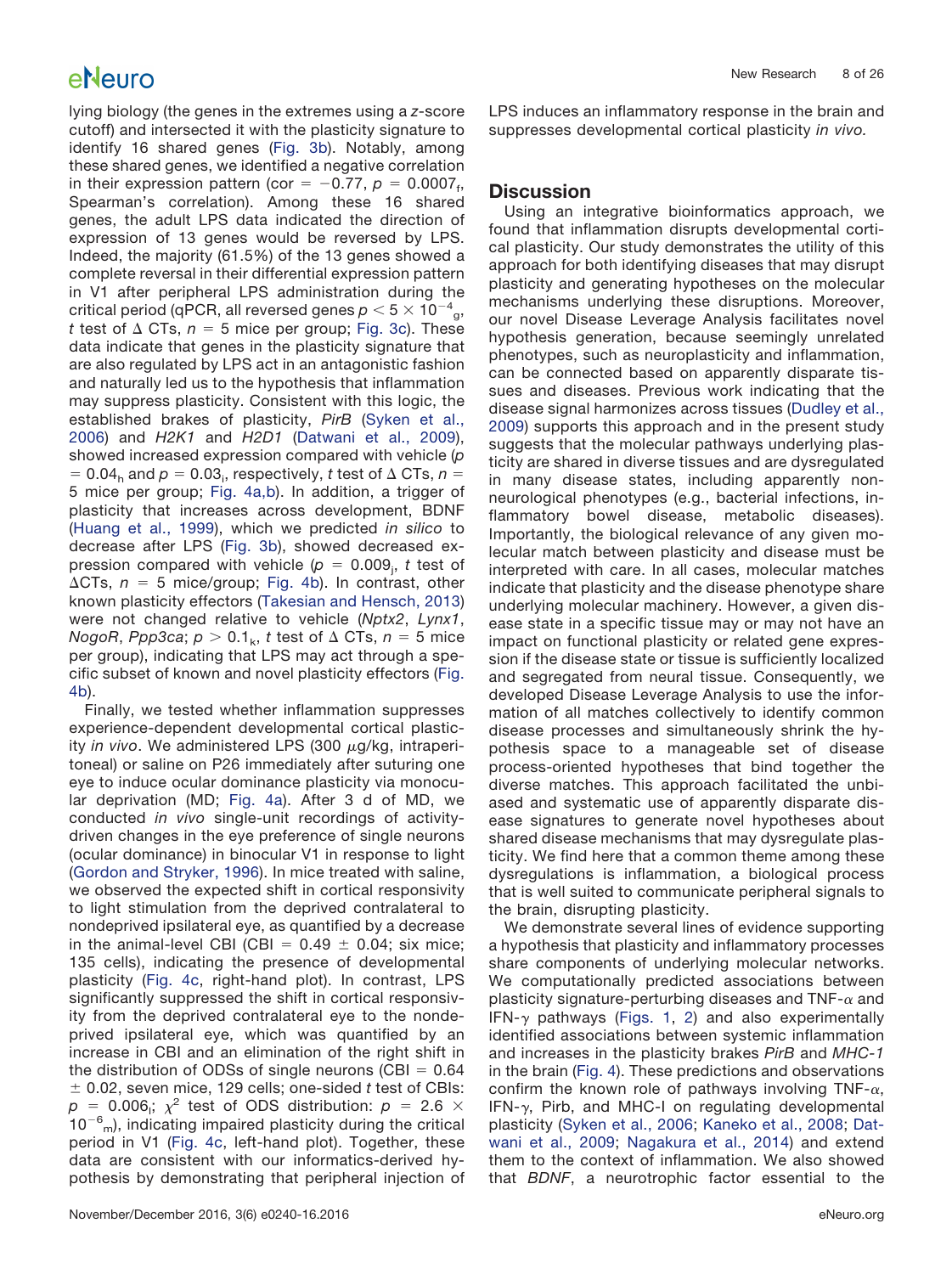lying biology (the genes in the extremes using a *z*-score cutoff) and intersected it with the plasticity signature to identify 16 shared genes (Fig. 3b). Notably, among these shared genes, we identified a negative correlation in their expression pattern (cor = −0.77, $p = 0.0007_f$, Spearman's correlation). Among these 16 shared genes, the adult LPS data indicated the direction of expression of 13 genes would be reversed by LPS. Indeed, the majority (61.5%) of the 13 genes showed a complete reversal in their differential expression pattern in V1 after peripheral LPS administration during the critical period (qPCR, all reversed genes $p < 5 \times 10^{-4}{}_g$, *t* test of Δ CTs, *n* = 5 mice per group; Fig. 3c). These data indicate that genes in the plasticity signature that are also regulated by LPS act in an antagonistic fashion and naturally led us to the hypothesis that inflammation may suppress plasticity. Consistent with this logic, the established brakes of plasticity, *PirB* (Syken et al., 2006) and *H2K1* and *H2D1* (Datwani et al., 2009), showed increased expression compared with vehicle ($p = 0.04_h$ and $p = 0.03_i$, respectively, *t* test of Δ CTs, *n* = 5 mice per group; Fig. 4a,b). In addition, a trigger of plasticity that increases across development, BDNF (Huang et al., 1999), which we predicted *in silico* to decrease after LPS (Fig. 3b), showed decreased expression compared with vehicle ($p = 0.009_j$, *t* test of ΔCTs, *n* = 5 mice/group; Fig. 4b). In contrast, other known plasticity effectors (Takesian and Hensch, 2013) were not changed relative to vehicle (*Nptx2*, *Lynx1*, *NogoR*, *Ppp3ca*; $p > 0.1_k$, *t* test of Δ CTs, *n* = 5 mice per group), indicating that LPS may act through a specific subset of known and novel plasticity effectors (Fig. 4b).

Finally, we tested whether inflammation suppresses experience-dependent developmental cortical plasticity *in vivo*. We administered LPS (300 μg/kg, intraperitoneal) or saline on P26 immediately after suturing one eye to induce ocular dominance plasticity via monocular deprivation (MD; Fig. 4a). After 3 d of MD, we conducted *in vivo* single-unit recordings of activity-driven changes in the eye preference of single neurons (ocular dominance) in binocular V1 in response to light (Gordon and Stryker, 1996). In mice treated with saline, we observed the expected shift in cortical responsivity to light stimulation from the deprived contralateral to nondeprived ipsilateral eye, as quantified by a decrease in the animal-level CBI (CBI = 0.49 ± 0.04; six mice; 135 cells), indicating the presence of developmental plasticity (Fig. 4c, right-hand plot). In contrast, LPS significantly suppressed the shift in cortical responsivity from the deprived contralateral eye to the nondeprived ipsilateral eye, which was quantified by an increase in CBI and an elimination of the right shift in the distribution of ODSs of single neurons (CBI = 0.64 ± 0.02, seven mice, 129 cells; one-sided *t* test of CBIs: $p = 0.006_l$; $\chi^2$ test of ODS distribution: $p = 2.6 \times 10^{-6}{}_m$), indicating impaired plasticity during the critical period in V1 (Fig. 4c, left-hand plot). Together, these data are consistent with our informatics-derived hypothesis by demonstrating that peripheral injection of LPS induces an inflammatory response in the brain and suppresses developmental cortical plasticity *in vivo*.

## Discussion

Using an integrative bioinformatics approach, we found that inflammation disrupts developmental cortical plasticity. Our study demonstrates the utility of this approach for both identifying diseases that may disrupt plasticity and generating hypotheses on the molecular mechanisms underlying these disruptions. Moreover, our novel Disease Leverage Analysis facilitates novel hypothesis generation, because seemingly unrelated phenotypes, such as neuroplasticity and inflammation, can be connected based on apparently disparate tissues and diseases. Previous work indicating that the disease signal harmonizes across tissues (Dudley et al., 2009) supports this approach and in the present study suggests that the molecular pathways underlying plasticity are shared in diverse tissues and are dysregulated in many disease states, including apparently non-neurological phenotypes (e.g., bacterial infections, inflammatory bowel disease, metabolic diseases). Importantly, the biological relevance of any given molecular match between plasticity and disease must be interpreted with care. In all cases, molecular matches indicate that plasticity and the disease phenotype share underlying molecular machinery. However, a given disease state in a specific tissue may or may not have an impact on functional plasticity or related gene expression if the disease state or tissue is sufficiently localized and segregated from neural tissue. Consequently, we developed Disease Leverage Analysis to use the information of all matches collectively to identify common disease processes and simultaneously shrink the hypothesis space to a manageable set of disease process-oriented hypotheses that bind together the diverse matches. This approach facilitated the unbiased and systematic use of apparently disparate disease signatures to generate novel hypotheses about shared disease mechanisms that may dysregulate plasticity. We find here that a common theme among these dysregulations is inflammation, a biological process that is well suited to communicate peripheral signals to the brain, disrupting plasticity.

We demonstrate several lines of evidence supporting a hypothesis that plasticity and inflammatory processes share components of underlying molecular networks. We computationally predicted associations between plasticity signature-perturbing diseases and TNF-α and IFN-γ pathways (Figs. 1, 2) and also experimentally identified associations between systemic inflammation and increases in the plasticity brakes *PirB* and *MHC-1* in the brain (Fig. 4). These predictions and observations confirm the known role of pathways involving TNF-α, IFN-γ, Pirb, and MHC-I on regulating developmental plasticity (Syken et al., 2006; Kaneko et al., 2008; Datwani et al., 2009; Nagakura et al., 2014) and extend them to the context of inflammation. We also showed that *BDNF*, a neurotrophic factor essential to the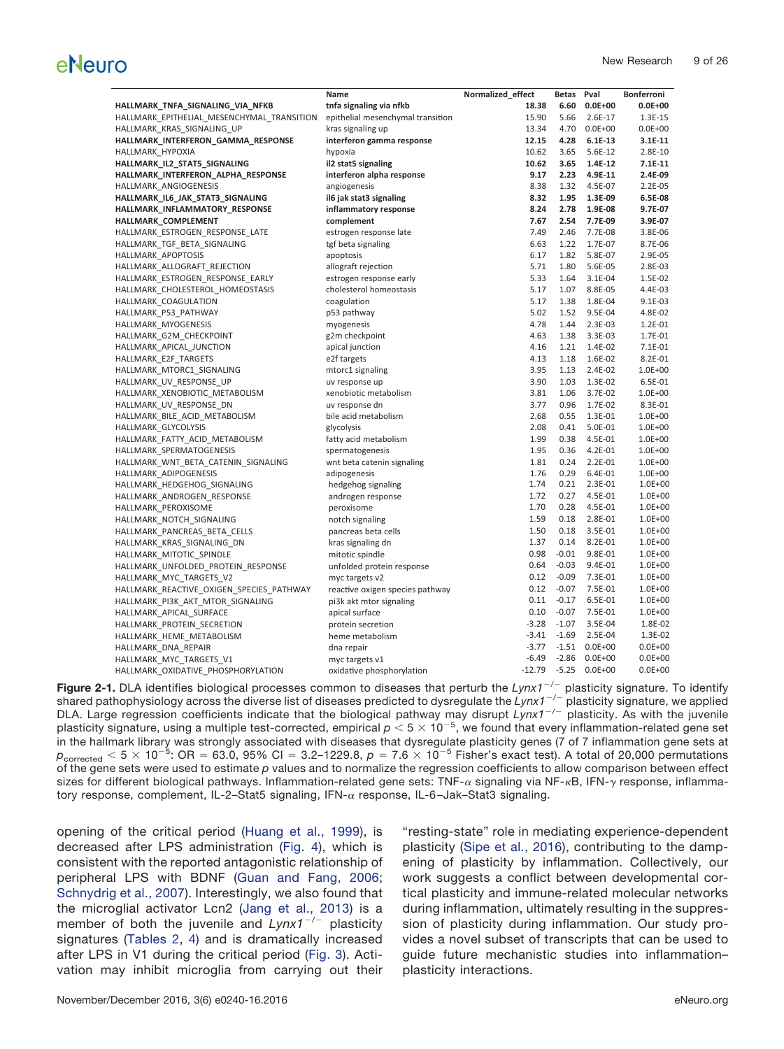| | Name | Normalized_effect | Betas | Pval | Bonferroni |
|---|---|---|---|---|---|
| **HALLMARK_TNFA_SIGNALING_VIA_NFKB** | **tnfa signaling via nfkb** | **18.38** | **6.60** | **0.0E+00** | **0.0E+00** |
| HALLMARK_EPITHELIAL_MESENCHYMAL_TRANSITION | epithelial mesenchymal transition | 15.90 | 5.66 | 2.6E-17 | 1.3E-15 |
| HALLMARK_KRAS_SIGNALING_UP | kras signaling up | 13.34 | 4.70 | 0.0E+00 | 0.0E+00 |
| **HALLMARK_INTERFERON_GAMMA_RESPONSE** | **interferon gamma response** | **12.15** | **4.28** | **6.1E-13** | **3.1E-11** |
| HALLMARK_HYPOXIA | hypoxia | 10.62 | 3.65 | 5.6E-12 | 2.8E-10 |
| **HALLMARK_IL2_STAT5_SIGNALING** | **il2 stat5 signaling** | **10.62** | **3.65** | **1.4E-12** | **7.1E-11** |
| **HALLMARK_INTERFERON_ALPHA_RESPONSE** | **interferon alpha response** | **9.17** | **2.23** | **4.9E-11** | **2.4E-09** |
| HALLMARK_ANGIOGENESIS | angiogenesis | 8.38 | 1.32 | 4.5E-07 | 2.2E-05 |
| **HALLMARK_IL6_JAK_STAT3_SIGNALING** | **il6 jak stat3 signaling** | **8.32** | **1.95** | **1.3E-09** | **6.5E-08** |
| **HALLMARK_INFLAMMATORY_RESPONSE** | **inflammatory response** | **8.24** | **2.78** | **1.9E-08** | **9.7E-07** |
| **HALLMARK_COMPLEMENT** | **complement** | **7.67** | **2.54** | **7.7E-09** | **3.9E-07** |
| HALLMARK_ESTROGEN_RESPONSE_LATE | estrogen response late | 7.49 | 2.46 | 7.7E-08 | 3.8E-06 |
| HALLMARK_TGF_BETA_SIGNALING | tgf beta signaling | 6.63 | 1.22 | 1.7E-07 | 8.7E-06 |
| HALLMARK_APOPTOSIS | apoptosis | 6.17 | 1.82 | 5.8E-07 | 2.9E-05 |
| HALLMARK_ALLOGRAFT_REJECTION | allograft rejection | 5.71 | 1.80 | 5.6E-05 | 2.8E-03 |
| HALLMARK_ESTROGEN_RESPONSE_EARLY | estrogen response early | 5.33 | 1.64 | 3.1E-04 | 1.5E-02 |
| HALLMARK_CHOLESTEROL_HOMEOSTASIS | cholesterol homeostasis | 5.17 | 1.07 | 8.8E-05 | 4.4E-03 |
| HALLMARK_COAGULATION | coagulation | 5.17 | 1.38 | 1.8E-04 | 9.1E-03 |
| HALLMARK_P53_PATHWAY | p53 pathway | 5.02 | 1.52 | 9.5E-04 | 4.8E-02 |
| HALLMARK_MYOGENESIS | myogenesis | 4.78 | 1.44 | 2.3E-03 | 1.2E-01 |
| HALLMARK_G2M_CHECKPOINT | g2m checkpoint | 4.63 | 1.38 | 3.3E-03 | 1.7E-01 |
| HALLMARK_APICAL_JUNCTION | apical junction | 4.16 | 1.21 | 1.4E-02 | 7.1E-01 |
| HALLMARK_E2F_TARGETS | e2f targets | 4.13 | 1.18 | 1.6E-02 | 8.2E-01 |
| HALLMARK_MTORC1_SIGNALING | mtorc1 signaling | 3.95 | 1.13 | 2.4E-02 | 1.0E+00 |
| HALLMARK_UV_RESPONSE_UP | uv response up | 3.90 | 1.03 | 1.3E-02 | 6.5E-01 |
| HALLMARK_XENOBIOTIC_METABOLISM | xenobiotic metabolism | 3.81 | 1.06 | 3.7E-02 | 1.0E+00 |
| HALLMARK_UV_RESPONSE_DN | uv response dn | 3.77 | 0.96 | 1.7E-02 | 8.3E-01 |
| HALLMARK_BILE_ACID_METABOLISM | bile acid metabolism | 2.68 | 0.55 | 1.3E-01 | 1.0E+00 |
| HALLMARK_GLYCOLYSIS | glycolysis | 2.08 | 0.41 | 5.0E-01 | 1.0E+00 |
| HALLMARK_FATTY_ACID_METABOLISM | fatty acid metabolism | 1.99 | 0.38 | 4.5E-01 | 1.0E+00 |
| HALLMARK_SPERMATOGENESIS | spermatogenesis | 1.95 | 0.36 | 4.2E-01 | 1.0E+00 |
| HALLMARK_WNT_BETA_CATENIN_SIGNALING | wnt beta catenin signaling | 1.81 | 0.24 | 2.2E-01 | 1.0E+00 |
| HALLMARK_ADIPOGENESIS | adipogenesis | 1.76 | 0.29 | 6.4E-01 | 1.0E+00 |
| HALLMARK_HEDGEHOG_SIGNALING | hedgehog signaling | 1.74 | 0.21 | 2.3E-01 | 1.0E+00 |
| HALLMARK_ANDROGEN_RESPONSE | androgen response | 1.72 | 0.27 | 4.5E-01 | 1.0E+00 |
| HALLMARK_PEROXISOME | peroxisome | 1.70 | 0.28 | 4.5E-01 | 1.0E+00 |
| HALLMARK_NOTCH_SIGNALING | notch signaling | 1.59 | 0.18 | 2.8E-01 | 1.0E+00 |
| HALLMARK_PANCREAS_BETA_CELLS | pancreas beta cells | 1.50 | 0.18 | 3.5E-01 | 1.0E+00 |
| HALLMARK_KRAS_SIGNALING_DN | kras signaling dn | 1.37 | 0.14 | 8.2E-01 | 1.0E+00 |
| HALLMARK_MITOTIC_SPINDLE | mitotic spindle | 0.98 | -0.01 | 9.8E-01 | 1.0E+00 |
| HALLMARK_UNFOLDED_PROTEIN_RESPONSE | unfolded protein response | 0.64 | -0.03 | 9.4E-01 | 1.0E+00 |
| HALLMARK_MYC_TARGETS_V2 | myc targets v2 | 0.12 | -0.09 | 7.3E-01 | 1.0E+00 |
| HALLMARK_REACTIVE_OXIGEN_SPECIES_PATHWAY | reactive oxigen species pathway | 0.12 | -0.07 | 7.5E-01 | 1.0E+00 |
| HALLMARK_PI3K_AKT_MTOR_SIGNALING | pi3k akt mtor signaling | 0.11 | -0.17 | 6.5E-01 | 1.0E+00 |
| HALLMARK_APICAL_SURFACE | apical surface | 0.10 | -0.07 | 7.5E-01 | 1.0E+00 |
| HALLMARK_PROTEIN_SECRETION | protein secretion | -3.28 | -1.07 | 3.5E-04 | 1.8E-02 |
| HALLMARK_HEME_METABOLISM | heme metabolism | -3.41 | -1.69 | 2.5E-04 | 1.3E-02 |
| HALLMARK_DNA_REPAIR | dna repair | -3.77 | -1.51 | 0.0E+00 | 0.0E+00 |
| HALLMARK_MYC_TARGETS_V1 | myc targets v1 | -6.49 | -2.86 | 0.0E+00 | 0.0E+00 |
| HALLMARK_OXIDATIVE_PHOSPHORYLATION | oxidative phosphorylation | -12.79 | -5.25 | 0.0E+00 | 0.0E+00 |

**Figure 2-1.** DLA identifies biological processes common to diseases that perturb the *Lynx1*$^{-/-}$ plasticity signature. To identify shared pathophysiology across the diverse list of diseases predicted to dysregulate the *Lynx1*$^{-/-}$ plasticity signature, we applied DLA. Large regression coefficients indicate that the biological pathway may disrupt *Lynx1*$^{-/-}$ plasticity. As with the juvenile plasticity signature, using a multiple test-corrected, empirical $p < 5 \times 10^{-5}$, we found that every inflammation-related gene set in the hallmark library was strongly associated with diseases that dysregulate plasticity genes (7 of 7 inflammation gene sets at $p_{corrected} < 5 \times 10^{-5}$: OR = 63.0, 95% CI = 3.2–1229.8, $p = 7.6 \times 10^{-5}$ Fisher's exact test). A total of 20,000 permutations of the gene sets were used to estimate *p* values and to normalize the regression coefficients to allow comparison between effect sizes for different biological pathways. Inflammation-related gene sets: TNF-α signaling via NF-κB, IFN-γ response, inflammatory response, complement, IL-2–Stat5 signaling, IFN-α response, IL-6–Jak–Stat3 signaling.

opening of the critical period (Huang et al., 1999), is decreased after LPS administration (Fig. 4), which is consistent with the reported antagonistic relationship of peripheral LPS with BDNF (Guan and Fang, 2006; Schnydrig et al., 2007). Interestingly, we also found that the microglial activator Lcn2 (Jang et al., 2013) is a member of both the juvenile and *Lynx1*$^{-/-}$ plasticity signatures (Tables 2, 4) and is dramatically increased after LPS in V1 during the critical period (Fig. 3). Activation may inhibit microglia from carrying out their "resting-state" role in mediating experience-dependent plasticity (Sipe et al., 2016), contributing to the dampening of plasticity by inflammation. Collectively, our work suggests a conflict between developmental cortical plasticity and immune-related molecular networks during inflammation, ultimately resulting in the suppression of plasticity during inflammation. Our study provides a novel subset of transcripts that can be used to guide future mechanistic studies into inflammation–plasticity interactions.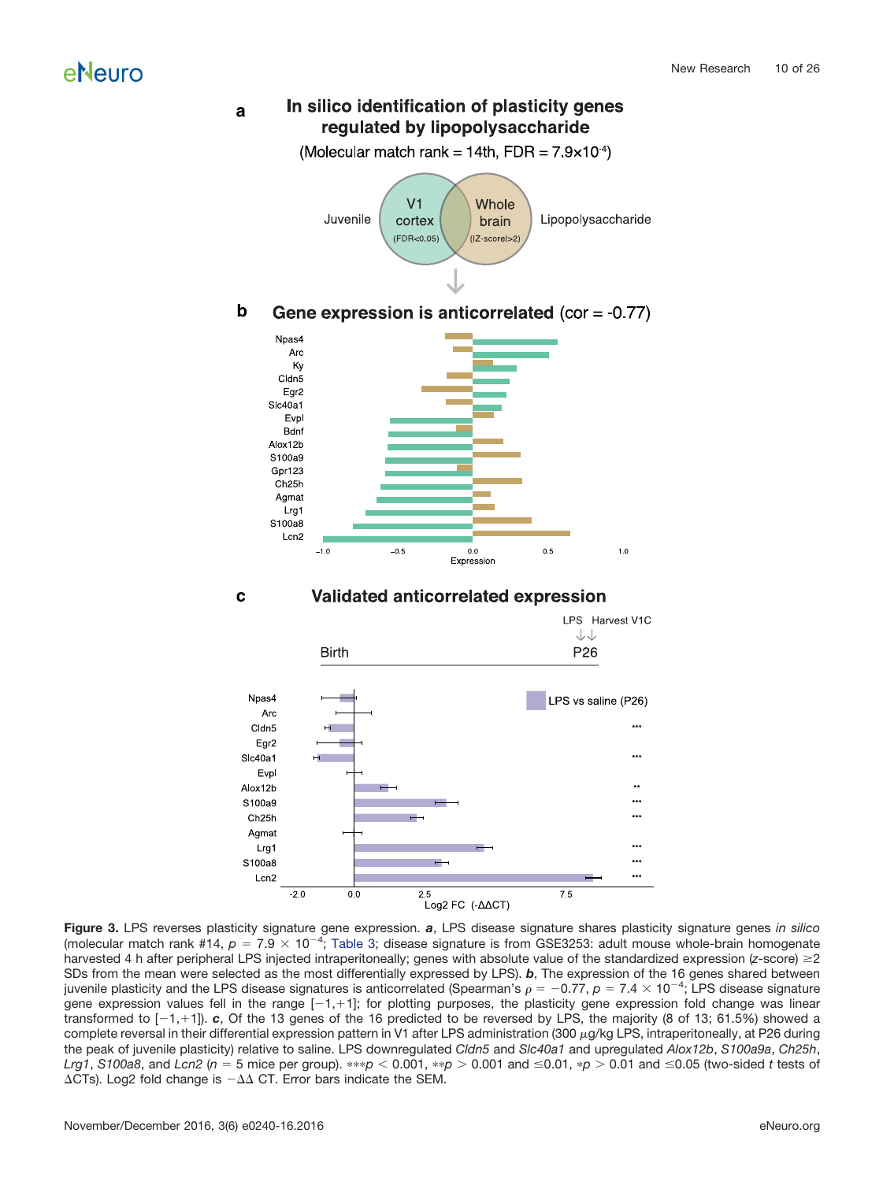**Figure 3.** LPS reverses plasticity signature gene expression. ***a***, LPS disease signature shares plasticity signature genes *in silico* (molecular match rank #14, $p = 7.9 \times 10^{-4}$; Table 3; disease signature is from GSE3253: adult mouse whole-brain homogenate harvested 4 h after peripheral LPS injected intraperitoneally; genes with absolute value of the standardized expression (*z*-score) ≥2 SDs from the mean were selected as the most differentially expressed by LPS). ***b***, The expression of the 16 genes shared between juvenile plasticity and the LPS disease signatures is anticorrelated (Spearman's $\rho = -0.77$, $p = 7.4 \times 10^{-4}$; LPS disease signature gene expression values fell in the range [−1,+1]; for plotting purposes, the plasticity gene expression fold change was linear transformed to [−1,+1]). ***c***, Of the 13 genes of the 16 predicted to be reversed by LPS, the majority (8 of 13; 61.5%) showed a complete reversal in their differential expression pattern in V1 after LPS administration (300 μg/kg LPS, intraperitoneally, at P26 during the peak of juvenile plasticity) relative to saline. LPS downregulated *Cldn5* and *Slc40a1* and upregulated *Alox12b*, *S100a9a*, *Ch25h*, *Lrg1*, *S100a8*, and *Lcn2* ($n = 5$ mice per group). $***p < 0.001$, $**p > 0.001$ and ≤0.01, $*p > 0.01$ and ≤0.05 (two-sided *t* tests of ΔCTs). Log2 fold change is −ΔΔ CT. Error bars indicate the SEM.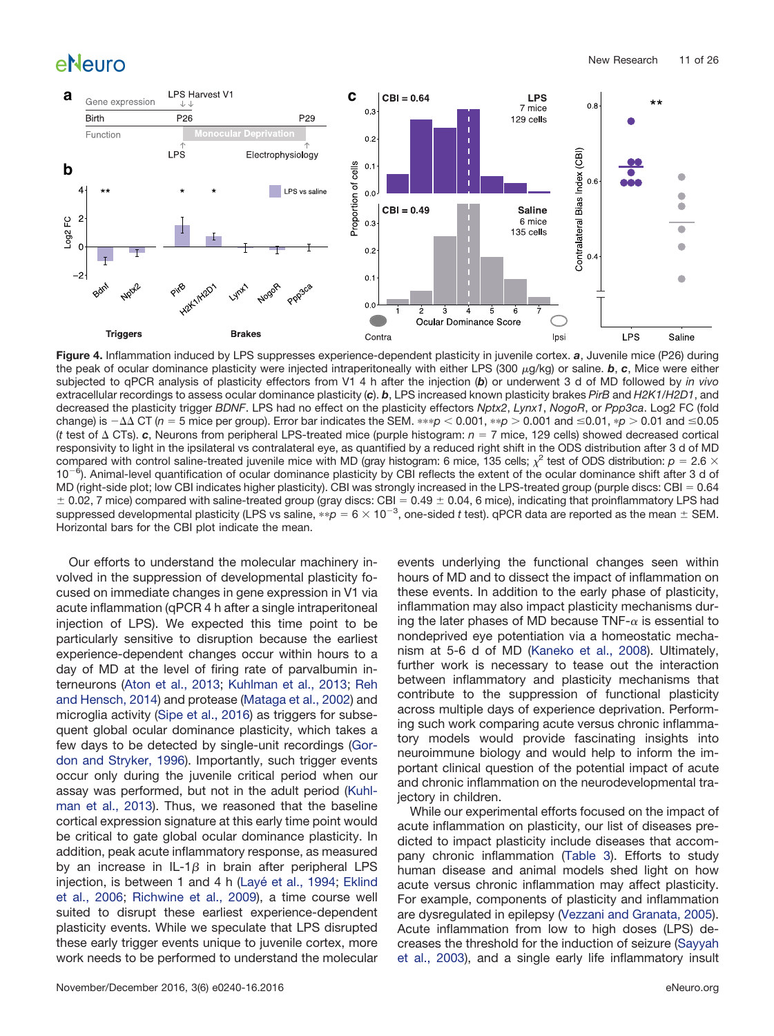**Figure 4.** Inflammation induced by LPS suppresses experience-dependent plasticity in juvenile cortex. ***a***, Juvenile mice (P26) during the peak of ocular dominance plasticity were injected intraperitoneally with either LPS (300 $\mu$g/kg) or saline. ***b***, ***c***, Mice were either subjected to qPCR analysis of plasticity effectors from V1 4 h after the injection (***b***) or underwent 3 d of MD followed by *in vivo* extracellular recordings to assess ocular dominance plasticity (***c***). ***b***, LPS increased known plasticity brakes *PirB* and *H2K1/H2D1*, and decreased the plasticity trigger *BDNF*. LPS had no effect on the plasticity effectors *Nptx2*, *Lynx1*, *NogoR*, or *Ppp3ca*. Log2 FC (fold change) is $-\Delta\Delta$ CT ($n = 5$ mice per group). Error bar indicates the SEM. $***p < 0.001$, $**p > 0.001$ and $\leq 0.01$, $*p > 0.01$ and $\leq 0.05$ ($t$ test of $\Delta$ CTs). ***c***, Neurons from peripheral LPS-treated mice (purple histogram: $n = 7$ mice, 129 cells) showed decreased cortical responsivity to light in the ipsilateral vs contralateral eye, as quantified by a reduced right shift in the ODS distribution after 3 d of MD compared with control saline-treated juvenile mice with MD (gray histogram: 6 mice, 135 cells; $\chi^2$ test of ODS distribution: $p = 2.6 \times 10^{-6}$). Animal-level quantification of ocular dominance plasticity by CBI reflects the extent of the ocular dominance shift after 3 d of MD (right-side plot; low CBI indicates higher plasticity). CBI was strongly increased in the LPS-treated group (purple discs: CBI = 0.64 $\pm$ 0.02, 7 mice) compared with saline-treated group (gray discs: CBI = 0.49 $\pm$ 0.04, 6 mice), indicating that proinflammatory LPS had suppressed developmental plasticity (LPS vs saline, $**p = 6 \times 10^{-3}$, one-sided $t$ test). qPCR data are reported as the mean $\pm$ SEM. Horizontal bars for the CBI plot indicate the mean.

Our efforts to understand the molecular machinery involved in the suppression of developmental plasticity focused on immediate changes in gene expression in V1 via acute inflammation (qPCR 4 h after a single intraperitoneal injection of LPS). We expected this time point to be particularly sensitive to disruption because the earliest experience-dependent changes occur within hours to a day of MD at the level of firing rate of parvalbumin interneurons (Aton et al., 2013; Kuhlman et al., 2013; Reh and Hensch, 2014) and protease (Mataga et al., 2002) and microglia activity (Sipe et al., 2016) as triggers for subsequent global ocular dominance plasticity, which takes a few days to be detected by single-unit recordings (Gordon and Stryker, 1996). Importantly, such trigger events occur only during the juvenile critical period when our assay was performed, but not in the adult period (Kuhlman et al., 2013). Thus, we reasoned that the baseline cortical expression signature at this early time point would be critical to gate global ocular dominance plasticity. In addition, peak acute inflammatory response, as measured by an increase in IL-1$\beta$ in brain after peripheral LPS injection, is between 1 and 4 h (Layé et al., 1994; Eklind et al., 2006; Richwine et al., 2009), a time course well suited to disrupt these earliest experience-dependent plasticity events. While we speculate that LPS disrupted these early trigger events unique to juvenile cortex, more work needs to be performed to understand the molecular events underlying the functional changes seen within hours of MD and to dissect the impact of inflammation on these events. In addition to the early phase of plasticity, inflammation may also impact plasticity mechanisms during the later phases of MD because TNF-$\alpha$ is essential to nondeprived eye potentiation via a homeostatic mechanism at 5-6 d of MD (Kaneko et al., 2008). Ultimately, further work is necessary to tease out the interaction between inflammatory and plasticity mechanisms that contribute to the suppression of functional plasticity across multiple days of experience deprivation. Performing such work comparing acute versus chronic inflammatory models would provide fascinating insights into neuroimmune biology and would help to inform the important clinical question of the potential impact of acute and chronic inflammation on the neurodevelopmental trajectory in children.

While our experimental efforts focused on the impact of acute inflammation on plasticity, our list of diseases predicted to impact plasticity include diseases that accompany chronic inflammation (Table 3). Efforts to study human disease and animal models shed light on how acute versus chronic inflammation may affect plasticity. For example, components of plasticity and inflammation are dysregulated in epilepsy (Vezzani and Granata, 2005). Acute inflammation from low to high doses (LPS) decreases the threshold for the induction of seizure (Sayyah et al., 2003), and a single early life inflammatory insult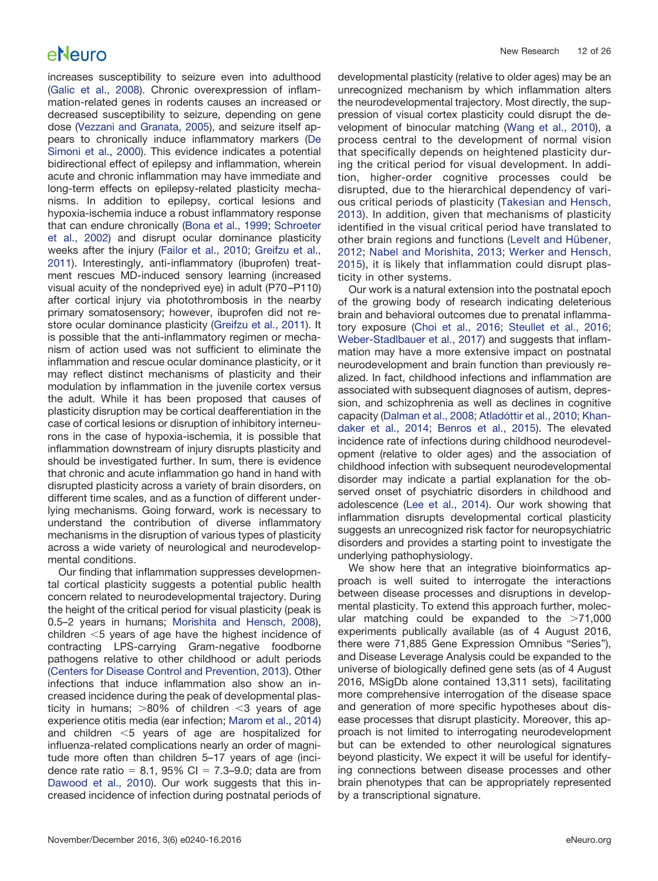increases susceptibility to seizure even into adulthood (Galic et al., 2008). Chronic overexpression of inflammation-related genes in rodents causes an increased or decreased susceptibility to seizure, depending on gene dose (Vezzani and Granata, 2005), and seizure itself appears to chronically induce inflammatory markers (De Simoni et al., 2000). This evidence indicates a potential bidirectional effect of epilepsy and inflammation, wherein acute and chronic inflammation may have immediate and long-term effects on epilepsy-related plasticity mechanisms. In addition to epilepsy, cortical lesions and hypoxia-ischemia induce a robust inflammatory response that can endure chronically (Bona et al., 1999; Schroeter et al., 2002) and disrupt ocular dominance plasticity weeks after the injury (Failor et al., 2010; Greifzu et al., 2011). Interestingly, anti-inflammatory (ibuprofen) treatment rescues MD-induced sensory learning (increased visual acuity of the nondeprived eye) in adult (P70–P110) after cortical injury via photothrombosis in the nearby primary somatosensory; however, ibuprofen did not restore ocular dominance plasticity (Greifzu et al., 2011). It is possible that the anti-inflammatory regimen or mechanism of action used was not sufficient to eliminate the inflammation and rescue ocular dominance plasticity, or it may reflect distinct mechanisms of plasticity and their modulation by inflammation in the juvenile cortex versus the adult. While it has been proposed that causes of plasticity disruption may be cortical deafferentiation in the case of cortical lesions or disruption of inhibitory interneurons in the case of hypoxia-ischemia, it is possible that inflammation downstream of injury disrupts plasticity and should be investigated further. In sum, there is evidence that chronic and acute inflammation go hand in hand with disrupted plasticity across a variety of brain disorders, on different time scales, and as a function of different underlying mechanisms. Going forward, work is necessary to understand the contribution of diverse inflammatory mechanisms in the disruption of various types of plasticity across a wide variety of neurological and neurodevelopmental conditions.

Our finding that inflammation suppresses developmental cortical plasticity suggests a potential public health concern related to neurodevelopmental trajectory. During the height of the critical period for visual plasticity (peak is 0.5–2 years in humans; Morishita and Hensch, 2008), children <5 years of age have the highest incidence of contracting LPS-carrying Gram-negative foodborne pathogens relative to other childhood or adult periods (Centers for Disease Control and Prevention, 2013). Other infections that induce inflammation also show an increased incidence during the peak of developmental plasticity in humans; >80% of children <3 years of age experience otitis media (ear infection; Marom et al., 2014) and children <5 years of age are hospitalized for influenza-related complications nearly an order of magnitude more often than children 5–17 years of age (incidence rate ratio = 8.1, 95% CI = 7.3–9.0; data are from Dawood et al., 2010). Our work suggests that this increased incidence of infection during postnatal periods of developmental plasticity (relative to older ages) may be an unrecognized mechanism by which inflammation alters the neurodevelopmental trajectory. Most directly, the suppression of visual cortex plasticity could disrupt the development of binocular matching (Wang et al., 2010), a process central to the development of normal vision that specifically depends on heightened plasticity during the critical period for visual development. In addition, higher-order cognitive processes could be disrupted, due to the hierarchical dependency of various critical periods of plasticity (Takesian and Hensch, 2013). In addition, given that mechanisms of plasticity identified in the visual critical period have translated to other brain regions and functions (Levelt and Hübener, 2012; Nabel and Morishita, 2013; Werker and Hensch, 2015), it is likely that inflammation could disrupt plasticity in other systems.

Our work is a natural extension into the postnatal epoch of the growing body of research indicating deleterious brain and behavioral outcomes due to prenatal inflammatory exposure (Choi et al., 2016; Steullet et al., 2016; Weber-Stadlbauer et al., 2017) and suggests that inflammation may have a more extensive impact on postnatal neurodevelopment and brain function than previously realized. In fact, childhood infections and inflammation are associated with subsequent diagnoses of autism, depression, and schizophrenia as well as declines in cognitive capacity (Dalman et al., 2008; Atladóttir et al., 2010; Khandaker et al., 2014; Benros et al., 2015). The elevated incidence rate of infections during childhood neurodevelopment (relative to older ages) and the association of childhood infection with subsequent neurodevelopmental disorder may indicate a partial explanation for the observed onset of psychiatric disorders in childhood and adolescence (Lee et al., 2014). Our work showing that inflammation disrupts developmental cortical plasticity suggests an unrecognized risk factor for neuropsychiatric disorders and provides a starting point to investigate the underlying pathophysiology.

We show here that an integrative bioinformatics approach is well suited to interrogate the interactions between disease processes and disruptions in developmental plasticity. To extend this approach further, molecular matching could be expanded to the >71,000 experiments publically available (as of 4 August 2016, there were 71,885 Gene Expression Omnibus "Series"), and Disease Leverage Analysis could be expanded to the universe of biologically defined gene sets (as of 4 August 2016, MSigDb alone contained 13,311 sets), facilitating more comprehensive interrogation of the disease space and generation of more specific hypotheses about disease processes that disrupt plasticity. Moreover, this approach is not limited to interrogating neurodevelopment but can be extended to other neurological signatures beyond plasticity. We expect it will be useful for identifying connections between disease processes and other brain phenotypes that can be appropriately represented by a transcriptional signature.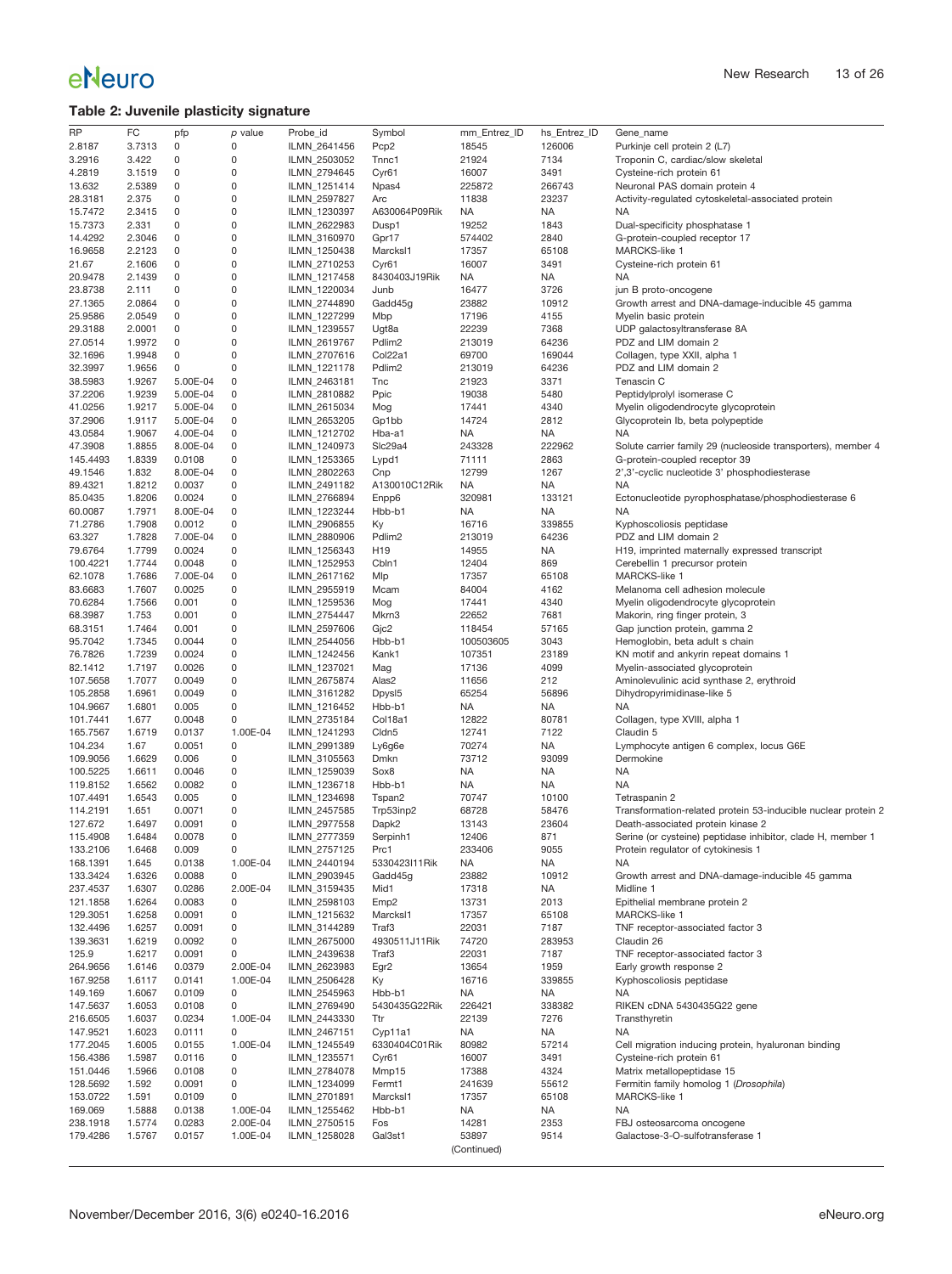### Table 2: Juvenile plasticity signature

| RP | FC | pfp | p value | Probe_id | Symbol | mm_Entrez_ID | hs_Entrez_ID | Gene_name |
|---|---|---|---|---|---|---|---|---|
| 2.8187 | 3.7313 | 0 | 0 | ILMN_2641456 | Pcp2 | 18545 | 126006 | Purkinje cell protein 2 (L7) |
| 3.2916 | 3.422 | 0 | 0 | ILMN_2503052 | Tnnc1 | 21924 | 7134 | Troponin C, cardiac/slow skeletal |
| 4.2819 | 3.1519 | 0 | 0 | ILMN_2794645 | Cyr61 | 16007 | 3491 | Cysteine-rich protein 61 |
| 13.632 | 2.5389 | 0 | 0 | ILMN_1251414 | Npas4 | 225872 | 266743 | Neuronal PAS domain protein 4 |
| 28.3181 | 2.375 | 0 | 0 | ILMN_2597827 | Arc | 11838 | 23237 | Activity-regulated cytoskeletal-associated protein |
| 15.7472 | 2.3415 | 0 | 0 | ILMN_1230397 | A630064P09Rik | NA | NA | NA |
| 15.7373 | 2.331 | 0 | 0 | ILMN_2622983 | Dusp1 | 19252 | 1843 | Dual-specificity phosphatase 1 |
| 14.4292 | 2.3046 | 0 | 0 | ILMN_3160970 | Gpr17 | 574402 | 2840 | G-protein-coupled receptor 17 |
| 16.9658 | 2.2123 | 0 | 0 | ILMN_1250438 | Marcksl1 | 17357 | 65108 | MARCKS-like 1 |
| 21.67 | 2.1606 | 0 | 0 | ILMN_2710253 | Cyr61 | 16007 | 3491 | Cysteine-rich protein 61 |
| 20.9478 | 2.1439 | 0 | 0 | ILMN_1217458 | 8430403J19Rik | NA | NA | NA |
| 23.8738 | 2.111 | 0 | 0 | ILMN_1220034 | Junb | 16477 | 3726 | jun B proto-oncogene |
| 27.1365 | 2.0864 | 0 | 0 | ILMN_2744890 | Gadd45g | 23882 | 10912 | Growth arrest and DNA-damage-inducible 45 gamma |
| 25.9586 | 2.0549 | 0 | 0 | ILMN_1227299 | Mbp | 17196 | 4155 | Myelin basic protein |
| 29.3188 | 2.0001 | 0 | 0 | ILMN_1239557 | Ugt8a | 22239 | 7368 | UDP galactosyltransferase 8A |
| 27.0514 | 1.9972 | 0 | 0 | ILMN_2619767 | Pdlim2 | 213019 | 64236 | PDZ and LIM domain 2 |
| 32.1696 | 1.9948 | 0 | 0 | ILMN_2707616 | Col22a1 | 69700 | 169044 | Collagen, type XXII, alpha 1 |
| 32.3997 | 1.9656 | 0 | 0 | ILMN_1221178 | Pdlim2 | 213019 | 64236 | PDZ and LIM domain 2 |
| 38.5983 | 1.9267 | 5.00E-04 | 0 | ILMN_2463181 | Tnc | 21923 | 3371 | Tenascin C |
| 37.2206 | 1.9239 | 5.00E-04 | 0 | ILMN_2810882 | Ppic | 19038 | 5480 | Peptidylprolyl isomerase C |
| 41.0256 | 1.9217 | 5.00E-04 | 0 | ILMN_2615034 | Mog | 17441 | 4340 | Myelin oligodendrocyte glycoprotein |
| 37.2906 | 1.9117 | 5.00E-04 | 0 | ILMN_2653205 | Gp1bb | 14724 | 2812 | Glycoprotein Ib, beta polypeptide |
| 43.0584 | 1.9067 | 4.00E-04 | 0 | ILMN_1212702 | Hba-a1 | NA | NA | NA |
| 47.3908 | 1.8855 | 8.00E-04 | 0 | ILMN_1240973 | Slc29a4 | 243328 | 222962 | Solute carrier family 29 (nucleoside transporters), member 4 |
| 145.4493 | 1.8339 | 0.0108 | 0 | ILMN_1253365 | Lypd1 | 71111 | 2863 | G-protein-coupled receptor 39 |
| 49.1546 | 1.832 | 8.00E-04 | 0 | ILMN_2802263 | Cnp | 12799 | 1267 | 2',3'-cyclic nucleotide 3' phosphodiesterase |
| 89.4321 | 1.8212 | 0.0037 | 0 | ILMN_2491182 | A130010C12Rik | NA | NA | NA |
| 85.0435 | 1.8206 | 0.0024 | 0 | ILMN_2766894 | Enpp6 | 320981 | 133121 | Ectonucleotide pyrophosphatase/phosphodiesterase 6 |
| 60.0087 | 1.7971 | 8.00E-04 | 0 | ILMN_1223244 | Hbb-b1 | NA | NA | NA |
| 71.2786 | 1.7908 | 0.0012 | 0 | ILMN_2906855 | Ky | 16716 | 339855 | Kyphoscoliosis peptidase |
| 63.327 | 1.7828 | 7.00E-04 | 0 | ILMN_2880906 | Pdlim2 | 213019 | 64236 | PDZ and LIM domain 2 |
| 79.6764 | 1.7799 | 0.0024 | 0 | ILMN_1256343 | H19 | 14955 | NA | H19, imprinted maternally expressed transcript |
| 100.4221 | 1.7744 | 0.0048 | 0 | ILMN_1252953 | Cbln1 | 12404 | 869 | Cerebellin 1 precursor protein |
| 62.1078 | 1.7686 | 7.00E-04 | 0 | ILMN_2617162 | Mlp | 17357 | 65108 | MARCKS-like 1 |
| 83.6683 | 1.7607 | 0.0025 | 0 | ILMN_2955919 | Mcam | 84004 | 4162 | Melanoma cell adhesion molecule |
| 70.6284 | 1.7566 | 0.001 | 0 | ILMN_1259536 | Mog | 17441 | 4340 | Myelin oligodendrocyte glycoprotein |
| 68.3987 | 1.753 | 0.001 | 0 | ILMN_2754447 | Mkrn3 | 22652 | 7681 | Makorin, ring finger protein, 3 |
| 68.3151 | 1.7464 | 0.001 | 0 | ILMN_2597606 | Gjc2 | 118454 | 57165 | Gap junction protein, gamma 2 |
| 95.7042 | 1.7345 | 0.0044 | 0 | ILMN_2544056 | Hbb-b1 | 100503605 | 3043 | Hemoglobin, beta adult s chain |
| 76.7826 | 1.7239 | 0.0024 | 0 | ILMN_1242456 | Kank1 | 107351 | 23189 | KN motif and ankyrin repeat domains 1 |
| 82.1412 | 1.7197 | 0.0026 | 0 | ILMN_1237021 | Mag | 17136 | 4099 | Myelin-associated glycoprotein |
| 107.5658 | 1.7077 | 0.0049 | 0 | ILMN_2675874 | Alas2 | 11656 | 212 | Aminolevulinic acid synthase 2, erythroid |
| 105.2858 | 1.6961 | 0.0049 | 0 | ILMN_3161282 | Dpysl5 | 65254 | 56896 | Dihydropyrimidinase-like 5 |
| 104.9667 | 1.6801 | 0.005 | 0 | ILMN_1216452 | Hbb-b1 | NA | NA | NA |
| 101.7441 | 1.677 | 0.0048 | 0 | ILMN_2735184 | Col18a1 | 12822 | 80781 | Collagen, type XVIII, alpha 1 |
| 165.7567 | 1.6719 | 0.0137 | 1.00E-04 | ILMN_1241293 | Cldn5 | 12741 | 7122 | Claudin 5 |
| 104.234 | 1.67 | 0.0051 | 0 | ILMN_2991389 | Ly6g6e | 70274 | NA | Lymphocyte antigen 6 complex, locus G6E |
| 109.9056 | 1.6629 | 0.006 | 0 | ILMN_3105563 | Dmkn | 73712 | 93099 | Dermokine |
| 100.5225 | 1.6611 | 0.0046 | 0 | ILMN_1259039 | Sox8 | NA | NA | NA |
| 119.8152 | 1.6562 | 0.0082 | 0 | ILMN_1236718 | Hbb-b1 | NA | NA | NA |
| 107.4491 | 1.6543 | 0.005 | 0 | ILMN_1234698 | Tspan2 | 70747 | 10100 | Tetraspanin 2 |
| 114.2191 | 1.651 | 0.0071 | 0 | ILMN_2457585 | Trp53inp2 | 68728 | 58476 | Transformation-related protein 53-inducible nuclear protein 2 |
| 127.672 | 1.6497 | 0.0091 | 0 | ILMN_2977558 | Dapk2 | 13143 | 23604 | Death-associated protein kinase 2 |
| 115.4908 | 1.6484 | 0.0078 | 0 | ILMN_2777359 | Serpinh1 | 12406 | 871 | Serine (or cysteine) peptidase inhibitor, clade H, member 1 |
| 133.2106 | 1.6468 | 0.009 | 0 | ILMN_2757125 | Prc1 | 233406 | 9055 | Protein regulator of cytokinesis 1 |
| 168.1391 | 1.645 | 0.0138 | 1.00E-04 | ILMN_2440194 | 5330423I11Rik | NA | NA | NA |
| 133.3424 | 1.6326 | 0.0088 | 0 | ILMN_2903945 | Gadd45g | 23882 | 10912 | Growth arrest and DNA-damage-inducible 45 gamma |
| 237.4537 | 1.6307 | 0.0286 | 2.00E-04 | ILMN_3159435 | Mid1 | 17318 | NA | Midline 1 |
| 121.1858 | 1.6264 | 0.0083 | 0 | ILMN_2598103 | Emp2 | 13731 | 2013 | Epithelial membrane protein 2 |
| 129.3051 | 1.6258 | 0.0091 | 0 | ILMN_1215632 | Marcksl1 | 17357 | 65108 | MARCKS-like 1 |
| 132.4496 | 1.6257 | 0.0091 | 0 | ILMN_3144289 | Traf3 | 22031 | 7187 | TNF receptor-associated factor 3 |
| 139.3631 | 1.6219 | 0.0092 | 0 | ILMN_2675000 | 4930511J11Rik | 74720 | 283953 | Claudin 26 |
| 125.9 | 1.6217 | 0.0091 | 0 | ILMN_2439638 | Traf3 | 22031 | 7187 | TNF receptor-associated factor 3 |
| 264.9656 | 1.6146 | 0.0379 | 2.00E-04 | ILMN_2623983 | Egr2 | 13654 | 1959 | Early growth response 2 |
| 167.9258 | 1.6117 | 0.0141 | 1.00E-04 | ILMN_2506428 | Ky | 16716 | 339855 | Kyphoscoliosis peptidase |
| 149.169 | 1.6067 | 0.0109 | 0 | ILMN_2545963 | Hbb-b1 | NA | NA | NA |
| 147.5637 | 1.6053 | 0.0108 | 0 | ILMN_2769490 | 5430435G22Rik | 226421 | 338382 | RIKEN cDNA 5430435G22 gene |
| 216.6505 | 1.6037 | 0.0234 | 1.00E-04 | ILMN_2443330 | Ttr | 22139 | 7276 | Transthyretin |
| 147.9521 | 1.6023 | 0.0111 | 0 | ILMN_2467151 | Cyp11a1 | NA | NA | NA |
| 177.2045 | 1.6005 | 0.0155 | 1.00E-04 | ILMN_1245549 | 6330404C01Rik | 80982 | 57214 | Cell migration inducing protein, hyaluronan binding |
| 156.4386 | 1.5987 | 0.0116 | 0 | ILMN_1235571 | Cyr61 | 16007 | 3491 | Cysteine-rich protein 61 |
| 151.0446 | 1.5966 | 0.0108 | 0 | ILMN_2784078 | Mmp15 | 17388 | 4324 | Matrix metallopeptidase 15 |
| 128.5692 | 1.592 | 0.0091 | 0 | ILMN_1234099 | Fermt1 | 241639 | 55612 | Fermitin family homolog 1 (*Drosophila*) |
| 153.0722 | 1.591 | 0.0109 | 0 | ILMN_2701891 | Marcksl1 | 17357 | 65108 | MARCKS-like 1 |
| 169.069 | 1.5888 | 0.0138 | 1.00E-04 | ILMN_1255462 | Hbb-b1 | NA | NA | NA |
| 238.1918 | 1.5774 | 0.0283 | 2.00E-04 | ILMN_2750515 | Fos | 14281 | 2353 | FBJ osteosarcoma oncogene |
| 179.4286 | 1.5767 | 0.0157 | 1.00E-04 | ILMN_1258028 | Gal3st1 | 53897 | 9514 | Galactose-3-O-sulfotransferase 1 |

(Continued)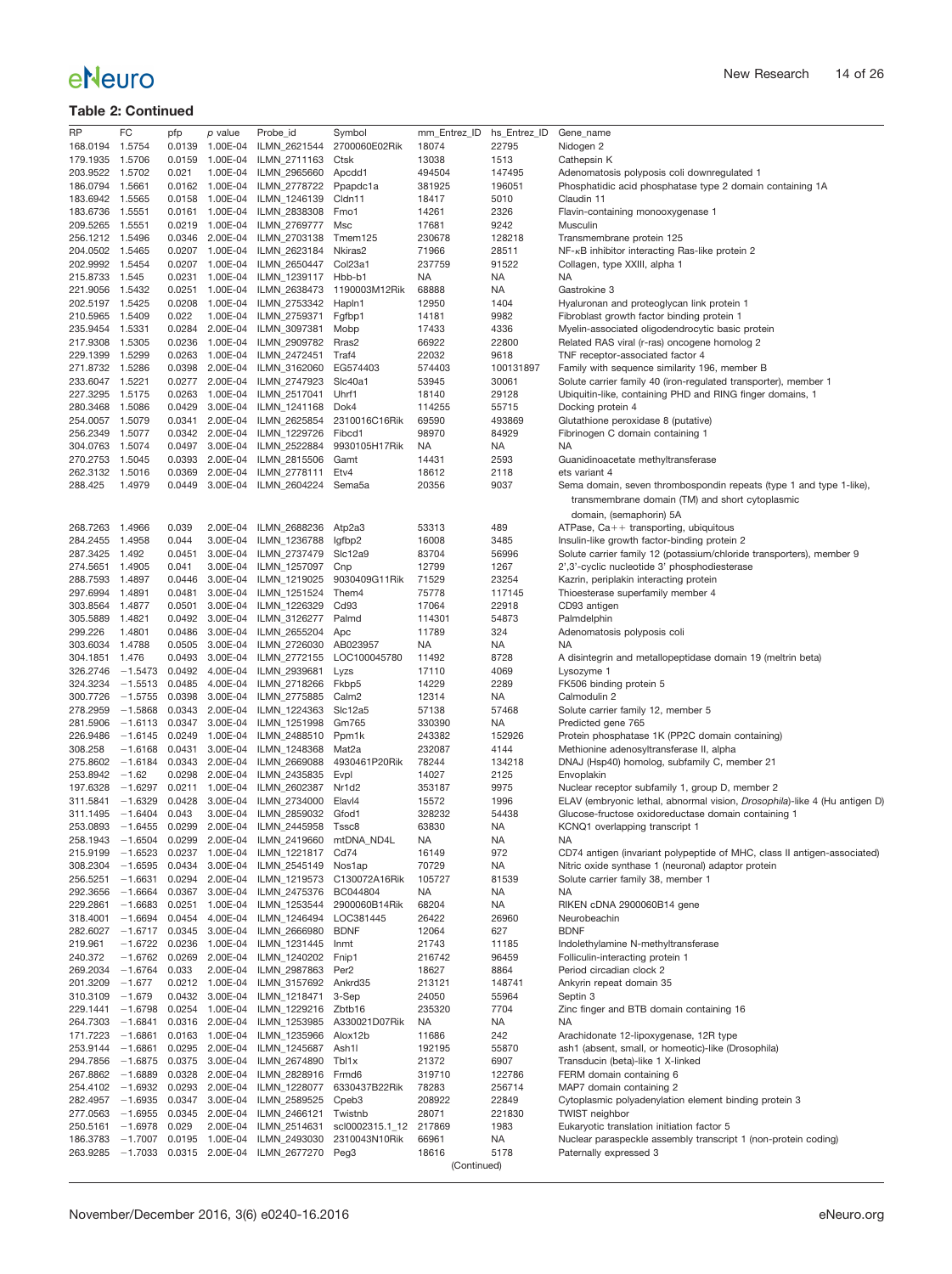**Table 2: Continued**

| RP | FC | pfp | p value | Probe_id | Symbol | mm_Entrez_ID | hs_Entrez_ID | Gene_name |
|---|---|---|---|---|---|---|---|---|
| 168.0194 | 1.5754 | 0.0139 | 1.00E-04 | ILMN_2621544 | 2700060E02Rik | 18074 | 22795 | Nidogen 2 |
| 179.1935 | 1.5706 | 0.0159 | 1.00E-04 | ILMN_2711163 | Ctsk | 13038 | 1513 | Cathepsin K |
| 203.9522 | 1.5702 | 0.021 | 1.00E-04 | ILMN_2965660 | Apcdd1 | 494504 | 147495 | Adenomatosis polyposis coli downregulated 1 |
| 186.0794 | 1.5661 | 0.0162 | 1.00E-04 | ILMN_2778722 | Ppapdc1a | 381925 | 196051 | Phosphatidic acid phosphatase type 2 domain containing 1A |
| 183.6942 | 1.5565 | 0.0158 | 1.00E-04 | ILMN_1246139 | Cldn11 | 18417 | 5010 | Claudin 11 |
| 183.6736 | 1.5551 | 0.0161 | 1.00E-04 | ILMN_2838308 | Fmo1 | 14261 | 2326 | Flavin-containing monooxygenase 1 |
| 209.5265 | 1.5551 | 0.0219 | 1.00E-04 | ILMN_2769777 | Msc | 17681 | 9242 | Musculin |
| 256.1212 | 1.5496 | 0.0346 | 2.00E-04 | ILMN_2703138 | Tmem125 | 230678 | 128218 | Transmembrane protein 125 |
| 204.0502 | 1.5465 | 0.0207 | 1.00E-04 | ILMN_2623184 | Nkiras2 | 71966 | 28511 | NF-κB inhibitor interacting Ras-like protein 2 |
| 202.9992 | 1.5454 | 0.0207 | 1.00E-04 | ILMN_2650447 | Col23a1 | 237759 | 91522 | Collagen, type XXIII, alpha 1 |
| 215.8733 | 1.545 | 0.0231 | 1.00E-04 | ILMN_1239117 | Hbb-b1 | NA | NA | NA |
| 221.9056 | 1.5432 | 0.0251 | 1.00E-04 | ILMN_2638473 | 1190003M12Rik | 68888 | NA | Gastrokine 3 |
| 202.5197 | 1.5425 | 0.0208 | 1.00E-04 | ILMN_2753342 | Hapln1 | 12950 | 1404 | Hyaluronan and proteoglycan link protein 1 |
| 210.5965 | 1.5409 | 0.022 | 1.00E-04 | ILMN_2759371 | Fgfbp1 | 14181 | 9982 | Fibroblast growth factor binding protein 1 |
| 235.9454 | 1.5331 | 0.0284 | 2.00E-04 | ILMN_3097381 | Mobp | 17433 | 4336 | Myelin-associated oligodendrocytic basic protein |
| 217.9308 | 1.5305 | 0.0236 | 1.00E-04 | ILMN_2909782 | Rras2 | 66922 | 22800 | Related RAS viral (r-ras) oncogene homolog 2 |
| 229.1399 | 1.5299 | 0.0263 | 1.00E-04 | ILMN_2472451 | Traf4 | 22032 | 9618 | TNF receptor-associated factor 4 |
| 271.8732 | 1.5286 | 0.0398 | 2.00E-04 | ILMN_3162060 | EG574403 | 574403 | 100131897 | Family with sequence similarity 196, member B |
| 233.6047 | 1.5221 | 0.0277 | 2.00E-04 | ILMN_2747923 | Slc40a1 | 53945 | 30061 | Solute carrier family 40 (iron-regulated transporter), member 1 |
| 227.3295 | 1.5175 | 0.0263 | 1.00E-04 | ILMN_2517041 | Uhrf1 | 18140 | 29128 | Ubiquitin-like, containing PHD and RING finger domains, 1 |
| 280.3468 | 1.5086 | 0.0429 | 3.00E-04 | ILMN_1241168 | Dok4 | 114255 | 55715 | Docking protein 4 |
| 254.0057 | 1.5079 | 0.0341 | 2.00E-04 | ILMN_2625854 | 2310016C16Rik | 69590 | 493869 | Glutathione peroxidase 8 (putative) |
| 256.2349 | 1.5077 | 0.0342 | 2.00E-04 | ILMN_1229726 | Fibcd1 | 98970 | 84929 | Fibrinogen C domain containing 1 |
| 304.0763 | 1.5074 | 0.0497 | 3.00E-04 | ILMN_2522884 | 9930105H17Rik | NA | NA | NA |
| 270.2753 | 1.5045 | 0.0393 | 2.00E-04 | ILMN_2815506 | Gamt | 14431 | 2593 | Guanidinoacetate methyltransferase |
| 262.3132 | 1.5016 | 0.0369 | 2.00E-04 | ILMN_2778111 | Etv4 | 18612 | 2118 | ets variant 4 |
| 288.425 | 1.4979 | 0.0449 | 3.00E-04 | ILMN_2604224 | Sema5a | 20356 | 9037 | Sema domain, seven thrombospondin repeats (type 1 and type 1-like), transmembrane domain (TM) and short cytoplasmic domain, (semaphorin) 5A |
| 268.7263 | 1.4966 | 0.039 | 2.00E-04 | ILMN_2688236 | Atp2a3 | 53313 | 489 | ATPase, Ca++ transporting, ubiquitous |
| 284.2455 | 1.4958 | 0.044 | 3.00E-04 | ILMN_1236788 | Igfbp2 | 16008 | 3485 | Insulin-like growth factor-binding protein 2 |
| 287.3425 | 1.492 | 0.0451 | 3.00E-04 | ILMN_2737479 | Slc12a9 | 83704 | 56996 | Solute carrier family 12 (potassium/chloride transporters), member 9 |
| 274.5651 | 1.4905 | 0.041 | 3.00E-04 | ILMN_1257097 | Cnp | 12799 | 1267 | 2',3'-cyclic nucleotide 3' phosphodiesterase |
| 288.7593 | 1.4897 | 0.0446 | 3.00E-04 | ILMN_1219025 | 9030409G11Rik | 71529 | 23254 | Kazrin, periplakin interacting protein |
| 297.6994 | 1.4891 | 0.0481 | 3.00E-04 | ILMN_1251524 | Them4 | 75778 | 117145 | Thioesterase superfamily member 4 |
| 303.8564 | 1.4877 | 0.0501 | 3.00E-04 | ILMN_1226329 | Cd93 | 17064 | 22918 | CD93 antigen |
| 305.5889 | 1.4821 | 0.0492 | 3.00E-04 | ILMN_3126277 | Palmd | 114301 | 54873 | Palmdelphin |
| 299.226 | 1.4801 | 0.0486 | 3.00E-04 | ILMN_2655204 | Apc | 11789 | 324 | Adenomatosis polyposis coli |
| 303.6034 | 1.4788 | 0.0505 | 3.00E-04 | ILMN_2726030 | AB023957 | NA | NA | NA |
| 304.1851 | 1.476 | 0.0493 | 3.00E-04 | ILMN_2772155 | LOC100045780 | 11492 | 8728 | A disintegrin and metallopeptidase domain 19 (meltrin beta) |
| 326.2746 | −1.5473 | 0.0492 | 4.00E-04 | ILMN_2939681 | Lyzs | 17110 | 4069 | Lysozyme 1 |
| 324.3234 | −1.5513 | 0.0485 | 4.00E-04 | ILMN_2718266 | Fkbp5 | 14229 | 2289 | FK506 binding protein 5 |
| 300.7726 | −1.5755 | 0.0398 | 3.00E-04 | ILMN_2775885 | Calm2 | 12314 | NA | Calmodulin 2 |
| 278.2959 | −1.5868 | 0.0343 | 2.00E-04 | ILMN_1224363 | Slc12a5 | 57138 | 57468 | Solute carrier family 12, member 5 |
| 281.5906 | −1.6113 | 0.0347 | 3.00E-04 | ILMN_1251998 | Gm765 | 330390 | NA | Predicted gene 765 |
| 226.9486 | −1.6145 | 0.0249 | 1.00E-04 | ILMN_2488510 | Ppm1k | 243382 | 152926 | Protein phosphatase 1K (PP2C domain containing) |
| 308.258 | −1.6168 | 0.0431 | 3.00E-04 | ILMN_1248368 | Mat2a | 232087 | 4144 | Methionine adenosyltransferase II, alpha |
| 275.8602 | −1.6184 | 0.0343 | 2.00E-04 | ILMN_2669088 | 4930461P20Rik | 78244 | 134218 | DNAJ (Hsp40) homolog, subfamily C, member 21 |
| 253.8942 | −1.62 | 0.0298 | 2.00E-04 | ILMN_2435835 | Evpl | 14027 | 2125 | Envoplakin |
| 197.6328 | −1.6297 | 0.0211 | 1.00E-04 | ILMN_2602387 | Nr1d2 | 353187 | 9975 | Nuclear receptor subfamily 1, group D, member 2 |
| 311.5841 | −1.6329 | 0.0428 | 3.00E-04 | ILMN_2734000 | Elavl4 | 15572 | 1996 | ELAV (embryonic lethal, abnormal vision, *Drosophila*)-like 4 (Hu antigen D) |
| 311.1495 | −1.6404 | 0.043 | 3.00E-04 | ILMN_2859032 | Gfod1 | 328232 | 54438 | Glucose-fructose oxidoreductase domain containing 1 |
| 253.0893 | −1.6455 | 0.0299 | 2.00E-04 | ILMN_2445958 | Tssc8 | 63830 | NA | KCNQ1 overlapping transcript 1 |
| 258.1943 | −1.6504 | 0.0299 | 2.00E-04 | ILMN_2419660 | mtDNA_ND4L | NA | NA | NA |
| 215.9199 | −1.6523 | 0.0237 | 1.00E-04 | ILMN_1221817 | Cd74 | 16149 | 972 | CD74 antigen (invariant polypeptide of MHC, class II antigen-associated) |
| 308.2304 | −1.6595 | 0.0434 | 3.00E-04 | ILMN_2545149 | Nos1ap | 70729 | NA | Nitric oxide synthase 1 (neuronal) adaptor protein |
| 256.5251 | −1.6631 | 0.0294 | 2.00E-04 | ILMN_1219573 | C130072A16Rik | 105727 | 81539 | Solute carrier family 38, member 1 |
| 292.3656 | −1.6664 | 0.0367 | 3.00E-04 | ILMN_2475376 | BC044804 | NA | NA | NA |
| 229.2861 | −1.6683 | 0.0251 | 1.00E-04 | ILMN_1253544 | 2900060B14Rik | 68204 | NA | RIKEN cDNA 2900060B14 gene |
| 318.4001 | −1.6694 | 0.0454 | 4.00E-04 | ILMN_1246494 | LOC381445 | 26422 | 26960 | Neurobeachin |
| 282.6027 | −1.6717 | 0.0345 | 3.00E-04 | ILMN_2666980 | BDNF | 12064 | 627 | BDNF |
| 219.961 | −1.6722 | 0.0236 | 1.00E-04 | ILMN_1231445 | Inmt | 21743 | 11185 | Indolethylamine N-methyltransferase |
| 240.372 | −1.6762 | 0.0269 | 2.00E-04 | ILMN_1240202 | Fnip1 | 216742 | 96459 | Folliculin-interacting protein 1 |
| 269.2034 | −1.6764 | 0.033 | 2.00E-04 | ILMN_2987863 | Per2 | 18627 | 8864 | Period circadian clock 2 |
| 201.3209 | −1.677 | 0.0212 | 1.00E-04 | ILMN_3157692 | Ankrd35 | 213121 | 148741 | Ankyrin repeat domain 35 |
| 310.3109 | −1.679 | 0.0432 | 3.00E-04 | ILMN_1218471 | 3-Sep | 24050 | 55964 | Septin 3 |
| 229.1441 | −1.6798 | 0.0254 | 1.00E-04 | ILMN_1229216 | Zbtb16 | 235320 | 7704 | Zinc finger and BTB domain containing 16 |
| 264.7303 | −1.6841 | 0.0316 | 2.00E-04 | ILMN_1253985 | A330021D07Rik | NA | NA | NA |
| 171.7223 | −1.6861 | 0.0163 | 1.00E-04 | ILMN_1235966 | Alox12b | 11686 | 242 | Arachidonate 12-lipoxygenase, 12R type |
| 253.9144 | −1.6861 | 0.0295 | 2.00E-04 | ILMN_1245687 | Ash1l | 192195 | 55870 | ash1 (absent, small, or homeotic)-like (Drosophila) |
| 294.7856 | −1.6875 | 0.0375 | 3.00E-04 | ILMN_2674890 | Tbl1x | 21372 | 6907 | Transducin (beta)-like 1 X-linked |
| 267.8862 | −1.6889 | 0.0328 | 2.00E-04 | ILMN_2828916 | Frmd6 | 319710 | 122786 | FERM domain containing 6 |
| 254.4102 | −1.6932 | 0.0293 | 2.00E-04 | ILMN_1228077 | 6330437B22Rik | 78283 | 256714 | MAP7 domain containing 2 |
| 282.4957 | −1.6935 | 0.0347 | 3.00E-04 | ILMN_2589525 | Cpeb3 | 208922 | 22849 | Cytoplasmic polyadenylation element binding protein 3 |
| 277.0563 | −1.6955 | 0.0345 | 2.00E-04 | ILMN_2466121 | Twistnb | 28071 | 221830 | TWIST neighbor |
| 250.5161 | −1.6978 | 0.029 | 2.00E-04 | ILMN_2514631 | scl0002315.1_12 | 217869 | 1983 | Eukaryotic translation initiation factor 5 |
| 186.3783 | −1.7007 | 0.0195 | 1.00E-04 | ILMN_2493030 | 2310043N10Rik | 66961 | NA | Nuclear paraspeckle assembly transcript 1 (non-protein coding) |
| 263.9285 | −1.7033 | 0.0315 | 2.00E-04 | ILMN_2677270 | Peg3 | 18616 | 5178 | Paternally expressed 3 |

(Continued)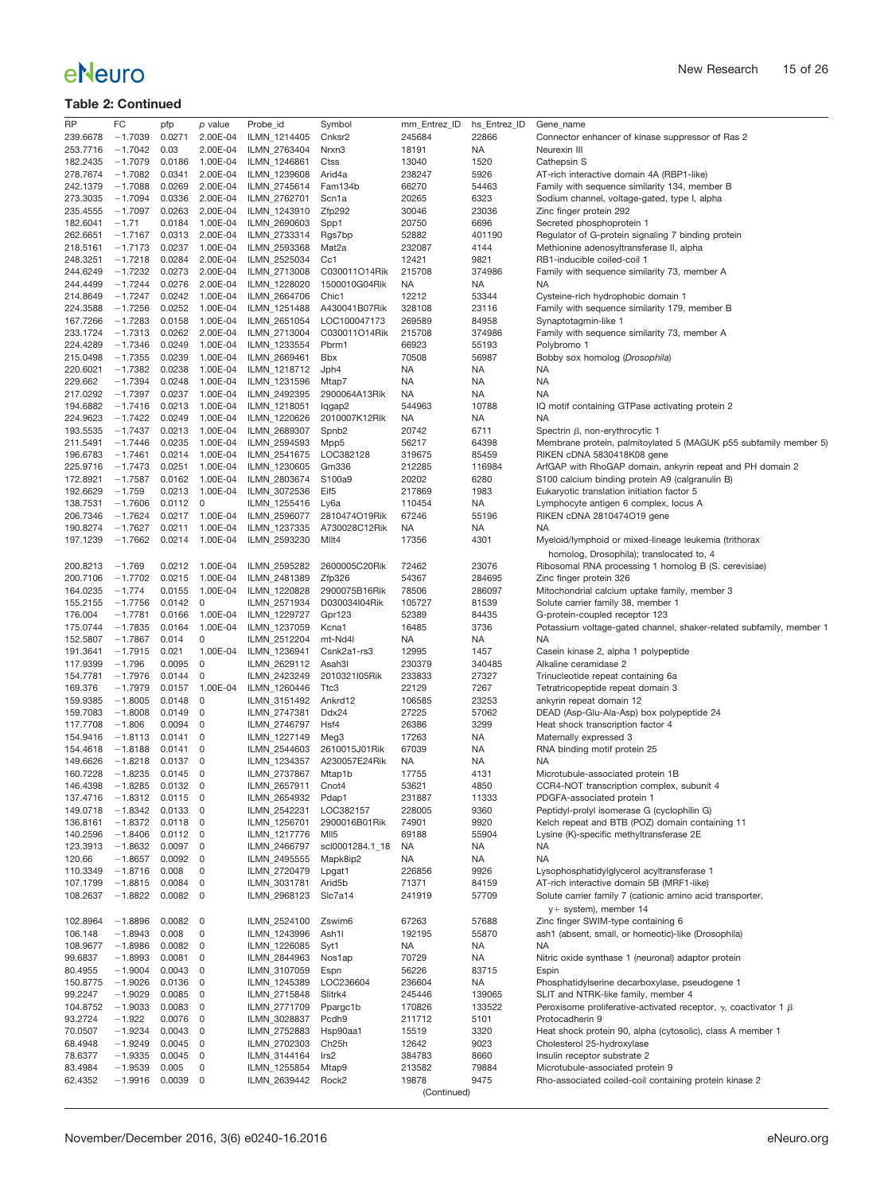**Table 2: Continued**

| RP | FC | pfp | p value | Probe_id | Symbol | mm_Entrez_ID | hs_Entrez_ID | Gene_name |
|---|---|---|---|---|---|---|---|---|
| 239.6678 | −1.7039 | 0.0271 | 2.00E-04 | ILMN_1214405 | Cnksr2 | 245684 | 22866 | Connector enhancer of kinase suppressor of Ras 2 |
| 253.7716 | −1.7042 | 0.03 | 2.00E-04 | ILMN_2763404 | Nrxn3 | 18191 | NA | Neurexin III |
| 182.2435 | −1.7079 | 0.0186 | 1.00E-04 | ILMN_1246861 | Ctss | 13040 | 1520 | Cathepsin S |
| 278.7674 | −1.7082 | 0.0341 | 2.00E-04 | ILMN_1239608 | Arid4a | 238247 | 5926 | AT-rich interactive domain 4A (RBP1-like) |
| 242.1379 | −1.7088 | 0.0269 | 2.00E-04 | ILMN_2745614 | Fam134b | 66270 | 54463 | Family with sequence similarity 134, member B |
| 273.3035 | −1.7094 | 0.0336 | 2.00E-04 | ILMN_2762701 | Scn1a | 20265 | 6323 | Sodium channel, voltage-gated, type I, alpha |
| 235.4555 | −1.7097 | 0.0263 | 2.00E-04 | ILMN_1243910 | Zfp292 | 30046 | 23036 | Zinc finger protein 292 |
| 182.6041 | −1.71 | 0.0184 | 1.00E-04 | ILMN_2690603 | Spp1 | 20750 | 6696 | Secreted phosphoprotein 1 |
| 262.6651 | −1.7167 | 0.0313 | 2.00E-04 | ILMN_2733314 | Rgs7bp | 52882 | 401190 | Regulator of G-protein signaling 7 binding protein |
| 218.5161 | −1.7173 | 0.0237 | 1.00E-04 | ILMN_2593368 | Mat2a | 232087 | 4144 | Methionine adenosyltransferase II, alpha |
| 248.3251 | −1.7218 | 0.0284 | 2.00E-04 | ILMN_2525034 | Cc1 | 12421 | 9821 | RB1-inducible coiled-coil 1 |
| 244.6249 | −1.7232 | 0.0273 | 2.00E-04 | ILMN_2713008 | C030011O14Rik | 215708 | 374986 | Family with sequence similarity 73, member A |
| 244.4499 | −1.7244 | 0.0276 | 2.00E-04 | ILMN_1228020 | 1500010G04Rik | NA | NA | NA |
| 214.8649 | −1.7247 | 0.0242 | 1.00E-04 | ILMN_2664706 | Chic1 | 12212 | 53344 | Cysteine-rich hydrophobic domain 1 |
| 224.3588 | −1.7256 | 0.0252 | 1.00E-04 | ILMN_1251488 | A430041B07Rik | 328108 | 23116 | Family with sequence similarity 179, member B |
| 167.7266 | −1.7283 | 0.0158 | 1.00E-04 | ILMN_2651054 | LOC100047173 | 269589 | 84958 | Synaptotagmin-like 1 |
| 233.1724 | −1.7313 | 0.0262 | 2.00E-04 | ILMN_2713004 | C030011O14Rik | 215708 | 374986 | Family with sequence similarity 73, member A |
| 224.4289 | −1.7346 | 0.0249 | 1.00E-04 | ILMN_1233554 | Pbrm1 | 66923 | 55193 | Polybromo 1 |
| 215.0498 | −1.7355 | 0.0239 | 1.00E-04 | ILMN_2669461 | Bbx | 70508 | 56987 | Bobby sox homolog (*Drosophila*) |
| 220.6021 | −1.7382 | 0.0238 | 1.00E-04 | ILMN_1218712 | Jph4 | NA | NA | NA |
| 229.662 | −1.7394 | 0.0248 | 1.00E-04 | ILMN_1231596 | Mtap7 | NA | NA | NA |
| 217.0292 | −1.7397 | 0.0237 | 1.00E-04 | ILMN_2492395 | 2900064A13Rik | NA | NA | NA |
| 194.6882 | −1.7416 | 0.0213 | 1.00E-04 | ILMN_1218051 | Iqgap2 | 544963 | 10788 | IQ motif containing GTPase activating protein 2 |
| 224.9623 | −1.7422 | 0.0249 | 1.00E-04 | ILMN_1220626 | 2010007K12Rik | NA | NA | NA |
| 193.5535 | −1.7437 | 0.0213 | 1.00E-04 | ILMN_2689307 | Spnb2 | 20742 | 6711 | Spectrin β, non-erythrocytic 1 |
| 211.5491 | −1.7446 | 0.0235 | 1.00E-04 | ILMN_2594593 | Mpp5 | 56217 | 64398 | Membrane protein, palmitoylated 5 (MAGUK p55 subfamily member 5) |
| 196.6783 | −1.7461 | 0.0214 | 1.00E-04 | ILMN_2541675 | LOC382128 | 319675 | 85459 | RIKEN cDNA 5830418K08 gene |
| 225.9716 | −1.7473 | 0.0251 | 1.00E-04 | ILMN_1230605 | Gm336 | 212285 | 116984 | ArfGAP with RhoGAP domain, ankyrin repeat and PH domain 2 |
| 172.8921 | −1.7587 | 0.0162 | 1.00E-04 | ILMN_2803674 | S100a9 | 20202 | 6280 | S100 calcium binding protein A9 (calgranulin B) |
| 192.6629 | −1.759 | 0.0213 | 1.00E-04 | ILMN_3072536 | Eif5 | 217869 | 1983 | Eukaryotic translation initiation factor 5 |
| 138.7531 | −1.7606 | 0.0112 | 0 | ILMN_1255416 | Ly6a | 110454 | NA | Lymphocyte antigen 6 complex, locus A |
| 206.7346 | −1.7624 | 0.0217 | 1.00E-04 | ILMN_2596077 | 2810474O19Rik | 67246 | 55196 | RIKEN cDNA 2810474O19 gene |
| 190.8274 | −1.7627 | 0.0211 | 1.00E-04 | ILMN_1237335 | A730028C12Rik | NA | NA | NA |
| 197.1239 | −1.7662 | 0.0214 | 1.00E-04 | ILMN_2593230 | Mllt4 | 17356 | 4301 | Myeloid/lymphoid or mixed-lineage leukemia (trithorax homolog, Drosophila); translocated to, 4 |
| 200.8213 | −1.769 | 0.0212 | 1.00E-04 | ILMN_2595282 | 2600005C20Rik | 72462 | 23076 | Ribosomal RNA processing 1 homolog B (S. cerevisiae) |
| 200.7106 | −1.7702 | 0.0215 | 1.00E-04 | ILMN_2481389 | Zfp326 | 54367 | 284695 | Zinc finger protein 326 |
| 164.0235 | −1.774 | 0.0155 | 1.00E-04 | ILMN_1220828 | 2900075B16Rik | 78506 | 286097 | Mitochondrial calcium uptake family, member 3 |
| 155.2155 | −1.7756 | 0.0142 | 0 | ILMN_2571934 | D030034I04Rik | 105727 | 81539 | Solute carrier family 38, member 1 |
| 176.004 | −1.7781 | 0.0166 | 1.00E-04 | ILMN_1229727 | Gpr123 | 52389 | 84435 | G-protein-coupled receptor 123 |
| 175.0744 | −1.7835 | 0.0164 | 1.00E-04 | ILMN_1237059 | Kcna1 | 16485 | 3736 | Potassium voltage-gated channel, shaker-related subfamily, member 1 |
| 152.5807 | −1.7867 | 0.014 | 0 | ILMN_2512204 | mt-Nd4l | NA | NA | NA |
| 191.3641 | −1.7915 | 0.021 | 1.00E-04 | ILMN_1236941 | Csnk2a1-rs3 | 12995 | 1457 | Casein kinase 2, alpha 1 polypeptide |
| 117.9399 | −1.796 | 0.0095 | 0 | ILMN_2629112 | Asah3l | 230379 | 340485 | Alkaline ceramidase 2 |
| 154.7781 | −1.7976 | 0.0144 | 0 | ILMN_2423249 | 2010321I05Rik | 233833 | 27327 | Trinucleotide repeat containing 6a |
| 169.376 | −1.7979 | 0.0157 | 1.00E-04 | ILMN_1260446 | Ttc3 | 22129 | 7267 | Tetratricopeptide repeat domain 3 |
| 159.9385 | −1.8005 | 0.0148 | 0 | ILMN_3151492 | Ankrd12 | 106585 | 23253 | ankyrin repeat domain 12 |
| 159.7083 | −1.8008 | 0.0149 | 0 | ILMN_2747381 | Ddx24 | 27225 | 57062 | DEAD (Asp-Glu-Ala-Asp) box polypeptide 24 |
| 117.7708 | −1.806 | 0.0094 | 0 | ILMN_2746797 | Hsf4 | 26386 | 3299 | Heat shock transcription factor 4 |
| 154.9416 | −1.8113 | 0.0141 | 0 | ILMN_1227149 | Meg3 | 17263 | NA | Maternally expressed 3 |
| 154.4618 | −1.8188 | 0.0141 | 0 | ILMN_2544603 | 2610015J01Rik | 67039 | NA | RNA binding motif protein 25 |
| 149.6626 | −1.8218 | 0.0137 | 0 | ILMN_1234357 | A230057E24Rik | NA | NA | NA |
| 160.7228 | −1.8235 | 0.0145 | 0 | ILMN_2737867 | Mtap1b | 17755 | 4131 | Microtubule-associated protein 1B |
| 146.4398 | −1.8285 | 0.0132 | 0 | ILMN_2657911 | Cnot4 | 53621 | 4850 | CCR4-NOT transcription complex, subunit 4 |
| 137.4716 | −1.8312 | 0.0115 | 0 | ILMN_2654932 | Pdap1 | 231887 | 11333 | PDGFA-associated protein 1 |
| 149.0718 | −1.8342 | 0.0133 | 0 | ILMN_2542231 | LOC382157 | 228005 | 9360 | Peptidyl-prolyl isomerase G (cyclophilin G) |
| 136.8161 | −1.8372 | 0.0118 | 0 | ILMN_1256701 | 2900016B01Rik | 74901 | 9920 | Kelch repeat and BTB (POZ) domain containing 11 |
| 140.2596 | −1.8406 | 0.0112 | 0 | ILMN_1217776 | Mll5 | 69188 | 55904 | Lysine (K)-specific methyltransferase 2E |
| 123.3913 | −1.8632 | 0.0097 | 0 | ILMN_2466797 | scl0001284.1_18 | NA | NA | NA |
| 120.66 | −1.8657 | 0.0092 | 0 | ILMN_2495555 | Mapk8ip2 | NA | NA | NA |
| 110.3349 | −1.8716 | 0.008 | 0 | ILMN_2720479 | Lpgat1 | 226856 | 9926 | Lysophosphatidylglycerol acyltransferase 1 |
| 107.1799 | −1.8815 | 0.0084 | 0 | ILMN_3031781 | Arid5b | 71371 | 84159 | AT-rich interactive domain 5B (MRF1-like) |
| 108.2637 | −1.8822 | 0.0082 | 0 | ILMN_2968123 | Slc7a14 | 241919 | 57709 | Solute carrier family 7 (cationic amino acid transporter, y+ system), member 14 |
| 102.8964 | −1.8896 | 0.0082 | 0 | ILMN_2524100 | Zswim6 | 67263 | 57688 | Zinc finger SWIM-type containing 6 |
| 106.148 | −1.8943 | 0.008 | 0 | ILMN_1243996 | Ash1l | 192195 | 55870 | ash1 (absent, small, or homeotic)-like (Drosophila) |
| 108.9677 | −1.8986 | 0.0082 | 0 | ILMN_1226085 | Syt1 | NA | NA | NA |
| 99.6837 | −1.8993 | 0.0081 | 0 | ILMN_2844963 | Nos1ap | 70729 | NA | Nitric oxide synthase 1 (neuronal) adaptor protein |
| 80.4955 | −1.9004 | 0.0043 | 0 | ILMN_3107059 | Espn | 56226 | 83715 | Espin |
| 150.8775 | −1.9026 | 0.0136 | 0 | ILMN_1245389 | LOC236604 | 236604 | NA | Phosphatidylserine decarboxylase, pseudogene 1 |
| 99.2247 | −1.9029 | 0.0085 | 0 | ILMN_2715848 | Slitrk4 | 245446 | 139065 | SLIT and NTRK-like family, member 4 |
| 104.8752 | −1.9033 | 0.0083 | 0 | ILMN_2771709 | Ppargc1b | 170826 | 133522 | Peroxisome proliferative-activated receptor, γ, coactivator 1 β |
| 93.2724 | −1.922 | 0.0076 | 0 | ILMN_3028837 | Pcdh9 | 211712 | 5101 | Protocadherin 9 |
| 70.0507 | −1.9234 | 0.0043 | 0 | ILMN_2752883 | Hsp90aa1 | 15519 | 3320 | Heat shock protein 90, alpha (cytosolic), class A member 1 |
| 68.4948 | −1.9249 | 0.0045 | 0 | ILMN_2702303 | Ch25h | 12642 | 9023 | Cholesterol 25-hydroxylase |
| 78.6377 | −1.9335 | 0.0045 | 0 | ILMN_3144164 | Irs2 | 384783 | 8660 | Insulin receptor substrate 2 |
| 83.4984 | −1.9539 | 0.005 | 0 | ILMN_1255854 | Mtap9 | 213582 | 79884 | Microtubule-associated protein 9 |
| 62.4352 | −1.9916 | 0.0039 | 0 | ILMN_2639442 | Rock2 | 19878 | 9475 | Rho-associated coiled-coil containing protein kinase 2 |

(Continued)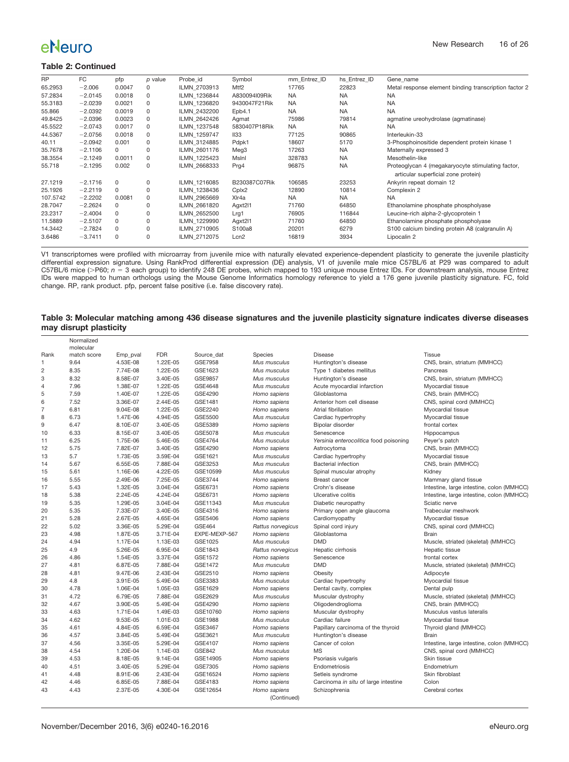**Table 2: Continued**

| RP | FC | pfp | p value | Probe_id | Symbol | mm_Entrez_ID | hs_Entrez_ID | Gene_name |
|---|---|---|---|---|---|---|---|---|
| 65.2953 | −2.006 | 0.0047 | 0 | ILMN_2703913 | Mtf2 | 17765 | 22823 | Metal response element binding transcription factor 2 |
| 57.2834 | −2.0145 | 0.0018 | 0 | ILMN_1236844 | A830094I09Rik | NA | NA | NA |
| 55.3183 | −2.0239 | 0.0021 | 0 | ILMN_1236820 | 9430047F21Rik | NA | NA | NA |
| 55.866 | −2.0392 | 0.0019 | 0 | ILMN_2432200 | Epb4.1 | NA | NA | NA |
| 49.8425 | −2.0396 | 0.0023 | 0 | ILMN_2642426 | Agmat | 75986 | 79814 | agmatine ureohydrolase (agmatinase) |
| 45.5522 | −2.0743 | 0.0017 | 0 | ILMN_1237548 | 5830407P18Rik | NA | NA | NA |
| 44.5367 | −2.0756 | 0.0018 | 0 | ILMN_1259747 | Il33 | 77125 | 90865 | Interleukin-33 |
| 40.11 | −2.0942 | 0.001 | 0 | ILMN_3124885 | Pdpk1 | 18607 | 5170 | 3-Phosphoinositide dependent protein kinase 1 |
| 35.7678 | −2.1106 | 0 | 0 | ILMN_2601176 | Meg3 | 17263 | NA | Maternally expressed 3 |
| 38.3554 | −2.1249 | 0.0011 | 0 | ILMN_1225423 | Mslnl | 328783 | NA | Mesothelin-like |
| 55.718 | −2.1295 | 0.002 | 0 | ILMN_2668333 | Prg4 | 96875 | NA | Proteoglycan 4 (megakaryocyte stimulating factor, articular superficial zone protein) |
| 27.1219 | −2.1716 | 0 | 0 | ILMN_1216085 | B230387C07Rik | 106585 | 23253 | Ankyrin repeat domain 12 |
| 25.1926 | −2.2119 | 0 | 0 | ILMN_1238436 | Cplx2 | 12890 | 10814 | Complexin 2 |
| 107.5742 | −2.2202 | 0.0081 | 0 | ILMN_2965669 | Xlr4a | NA | NA | NA |
| 28.7047 | −2.2624 | 0 | 0 | ILMN_2661820 | Agxt2l1 | 71760 | 64850 | Ethanolamine phosphate phospholyase |
| 23.2317 | −2.4004 | 0 | 0 | ILMN_2652500 | Lrg1 | 76905 | 116844 | Leucine-rich alpha-2-glycoprotein 1 |
| 11.5889 | −2.5107 | 0 | 0 | ILMN_1229990 | Agxt2l1 | 71760 | 64850 | Ethanolamine phosphate phospholyase |
| 14.3442 | −2.7824 | 0 | 0 | ILMN_2710905 | S100a8 | 20201 | 6279 | S100 calcium binding protein A8 (calgranulin A) |
| 3.6486 | −3.7411 | 0 | 0 | ILMN_2712075 | Lcn2 | 16819 | 3934 | Lipocalin 2 |

V1 transcriptomes were profiled with microarray from juvenile mice with naturally elevated experience-dependent plasticity to generate the juvenile plasticity differential expression signature. Using RankProd differential expression (DE) analysis, V1 of juvenile male mice C57BL/6 at P29 was compared to adult C57BL/6 mice (>P60; $n = 3$ each group) to identify 248 DE probes, which mapped to 193 unique mouse Entrez IDs. For downstream analysis, mouse Entrez IDs were mapped to human orthologs using the Mouse Genome Informatics homology reference to yield a 176 gene juvenile plasticity signature. FC, fold change. RP, rank product. pfp, percent false positive (i.e. false discovery rate).

**Table 3: Molecular matching among 436 disease signatures and the juvenile plasticity signature indicates diverse diseases may disrupt plasticity**

| Rank | Normalized molecular match score | Emp_pval | FDR | Source_dat | Species | Disease | Tissue |
|---|---|---|---|---|---|---|---|
| 1 | 9.64 | 4.53E-08 | 1.22E-05 | GSE7958 | *Mus musculus* | Huntington's disease | CNS, brain, striatum (MMHCC) |
| 2 | 8.35 | 7.74E-08 | 1.22E-05 | GSE1623 | *Mus musculus* | Type 1 diabetes mellitus | Pancreas |
| 3 | 8.32 | 8.58E-07 | 3.40E-05 | GSE9857 | *Mus musculus* | Huntington's disease | CNS, brain, striatum (MMHCC) |
| 4 | 7.96 | 1.38E-07 | 1.22E-05 | GSE4648 | *Mus musculus* | Acute myocardial infarction | Myocardial tissue |
| 5 | 7.59 | 1.40E-07 | 1.22E-05 | GSE4290 | *Homo sapiens* | Glioblastoma | CNS, brain (MMHCC) |
| 6 | 7.52 | 3.36E-07 | 2.44E-05 | GSE1481 | *Homo sapiens* | Anterior horn cell disease | CNS, spinal cord (MMHCC) |
| 7 | 6.81 | 9.04E-08 | 1.22E-05 | GSE2240 | *Homo sapiens* | Atrial fibrillation | Myocardial tissue |
| 8 | 6.73 | 1.47E-06 | 4.94E-05 | GSE5500 | *Mus musculus* | Cardiac hypertrophy | Myocardial tissue |
| 9 | 6.47 | 8.10E-07 | 3.40E-05 | GSE5389 | *Homo sapiens* | Bipolar disorder | frontal cortex |
| 10 | 6.33 | 8.15E-07 | 3.40E-05 | GSE5078 | *Mus musculus* | Senescence | Hippocampus |
| 11 | 6.25 | 1.75E-06 | 5.46E-05 | GSE4764 | *Mus musculus* | *Yersinia enterocolitica* food poisoning | Peyer's patch |
| 12 | 5.75 | 7.82E-07 | 3.40E-05 | GSE4290 | *Homo sapiens* | Astrocytoma | CNS, brain (MMHCC) |
| 13 | 5.7 | 1.73E-05 | 3.59E-04 | GSE1621 | *Mus musculus* | Cardiac hypertrophy | Myocardial tissue |
| 14 | 5.67 | 6.55E-05 | 7.88E-04 | GSE3253 | *Mus musculus* | Bacterial infection | CNS, brain (MMHCC) |
| 15 | 5.61 | 1.16E-06 | 4.22E-05 | GSE10599 | *Mus musculus* | Spinal muscular atrophy | Kidney |
| 16 | 5.55 | 2.49E-06 | 7.25E-05 | GSE3744 | *Homo sapiens* | Breast cancer | Mammary gland tissue |
| 17 | 5.43 | 1.32E-05 | 3.04E-04 | GSE6731 | *Homo sapiens* | Crohn's disease | Intestine, large intestine, colon (MMHCC) |
| 18 | 5.38 | 2.24E-05 | 4.24E-04 | GSE6731 | *Homo sapiens* | Ulcerative colitis | Intestine, large intestine, colon (MMHCC) |
| 19 | 5.35 | 1.29E-05 | 3.04E-04 | GSE11343 | *Mus musculus* | Diabetic neuropathy | Sciatic nerve |
| 20 | 5.35 | 7.33E-07 | 3.40E-05 | GSE4316 | *Homo sapiens* | Primary open angle glaucoma | Trabecular meshwork |
| 21 | 5.28 | 2.67E-05 | 4.65E-04 | GSE5406 | *Homo sapiens* | Cardiomyopathy | Myocardial tissue |
| 22 | 5.02 | 3.36E-05 | 5.29E-04 | GSE464 | *Rattus norvegicus* | Spinal cord injury | CNS, spinal cord (MMHCC) |
| 23 | 4.98 | 1.87E-05 | 3.71E-04 | EXPE-MEXP-567 | *Homo sapiens* | Glioblastoma | Brain |
| 24 | 4.94 | 1.17E-04 | 1.13E-03 | GSE1025 | *Mus musculus* | DMD | Muscle, striated (skeletal) (MMHCC) |
| 25 | 4.9 | 5.26E-05 | 6.95E-04 | GSE1843 | *Rattus norvegicus* | Hepatic cirrhosis | Hepatic tissue |
| 26 | 4.86 | 1.54E-05 | 3.37E-04 | GSE1572 | *Homo sapiens* | Senescence | frontal cortex |
| 27 | 4.81 | 6.87E-05 | 7.88E-04 | GSE1472 | *Mus musculus* | DMD | Muscle, striated (skeletal) (MMHCC) |
| 28 | 4.81 | 9.47E-06 | 2.43E-04 | GSE2510 | *Homo sapiens* | Obesity | Adipocyte |
| 29 | 4.8 | 3.91E-05 | 5.49E-04 | GSE3383 | *Mus musculus* | Cardiac hypertrophy | Myocardial tissue |
| 30 | 4.78 | 1.06E-04 | 1.05E-03 | GSE1629 | *Homo sapiens* | Dental cavity, complex | Dental pulp |
| 31 | 4.72 | 6.79E-05 | 7.88E-04 | GSE2629 | *Mus musculus* | Muscular dystrophy | Muscle, striated (skeletal) (MMHCC) |
| 32 | 4.67 | 3.90E-05 | 5.49E-04 | GSE4290 | *Homo sapiens* | Oligodendroglioma | CNS, brain (MMHCC) |
| 33 | 4.63 | 1.71E-04 | 1.49E-03 | GSE10760 | *Homo sapiens* | Muscular dystrophy | Musculus vastus lateralis |
| 34 | 4.62 | 9.53E-05 | 1.01E-03 | GSE1988 | *Mus musculus* | Cardiac failure | Myocardial tissue |
| 35 | 4.61 | 4.84E-05 | 6.59E-04 | GSE3467 | *Homo sapiens* | Papillary carcinoma of the thyroid | Thyroid gland (MMHCC) |
| 36 | 4.57 | 3.84E-05 | 5.49E-04 | GSE3621 | *Mus musculus* | Huntington's disease | Brain |
| 37 | 4.56 | 3.35E-05 | 5.29E-04 | GSE4107 | *Homo sapiens* | Cancer of colon | Intestine, large intestine, colon (MMHCC) |
| 38 | 4.54 | 1.20E-04 | 1.14E-03 | GSE842 | *Mus musculus* | MS | CNS, spinal cord (MMHCC) |
| 39 | 4.53 | 8.18E-05 | 9.14E-04 | GSE14905 | *Homo sapiens* | Psoriasis vulgaris | Skin tissue |
| 40 | 4.51 | 3.40E-05 | 5.29E-04 | GSE7305 | *Homo sapiens* | Endometriosis | Endometrium |
| 41 | 4.48 | 8.91E-06 | 2.43E-04 | GSE16524 | *Homo sapiens* | Setleis syndrome | Skin fibroblast |
| 42 | 4.46 | 6.85E-05 | 7.88E-04 | GSE4183 | *Homo sapiens* | Carcinoma *in situ* of large intestine | Colon |
| 43 | 4.43 | 2.37E-05 | 4.30E-04 | GSE12654 | *Homo sapiens* | Schizophrenia | Cerebral cortex |

(Continued)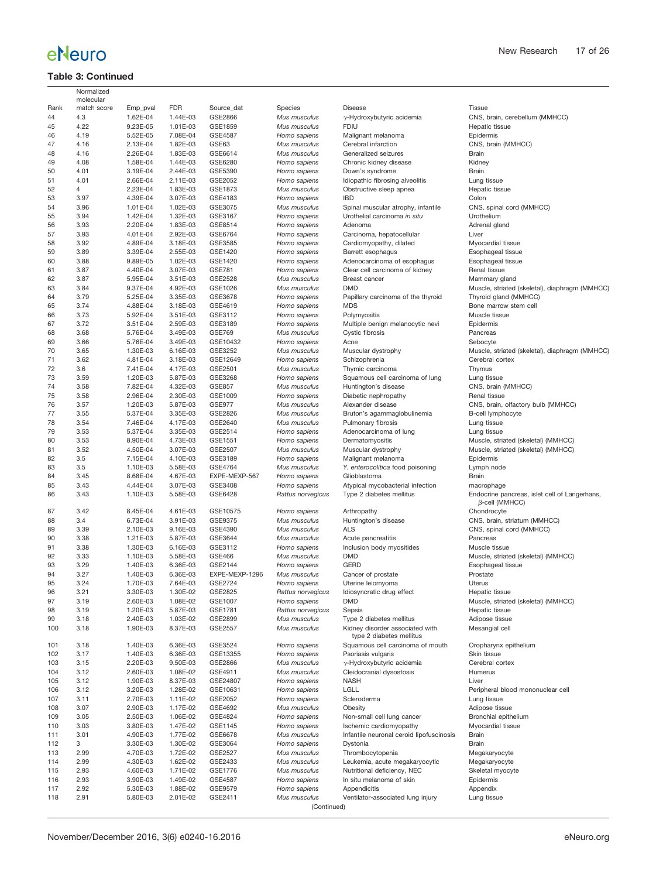**Table 3: Continued**

| Rank | Normalized molecular match score | Emp_pval | FDR | Source_dat | Species | Disease | Tissue |
|---|---|---|---|---|---|---|---|
| 44 | 4.3 | 1.62E-04 | 1.44E-03 | GSE2866 | *Mus musculus* | γ-Hydroxybutyric acidemia | CNS, brain, cerebellum (MMHCC) |
| 45 | 4.22 | 9.23E-05 | 1.01E-03 | GSE1859 | *Mus musculus* | FDIU | Hepatic tissue |
| 46 | 4.19 | 5.52E-05 | 7.08E-04 | GSE4587 | *Homo sapiens* | Malignant melanoma | Epidermis |
| 47 | 4.16 | 2.13E-04 | 1.82E-03 | GSE63 | *Mus musculus* | Cerebral infarction | CNS, brain (MMHCC) |
| 48 | 4.16 | 2.26E-04 | 1.83E-03 | GSE6614 | *Mus musculus* | Generalized seizures | Brain |
| 49 | 4.08 | 1.58E-04 | 1.44E-03 | GSE6280 | *Homo sapiens* | Chronic kidney disease | Kidney |
| 50 | 4.01 | 3.19E-04 | 2.44E-03 | GSE5390 | *Homo sapiens* | Down's syndrome | Brain |
| 51 | 4.01 | 2.66E-04 | 2.11E-03 | GSE2052 | *Homo sapiens* | Idiopathic fibrosing alveolitis | Lung tissue |
| 52 | 4 | 2.23E-04 | 1.83E-03 | GSE1873 | *Mus musculus* | Obstructive sleep apnea | Hepatic tissue |
| 53 | 3.97 | 4.39E-04 | 3.07E-03 | GSE4183 | *Homo sapiens* | IBD | Colon |
| 54 | 3.96 | 1.01E-04 | 1.02E-03 | GSE3075 | *Mus musculus* | Spinal muscular atrophy, infantile | CNS, spinal cord (MMHCC) |
| 55 | 3.94 | 1.42E-04 | 1.32E-03 | GSE3167 | *Homo sapiens* | Urothelial carcinoma *in situ* | Urothelium |
| 56 | 3.93 | 2.20E-04 | 1.83E-03 | GSE8514 | *Homo sapiens* | Adenoma | Adrenal gland |
| 57 | 3.93 | 4.01E-04 | 2.92E-03 | GSE6764 | *Homo sapiens* | Carcinoma, hepatocellular | Liver |
| 58 | 3.92 | 4.89E-04 | 3.18E-03 | GSE3585 | *Homo sapiens* | Cardiomyopathy, dilated | Myocardial tissue |
| 59 | 3.89 | 3.39E-04 | 2.55E-03 | GSE1420 | *Homo sapiens* | Barrett esophagus | Esophageal tissue |
| 60 | 3.88 | 9.89E-05 | 1.02E-03 | GSE1420 | *Homo sapiens* | Adenocarcinoma of esophagus | Esophageal tissue |
| 61 | 3.87 | 4.40E-04 | 3.07E-03 | GSE781 | *Homo sapiens* | Clear cell carcinoma of kidney | Renal tissue |
| 62 | 3.87 | 5.95E-04 | 3.51E-03 | GSE2528 | *Mus musculus* | Breast cancer | Mammary gland |
| 63 | 3.84 | 9.37E-04 | 4.92E-03 | GSE1026 | *Mus musculus* | DMD | Muscle, striated (skeletal), diaphragm (MMHCC) |
| 64 | 3.79 | 5.25E-04 | 3.35E-03 | GSE3678 | *Homo sapiens* | Papillary carcinoma of the thyroid | Thyroid gland (MMHCC) |
| 65 | 3.74 | 4.88E-04 | 3.18E-03 | GSE4619 | *Homo sapiens* | MDS | Bone marrow stem cell |
| 66 | 3.73 | 5.92E-04 | 3.51E-03 | GSE3112 | *Homo sapiens* | Polymyositis | Muscle tissue |
| 67 | 3.72 | 3.51E-04 | 2.59E-03 | GSE3189 | *Homo sapiens* | Multiple benign melanocytic nevi | Epidermis |
| 68 | 3.68 | 5.76E-04 | 3.49E-03 | GSE769 | *Mus musculus* | Cystic fibrosis | Pancreas |
| 69 | 3.66 | 5.76E-04 | 3.49E-03 | GSE10432 | *Homo sapiens* | Acne | Sebocyte |
| 70 | 3.65 | 1.30E-03 | 6.16E-03 | GSE3252 | *Mus musculus* | Muscular dystrophy | Muscle, striated (skeletal), diaphragm (MMHCC) |
| 71 | 3.62 | 4.81E-04 | 3.18E-03 | GSE12649 | *Homo sapiens* | Schizophrenia | Cerebral cortex |
| 72 | 3.6 | 7.41E-04 | 4.17E-03 | GSE2501 | *Mus musculus* | Thymic carcinoma | Thymus |
| 73 | 3.59 | 1.20E-03 | 5.87E-03 | GSE3268 | *Homo sapiens* | Squamous cell carcinoma of lung | Lung tissue |
| 74 | 3.58 | 7.82E-04 | 4.32E-03 | GSE857 | *Mus musculus* | Huntington's disease | CNS, brain (MMHCC) |
| 75 | 3.58 | 2.96E-04 | 2.30E-03 | GSE1009 | *Homo sapiens* | Diabetic nephropathy | Renal tissue |
| 76 | 3.57 | 1.20E-03 | 5.87E-03 | GSE977 | *Mus musculus* | Alexander disease | CNS, brain, olfactory bulb (MMHCC) |
| 77 | 3.55 | 5.37E-04 | 3.35E-03 | GSE2826 | *Mus musculus* | Bruton's agammaglobulinemia | B-cell lymphocyte |
| 78 | 3.54 | 7.46E-04 | 4.17E-03 | GSE2640 | *Mus musculus* | Pulmonary fibrosis | Lung tissue |
| 79 | 3.53 | 5.37E-04 | 3.35E-03 | GSE2514 | *Homo sapiens* | Adenocarcinoma of lung | Lung tissue |
| 80 | 3.53 | 8.90E-04 | 4.73E-03 | GSE1551 | *Homo sapiens* | Dermatomyositis | Muscle, striated (skeletal) (MMHCC) |
| 81 | 3.52 | 4.50E-04 | 3.07E-03 | GSE2507 | *Mus musculus* | Muscular dystrophy | Muscle, striated (skeletal) (MMHCC) |
| 82 | 3.5 | 7.15E-04 | 4.10E-03 | GSE3189 | *Homo sapiens* | Malignant melanoma | Epidermis |
| 83 | 3.5 | 1.10E-03 | 5.58E-03 | GSE4764 | *Mus musculus* | *Y. enterocolitica* food poisoning | Lymph node |
| 84 | 3.45 | 8.68E-04 | 4.67E-03 | EXPE-MEXP-567 | *Homo sapiens* | Glioblastoma | Brain |
| 85 | 3.43 | 4.44E-04 | 3.07E-03 | GSE3408 | *Homo sapiens* | Atypical mycobacterial infection | macrophage |
| 86 | 3.43 | 1.10E-03 | 5.58E-03 | GSE6428 | *Rattus norvegicus* | Type 2 diabetes mellitus | Endocrine pancreas, islet cell of Langerhans, β-cell (MMHCC) |
| 87 | 3.42 | 8.45E-04 | 4.61E-03 | GSE10575 | *Homo sapiens* | Arthropathy | Chondrocyte |
| 88 | 3.4 | 6.73E-04 | 3.91E-03 | GSE9375 | *Mus musculus* | Huntington's disease | CNS, brain, striatum (MMHCC) |
| 89 | 3.39 | 2.10E-03 | 9.16E-03 | GSE4390 | *Mus musculus* | ALS | CNS, spinal cord (MMHCC) |
| 90 | 3.38 | 1.21E-03 | 5.87E-03 | GSE3644 | *Mus musculus* | Acute pancreatitis | Pancreas |
| 91 | 3.38 | 1.30E-03 | 6.16E-03 | GSE3112 | *Homo sapiens* | Inclusion body myositides | Muscle tissue |
| 92 | 3.33 | 1.10E-03 | 5.58E-03 | GSE466 | *Mus musculus* | DMD | Muscle, striated (skeletal) (MMHCC) |
| 93 | 3.29 | 1.40E-03 | 6.36E-03 | GSE2144 | *Homo sapiens* | GERD | Esophageal tissue |
| 94 | 3.27 | 1.40E-03 | 6.36E-03 | EXPE-MEXP-1296 | *Mus musculus* | Cancer of prostate | Prostate |
| 95 | 3.24 | 1.70E-03 | 7.64E-03 | GSE2724 | *Homo sapiens* | Uterine leiomyoma | Uterus |
| 96 | 3.21 | 3.30E-03 | 1.30E-02 | GSE2825 | *Rattus norvegicus* | Idiosyncratic drug effect | Hepatic tissue |
| 97 | 3.19 | 2.60E-03 | 1.08E-02 | GSE1007 | *Homo sapiens* | DMD | Muscle, striated (skeletal) (MMHCC) |
| 98 | 3.19 | 1.20E-03 | 5.87E-03 | GSE1781 | *Rattus norvegicus* | Sepsis | Hepatic tissue |
| 99 | 3.18 | 2.40E-03 | 1.03E-02 | GSE2899 | *Mus musculus* | Type 2 diabetes mellitus | Adipose tissue |
| 100 | 3.18 | 1.90E-03 | 8.37E-03 | GSE2557 | *Mus musculus* | Kidney disorder associated with type 2 diabetes mellitus | Mesangial cell |
| 101 | 3.18 | 1.40E-03 | 6.36E-03 | GSE3524 | *Homo sapiens* | Squamous cell carcinoma of mouth | Oropharynx epithelium |
| 102 | 3.17 | 1.40E-03 | 6.36E-03 | GSE13355 | *Homo sapiens* | Psoriasis vulgaris | Skin tissue |
| 103 | 3.15 | 2.20E-03 | 9.50E-03 | GSE2866 | *Mus musculus* | γ-Hydroxybutyric acidemia | Cerebral cortex |
| 104 | 3.12 | 2.60E-03 | 1.08E-02 | GSE4911 | *Mus musculus* | Cleidocranial dysostosis | Humerus |
| 105 | 3.12 | 1.90E-03 | 8.37E-03 | GSE24807 | *Homo sapiens* | NASH | Liver |
| 106 | 3.12 | 3.20E-03 | 1.28E-02 | GSE10631 | *Homo sapiens* | LGLL | Peripheral blood mononuclear cell |
| 107 | 3.11 | 2.70E-03 | 1.11E-02 | GSE2052 | *Homo sapiens* | Scleroderma | Lung tissue |
| 108 | 3.07 | 2.90E-03 | 1.17E-02 | GSE4692 | *Mus musculus* | Obesity | Adipose tissue |
| 109 | 3.05 | 2.50E-03 | 1.06E-02 | GSE4824 | *Homo sapiens* | Non-small cell lung cancer | Bronchial epithelium |
| 110 | 3.03 | 3.80E-03 | 1.47E-02 | GSE1145 | *Homo sapiens* | Ischemic cardiomyopathy | Myocardial tissue |
| 111 | 3.01 | 4.90E-03 | 1.77E-02 | GSE6678 | *Mus musculus* | Infantile neuronal ceroid lipofuscinosis | Brain |
| 112 | 3 | 3.30E-03 | 1.30E-02 | GSE3064 | *Homo sapiens* | Dystonia | Brain |
| 113 | 2.99 | 4.70E-03 | 1.72E-02 | GSE2527 | *Mus musculus* | Thrombocytopenia | Megakaryocyte |
| 114 | 2.99 | 4.30E-03 | 1.62E-02 | GSE2433 | *Mus musculus* | Leukemia, acute megakaryocytic | Megakaryocyte |
| 115 | 2.93 | 4.60E-03 | 1.71E-02 | GSE1776 | *Mus musculus* | Nutritional deficiency, NEC | Skeletal myocyte |
| 116 | 2.93 | 3.90E-03 | 1.49E-02 | GSE4587 | *Homo sapiens* | In situ melanoma of skin | Epidermis |
| 117 | 2.92 | 5.30E-03 | 1.88E-02 | GSE9579 | *Homo sapiens* | Appendicitis | Appendix |
| 118 | 2.91 | 5.80E-03 | 2.01E-02 | GSE2411 | *Mus musculus* | Ventilator-associated lung injury | Lung tissue |

(Continued)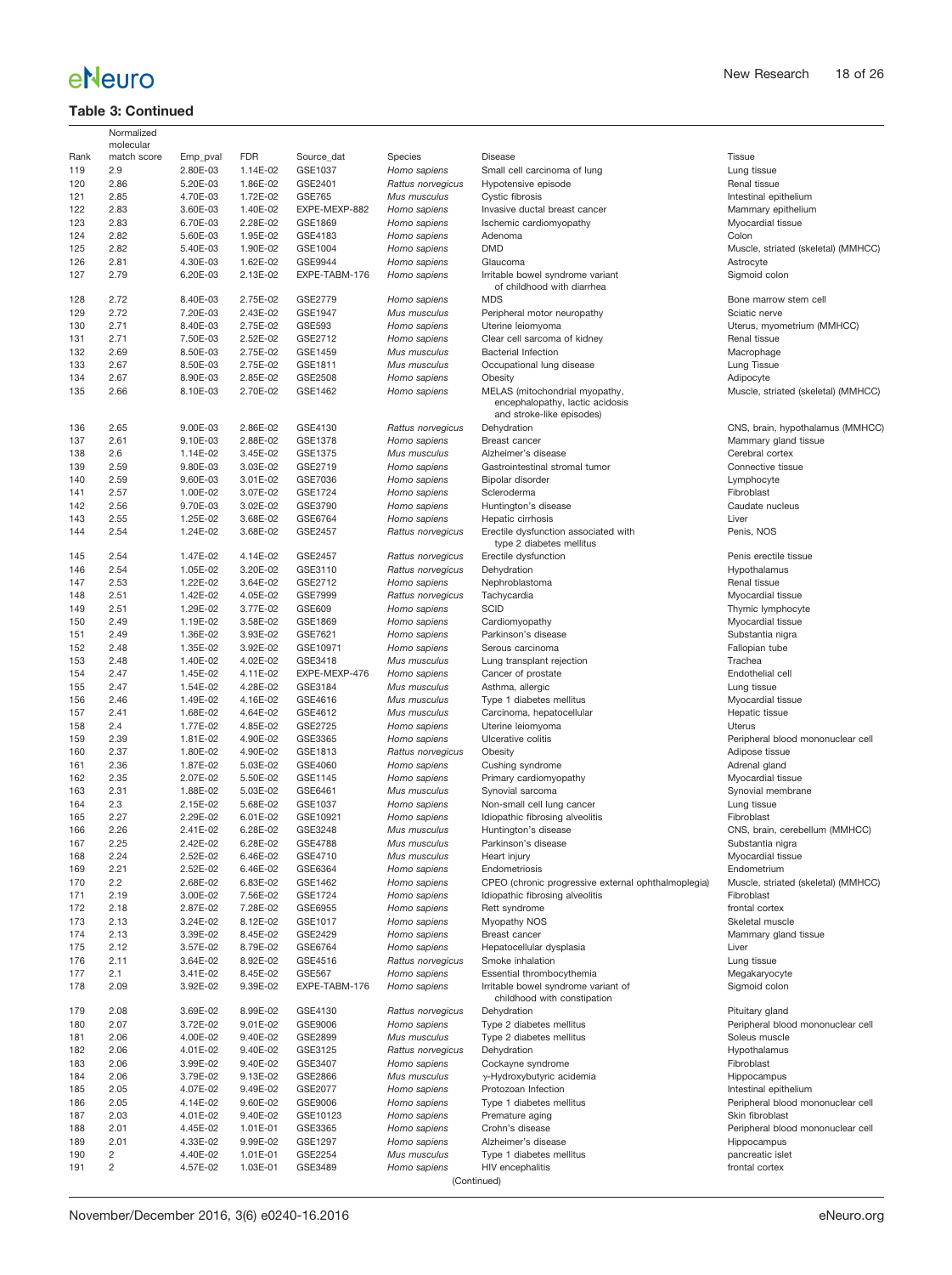**Table 3: Continued**

| Rank | Normalized molecular match score | Emp_pval | FDR | Source_dat | Species | Disease | Tissue |
|---|---|---|---|---|---|---|---|
| 119 | 2.9 | 2.80E-03 | 1.14E-02 | GSE1037 | *Homo sapiens* | Small cell carcinoma of lung | Lung tissue |
| 120 | 2.86 | 5.20E-03 | 1.86E-02 | GSE2401 | *Rattus norvegicus* | Hypotensive episode | Renal tissue |
| 121 | 2.85 | 4.70E-03 | 1.72E-02 | GSE765 | *Mus musculus* | Cystic fibrosis | Intestinal epithelium |
| 122 | 2.83 | 3.60E-03 | 1.40E-02 | EXPE-MEXP-882 | *Homo sapiens* | Invasive ductal breast cancer | Mammary epithelium |
| 123 | 2.83 | 6.70E-03 | 2.28E-02 | GSE1869 | *Homo sapiens* | Ischemic cardiomyopathy | Myocardial tissue |
| 124 | 2.82 | 5.60E-03 | 1.95E-02 | GSE4183 | *Homo sapiens* | Adenoma | Colon |
| 125 | 2.82 | 5.40E-03 | 1.90E-02 | GSE1004 | *Homo sapiens* | DMD | Muscle, striated (skeletal) (MMHCC) |
| 126 | 2.81 | 4.30E-03 | 1.62E-02 | GSE9944 | *Homo sapiens* | Glaucoma | Astrocyte |
| 127 | 2.79 | 6.20E-03 | 2.13E-02 | EXPE-TABM-176 | *Homo sapiens* | Irritable bowel syndrome variant of childhood with diarrhea | Sigmoid colon |
| 128 | 2.72 | 8.40E-03 | 2.75E-02 | GSE2779 | *Homo sapiens* | MDS | Bone marrow stem cell |
| 129 | 2.72 | 7.20E-03 | 2.43E-02 | GSE1947 | *Mus musculus* | Peripheral motor neuropathy | Sciatic nerve |
| 130 | 2.71 | 8.40E-03 | 2.75E-02 | GSE593 | *Homo sapiens* | Uterine leiomyoma | Uterus, myometrium (MMHCC) |
| 131 | 2.71 | 7.50E-03 | 2.52E-02 | GSE2712 | *Homo sapiens* | Clear cell sarcoma of kidney | Renal tissue |
| 132 | 2.69 | 8.50E-03 | 2.75E-02 | GSE1459 | *Mus musculus* | Bacterial Infection | Macrophage |
| 133 | 2.67 | 8.50E-03 | 2.75E-02 | GSE1811 | *Mus musculus* | Occupational lung disease | Lung Tissue |
| 134 | 2.67 | 8.90E-03 | 2.85E-02 | GSE2508 | *Homo sapiens* | Obesity | Adipocyte |
| 135 | 2.66 | 8.10E-03 | 2.70E-02 | GSE1462 | *Homo sapiens* | MELAS (mitochondrial myopathy, encephalopathy, lactic acidosis and stroke-like episodes) | Muscle, striated (skeletal) (MMHCC) |
| 136 | 2.65 | 9.00E-03 | 2.86E-02 | GSE4130 | *Rattus norvegicus* | Dehydration | CNS, brain, hypothalamus (MMHCC) |
| 137 | 2.61 | 9.10E-03 | 2.88E-02 | GSE1378 | *Homo sapiens* | Breast cancer | Mammary gland tissue |
| 138 | 2.6 | 1.14E-02 | 3.45E-02 | GSE1375 | *Mus musculus* | Alzheimer's disease | Cerebral cortex |
| 139 | 2.59 | 9.80E-03 | 3.03E-02 | GSE2719 | *Homo sapiens* | Gastrointestinal stromal tumor | Connective tissue |
| 140 | 2.59 | 9.60E-03 | 3.01E-02 | GSE7036 | *Homo sapiens* | Bipolar disorder | Lymphocyte |
| 141 | 2.57 | 1.00E-02 | 3.07E-02 | GSE1724 | *Homo sapiens* | Scleroderma | Fibroblast |
| 142 | 2.56 | 9.70E-03 | 3.02E-02 | GSE3790 | *Homo sapiens* | Huntington's disease | Caudate nucleus |
| 143 | 2.55 | 1.25E-02 | 3.68E-02 | GSE6764 | *Homo sapiens* | Hepatic cirrhosis | Liver |
| 144 | 2.54 | 1.24E-02 | 3.68E-02 | GSE2457 | *Rattus norvegicus* | Erectile dysfunction associated with type 2 diabetes mellitus | Penis, NOS |
| 145 | 2.54 | 1.47E-02 | 4.14E-02 | GSE2457 | *Rattus norvegicus* | Erectile dysfunction | Penis erectile tissue |
| 146 | 2.54 | 1.05E-02 | 3.20E-02 | GSE3110 | *Rattus norvegicus* | Dehydration | Hypothalamus |
| 147 | 2.53 | 1.22E-02 | 3.64E-02 | GSE2712 | *Homo sapiens* | Nephroblastoma | Renal tissue |
| 148 | 2.51 | 1.42E-02 | 4.05E-02 | GSE7999 | *Rattus norvegicus* | Tachycardia | Myocardial tissue |
| 149 | 2.51 | 1.29E-02 | 3.77E-02 | GSE609 | *Homo sapiens* | SCID | Thymic lymphocyte |
| 150 | 2.49 | 1.19E-02 | 3.58E-02 | GSE1869 | *Homo sapiens* | Cardiomyopathy | Myocardial tissue |
| 151 | 2.49 | 1.36E-02 | 3.93E-02 | GSE7621 | *Homo sapiens* | Parkinson's disease | Substantia nigra |
| 152 | 2.48 | 1.35E-02 | 3.92E-02 | GSE10971 | *Homo sapiens* | Serous carcinoma | Fallopian tube |
| 153 | 2.48 | 1.40E-02 | 4.02E-02 | GSE3418 | *Mus musculus* | Lung transplant rejection | Trachea |
| 154 | 2.47 | 1.45E-02 | 4.11E-02 | EXPE-MEXP-476 | *Homo sapiens* | Cancer of prostate | Endothelial cell |
| 155 | 2.47 | 1.54E-02 | 4.28E-02 | GSE3184 | *Mus musculus* | Asthma, allergic | Lung tissue |
| 156 | 2.46 | 1.49E-02 | 4.16E-02 | GSE4616 | *Mus musculus* | Type 1 diabetes mellitus | Myocardial tissue |
| 157 | 2.41 | 1.68E-02 | 4.64E-02 | GSE4612 | *Mus musculus* | Carcinoma, hepatocellular | Hepatic tissue |
| 158 | 2.4 | 1.77E-02 | 4.85E-02 | GSE2725 | *Homo sapiens* | Uterine leiomyoma | Uterus |
| 159 | 2.39 | 1.81E-02 | 4.90E-02 | GSE3365 | *Homo sapiens* | Ulcerative colitis | Peripheral blood mononuclear cell |
| 160 | 2.37 | 1.80E-02 | 4.90E-02 | GSE1813 | *Rattus norvegicus* | Obesity | Adipose tissue |
| 161 | 2.36 | 1.87E-02 | 5.03E-02 | GSE4060 | *Homo sapiens* | Cushing syndrome | Adrenal gland |
| 162 | 2.35 | 2.07E-02 | 5.50E-02 | GSE1145 | *Homo sapiens* | Primary cardiomyopathy | Myocardial tissue |
| 163 | 2.31 | 1.88E-02 | 5.03E-02 | GSE6461 | *Mus musculus* | Synovial sarcoma | Synovial membrane |
| 164 | 2.3 | 2.15E-02 | 5.68E-02 | GSE1037 | *Homo sapiens* | Non-small cell lung cancer | Lung tissue |
| 165 | 2.27 | 2.29E-02 | 6.01E-02 | GSE10921 | *Homo sapiens* | Idiopathic fibrosing alveolitis | Fibroblast |
| 166 | 2.26 | 2.41E-02 | 6.28E-02 | GSE3248 | *Mus musculus* | Huntington's disease | CNS, brain, cerebellum (MMHCC) |
| 167 | 2.25 | 2.42E-02 | 6.28E-02 | GSE4788 | *Mus musculus* | Parkinson's disease | Substantia nigra |
| 168 | 2.24 | 2.52E-02 | 6.46E-02 | GSE4710 | *Mus musculus* | Heart injury | Myocardial tissue |
| 169 | 2.21 | 2.52E-02 | 6.46E-02 | GSE6364 | *Homo sapiens* | Endometriosis | Endometrium |
| 170 | 2.2 | 2.68E-02 | 6.83E-02 | GSE1462 | *Homo sapiens* | CPEO (chronic progressive external ophthalmoplegia) | Muscle, striated (skeletal) (MMHCC) |
| 171 | 2.19 | 3.00E-02 | 7.56E-02 | GSE1724 | *Homo sapiens* | Idiopathic fibrosing alveolitis | Fibroblast |
| 172 | 2.18 | 2.87E-02 | 7.28E-02 | GSE6955 | *Homo sapiens* | Rett syndrome | frontal cortex |
| 173 | 2.13 | 3.24E-02 | 8.12E-02 | GSE1017 | *Homo sapiens* | Myopathy NOS | Skeletal muscle |
| 174 | 2.13 | 3.39E-02 | 8.45E-02 | GSE2429 | *Homo sapiens* | Breast cancer | Mammary gland tissue |
| 175 | 2.12 | 3.57E-02 | 8.79E-02 | GSE6764 | *Homo sapiens* | Hepatocellular dysplasia | Liver |
| 176 | 2.11 | 3.64E-02 | 8.92E-02 | GSE4516 | *Rattus norvegicus* | Smoke inhalation | Lung tissue |
| 177 | 2.1 | 3.41E-02 | 8.45E-02 | GSE567 | *Homo sapiens* | Essential thrombocythemia | Megakaryocyte |
| 178 | 2.09 | 3.92E-02 | 9.39E-02 | EXPE-TABM-176 | *Homo sapiens* | Irritable bowel syndrome variant of childhood with constipation | Sigmoid colon |
| 179 | 2.08 | 3.69E-02 | 8.99E-02 | GSE4130 | *Rattus norvegicus* | Dehydration | Pituitary gland |
| 180 | 2.07 | 3.72E-02 | 9.01E-02 | GSE9006 | *Homo sapiens* | Type 2 diabetes mellitus | Peripheral blood mononuclear cell |
| 181 | 2.06 | 4.00E-02 | 9.40E-02 | GSE2899 | *Mus musculus* | Type 2 diabetes mellitus | Soleus muscle |
| 182 | 2.06 | 4.01E-02 | 9.40E-02 | GSE3125 | *Rattus norvegicus* | Dehydration | Hypothalamus |
| 183 | 2.06 | 3.99E-02 | 9.40E-02 | GSE3407 | *Homo sapiens* | Cockayne syndrome | Fibroblast |
| 184 | 2.06 | 3.79E-02 | 9.13E-02 | GSE2866 | *Mus musculus* | γ-Hydroxybutyric acidemia | Hippocampus |
| 185 | 2.05 | 4.07E-02 | 9.49E-02 | GSE2077 | *Homo sapiens* | Protozoan Infection | Intestinal epithelium |
| 186 | 2.05 | 4.14E-02 | 9.60E-02 | GSE9006 | *Homo sapiens* | Type 1 diabetes mellitus | Peripheral blood mononuclear cell |
| 187 | 2.03 | 4.01E-02 | 9.40E-02 | GSE10123 | *Homo sapiens* | Premature aging | Skin fibroblast |
| 188 | 2.01 | 4.45E-02 | 1.01E-01 | GSE3365 | *Homo sapiens* | Crohn's disease | Peripheral blood mononuclear cell |
| 189 | 2.01 | 4.33E-02 | 9.99E-02 | GSE1297 | *Homo sapiens* | Alzheimer's disease | Hippocampus |
| 190 | 2 | 4.40E-02 | 1.01E-01 | GSE2254 | *Mus musculus* | Type 1 diabetes mellitus | pancreatic islet |
| 191 | 2 | 4.57E-02 | 1.03E-01 | GSE3489 | *Homo sapiens* | HIV encephalitis | frontal cortex |

(Continued)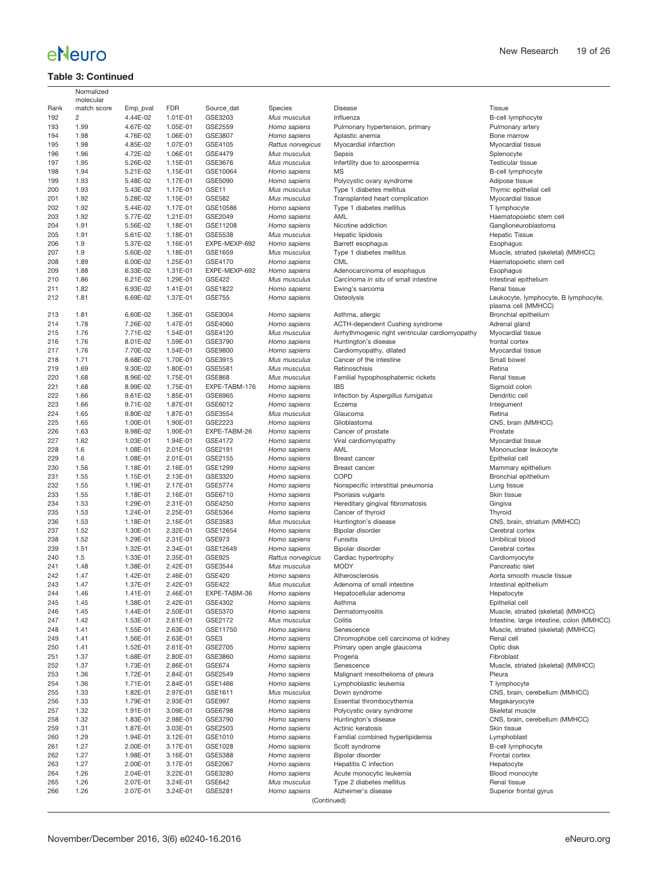**Table 3: Continued**

| Rank | Normalized molecular match score | Emp_pval | FDR | Source_dat | Species | Disease | Tissue |
|---|---|---|---|---|---|---|---|
| 192 | 2 | 4.44E-02 | 1.01E-01 | GSE3203 | *Mus musculus* | Influenza | B-cell lymphocyte |
| 193 | 1.99 | 4.67E-02 | 1.05E-01 | GSE2559 | *Homo sapiens* | Pulmonary hypertension, primary | Pulmonary artery |
| 194 | 1.98 | 4.76E-02 | 1.06E-01 | GSE3807 | *Homo sapiens* | Aplastic anemia | Bone marrow |
| 195 | 1.98 | 4.85E-02 | 1.07E-01 | GSE4105 | *Rattus norvegicus* | Myocardial infarction | Myocardial tissue |
| 196 | 1.96 | 4.72E-02 | 1.06E-01 | GSE4479 | *Mus musculus* | Sepsis | Splenocyte |
| 197 | 1.95 | 5.26E-02 | 1.15E-01 | GSE3676 | *Mus musculus* | Infertility due to azoospermia | Testicular tissue |
| 198 | 1.94 | 5.21E-02 | 1.15E-01 | GSE10064 | *Homo sapiens* | MS | B-cell lymphocyte |
| 199 | 1.93 | 5.48E-02 | 1.17E-01 | GSE5090 | *Homo sapiens* | Polycystic ovary syndrome | Adipose tissue |
| 200 | 1.93 | 5.43E-02 | 1.17E-01 | GSE11 | *Mus musculus* | Type 1 diabetes mellitus | Thymic epithelial cell |
| 201 | 1.92 | 5.28E-02 | 1.15E-01 | GSE582 | *Mus musculus* | Transplanted heart complication | Myocardial tissue |
| 202 | 1.92 | 5.44E-02 | 1.17E-01 | GSE10586 | *Homo sapiens* | Type 1 diabetes mellitus | T lymphocyte |
| 203 | 1.92 | 5.77E-02 | 1.21E-01 | GSE2049 | *Homo sapiens* | AML | Haematopoietic stem cell |
| 204 | 1.91 | 5.56E-02 | 1.18E-01 | GSE11208 | *Homo sapiens* | Nicotine addiction | Ganglioneuroblastoma |
| 205 | 1.91 | 5.61E-02 | 1.18E-01 | GSE5538 | *Mus musculus* | Hepatic lipidosis | Hepatic Tissue |
| 206 | 1.9 | 5.37E-02 | 1.16E-01 | EXPE-MEXP-692 | *Homo sapiens* | Barrett esophagus | Esophagus |
| 207 | 1.9 | 5.60E-02 | 1.18E-01 | GSE1659 | *Mus musculus* | Type 1 diabetes mellitus | Muscle, striated (skeletal) (MMHCC) |
| 208 | 1.89 | 6.00E-02 | 1.25E-01 | GSE4170 | *Homo sapiens* | CML | Haematopoietic stem cell |
| 209 | 1.88 | 6.33E-02 | 1.31E-01 | EXPE-MEXP-692 | *Homo sapiens* | Adenocarcinoma of esophagus | Esophagus |
| 210 | 1.86 | 6.21E-02 | 1.29E-01 | GSE422 | *Mus musculus* | Carcinoma *in situ* of small intestine | Intestinal epithelium |
| 211 | 1.82 | 6.93E-02 | 1.41E-01 | GSE1822 | *Homo sapiens* | Ewing's sarcoma | Renal tissue |
| 212 | 1.81 | 6.69E-02 | 1.37E-01 | GSE755 | *Homo sapiens* | Osteolysis | Leukocyte, lymphocyte, B lymphocyte, plasma cell (MMHCC) |
| 213 | 1.81 | 6.60E-02 | 1.36E-01 | GSE3004 | *Homo sapiens* | Asthma, allergic | Bronchial epithelium |
| 214 | 1.78 | 7.26E-02 | 1.47E-01 | GSE4060 | *Homo sapiens* | ACTH-dependent Cushing syndrome | Adrenal gland |
| 215 | 1.76 | 7.71E-02 | 1.54E-01 | GSE4120 | *Mus musculus* | Arrhythmogenic right ventricular cardiomyopathy | Myocardial tissue |
| 216 | 1.76 | 8.01E-02 | 1.59E-01 | GSE3790 | *Homo sapiens* | Huntington's disease | frontal cortex |
| 217 | 1.76 | 7.70E-02 | 1.54E-01 | GSE9800 | *Mus musculus* | Cardiomyopathy, dilated | Myocardial tissue |
| 218 | 1.71 | 8.68E-02 | 1.70E-01 | GSE3915 | *Mus musculus* | Cancer of the intestine | Small bowel |
| 219 | 1.69 | 9.30E-02 | 1.80E-01 | GSE5581 | *Mus musculus* | Retinoschisis | Retina |
| 220 | 1.68 | 8.96E-02 | 1.75E-01 | GSE868 | *Mus musculus* | Familial hypophosphatemic rickets | Renal tissue |
| 221 | 1.68 | 8.99E-02 | 1.75E-01 | EXPE-TABM-176 | *Homo sapiens* | IBS | Sigmoid colon |
| 222 | 1.66 | 9.61E-02 | 1.85E-01 | GSE6965 | *Homo sapiens* | Infection by *Aspergillus fumigatus* | Dendritic cell |
| 223 | 1.66 | 9.71E-02 | 1.87E-01 | GSE6012 | *Homo sapiens* | Eczema | Integument |
| 224 | 1.65 | 9.80E-02 | 1.87E-01 | GSE3554 | *Mus musculus* | Glaucoma | Retina |
| 225 | 1.65 | 1.00E-01 | 1.90E-01 | GSE2223 | *Homo sapiens* | Glioblastoma | CNS, brain (MMHCC) |
| 226 | 1.63 | 9.98E-02 | 1.90E-01 | EXPE-TABM-26 | *Homo sapiens* | Cancer of prostate | Prostate |
| 227 | 1.62 | 1.03E-01 | 1.94E-01 | GSE4172 | *Homo sapiens* | Viral cardiomyopathy | Myocardial tissue |
| 228 | 1.6 | 1.08E-01 | 2.01E-01 | GSE2191 | *Homo sapiens* | AML | Mononuclear leukocyte |
| 229 | 1.6 | 1.08E-01 | 2.01E-01 | GSE2155 | *Homo sapiens* | Breast cancer | Epithelial cell |
| 230 | 1.56 | 1.18E-01 | 2.16E-01 | GSE1299 | *Homo sapiens* | Breast cancer | Mammary epithelium |
| 231 | 1.55 | 1.15E-01 | 2.13E-01 | GSE3320 | *Homo sapiens* | COPD | Bronchial epithelium |
| 232 | 1.55 | 1.19E-01 | 2.17E-01 | GSE5774 | *Homo sapiens* | Nonspecific interstitial pneumonia | Lung tissue |
| 233 | 1.55 | 1.18E-01 | 2.16E-01 | GSE6710 | *Homo sapiens* | Psoriasis vulgaris | Skin tissue |
| 234 | 1.53 | 1.29E-01 | 2.31E-01 | GSE4250 | *Homo sapiens* | Hereditary gingival fibromatosis | Gingiva |
| 235 | 1.53 | 1.24E-01 | 2.25E-01 | GSE5364 | *Homo sapiens* | Cancer of thyroid | Thyroid |
| 236 | 1.53 | 1.18E-01 | 2.16E-01 | GSE3583 | *Mus musculus* | Huntington's disease | CNS, brain, striatum (MMHCC) |
| 237 | 1.52 | 1.30E-01 | 2.32E-01 | GSE12654 | *Homo sapiens* | Bipolar disorder | Cerebral cortex |
| 238 | 1.52 | 1.29E-01 | 2.31E-01 | GSE973 | *Homo sapiens* | Funisitis | Umbilical blood |
| 239 | 1.51 | 1.32E-01 | 2.34E-01 | GSE12649 | *Homo sapiens* | Bipolar disorder | Cerebral cortex |
| 240 | 1.5 | 1.33E-01 | 2.35E-01 | GSE925 | *Rattus norvegicus* | Cardiac hypertrophy | Cardiomyocyte |
| 241 | 1.48 | 1.38E-01 | 2.42E-01 | GSE3544 | *Mus musculus* | MODY | Pancreatic islet |
| 242 | 1.47 | 1.42E-01 | 2.46E-01 | GSE420 | *Homo sapiens* | Atherosclerosis | Aorta smooth muscle tissue |
| 243 | 1.47 | 1.37E-01 | 2.42E-01 | GSE422 | *Mus musculus* | Adenoma of small intestine | Intestinal epithelium |
| 244 | 1.46 | 1.41E-01 | 2.46E-01 | EXPE-TABM-36 | *Homo sapiens* | Hepatocellular adenoma | Hepatocyte |
| 245 | 1.45 | 1.38E-01 | 2.42E-01 | GSE4302 | *Homo sapiens* | Asthma | Epithelial cell |
| 246 | 1.45 | 1.44E-01 | 2.50E-01 | GSE5370 | *Homo sapiens* | Dermatomyositis | Muscle, striated (skeletal) (MMHCC) |
| 247 | 1.42 | 1.53E-01 | 2.61E-01 | GSE2172 | *Mus musculus* | Colitis | Intestine, large intestine, colon (MMHCC) |
| 248 | 1.41 | 1.55E-01 | 2.63E-01 | GSE11750 | *Homo sapiens* | Senescence | Muscle, striated (skeletal) (MMHCC) |
| 249 | 1.41 | 1.56E-01 | 2.63E-01 | GSE3 | *Homo sapiens* | Chromophobe cell carcinoma of kidney | Renal cell |
| 250 | 1.41 | 1.52E-01 | 2.61E-01 | GSE2705 | *Homo sapiens* | Primary open angle glaucoma | Optic disk |
| 251 | 1.37 | 1.68E-01 | 2.80E-01 | GSE3860 | *Homo sapiens* | Progeria | Fibroblast |
| 252 | 1.37 | 1.73E-01 | 2.86E-01 | GSE674 | *Homo sapiens* | Senescence | Muscle, striated (skeletal) (MMHCC) |
| 253 | 1.36 | 1.72E-01 | 2.84E-01 | GSE2549 | *Homo sapiens* | Malignant mesothelioma of pleura | Pleura |
| 254 | 1.36 | 1.71E-01 | 2.84E-01 | GSE1466 | *Homo sapiens* | Lymphoblastic leukemia | T lymphocyte |
| 255 | 1.33 | 1.82E-01 | 2.97E-01 | GSE1611 | *Mus musculus* | Down syndrome | CNS, brain, cerebellum (MMHCC) |
| 256 | 1.33 | 1.79E-01 | 2.93E-01 | GSE997 | *Homo sapiens* | Essential thrombocythemia | Megakaryocyte |
| 257 | 1.32 | 1.91E-01 | 3.09E-01 | GSE6798 | *Homo sapiens* | Polycystic ovary syndrome | Skeletal muscle |
| 258 | 1.32 | 1.83E-01 | 2.98E-01 | GSE3790 | *Homo sapiens* | Huntington's disease | CNS, brain, cerebellum (MMHCC) |
| 259 | 1.31 | 1.87E-01 | 3.03E-01 | GSE2503 | *Homo sapiens* | Actinic keratosis | Skin tissue |
| 260 | 1.29 | 1.94E-01 | 3.12E-01 | GSE1010 | *Homo sapiens* | Familial combined hyperlipidemia | Lymphoblast |
| 261 | 1.27 | 2.00E-01 | 3.17E-01 | GSE1028 | *Homo sapiens* | Scott syndrome | B-cell lymphocyte |
| 262 | 1.27 | 1.98E-01 | 3.16E-01 | GSE5388 | *Homo sapiens* | Bipolar disorder | Frontal cortex |
| 263 | 1.27 | 2.00E-01 | 3.17E-01 | GSE2067 | *Homo sapiens* | Hepatitis C infection | Hepatocyte |
| 264 | 1.26 | 2.04E-01 | 3.22E-01 | GSE3280 | *Homo sapiens* | Acute monocytic leukemia | Blood monocyte |
| 265 | 1.26 | 2.07E-01 | 3.24E-01 | GSE642 | *Mus musculus* | Type 2 diabetes mellitus | Renal tissue |
| 266 | 1.26 | 2.07E-01 | 3.24E-01 | GSE5281 | *Homo sapiens* | Alzheimer's disease | Superior frontal gyrus |

(Continued)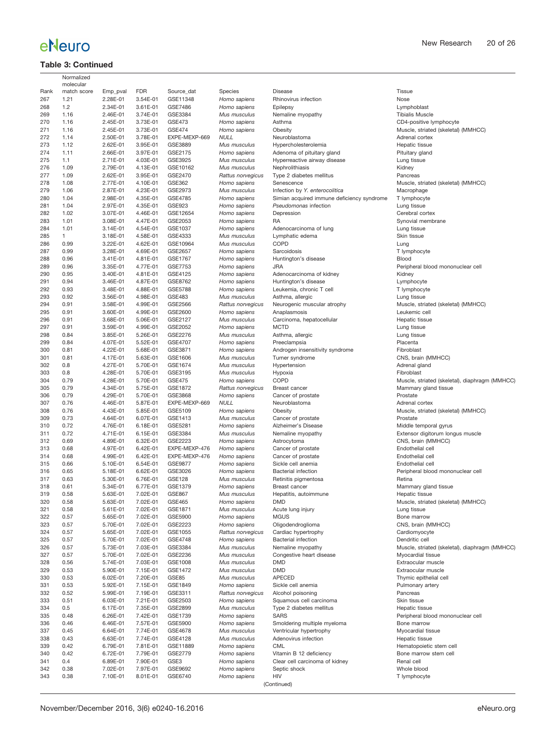**Table 3: Continued**

| Rank | Normalized molecular match score | Emp_pval | FDR | Source_dat | Species | Disease | Tissue |
|---|---|---|---|---|---|---|---|
| 267 | 1.21 | 2.28E-01 | 3.54E-01 | GSE11348 | *Homo sapiens* | Rhinovirus infection | Nose |
| 268 | 1.2 | 2.34E-01 | 3.61E-01 | GSE7486 | *Homo sapiens* | Epilepsy | Lymphoblast |
| 269 | 1.16 | 2.46E-01 | 3.74E-01 | GSE3384 | *Mus musculus* | Nemaline myopathy | Tibialis Muscle |
| 270 | 1.16 | 2.45E-01 | 3.73E-01 | GSE473 | *Homo sapiens* | Asthma | CD4-positive lymphocyte |
| 271 | 1.16 | 2.45E-01 | 3.73E-01 | GSE474 | *Homo sapiens* | Obesity | Muscle, striated (skeletal) (MMHCC) |
| 272 | 1.14 | 2.50E-01 | 3.78E-01 | EXPE-MEXP-669 | *NULL* | Neuroblastoma | Adrenal cortex |
| 273 | 1.12 | 2.62E-01 | 3.95E-01 | GSE3889 | *Mus musculus* | Hypercholesterolemia | Hepatic tissue |
| 274 | 1.11 | 2.66E-01 | 3.97E-01 | GSE2175 | *Homo sapiens* | Adenoma of pituitary gland | Pituitary gland |
| 275 | 1.1 | 2.71E-01 | 4.03E-01 | GSE3925 | *Mus musculus* | Hyperreactive airway disease | Lung tissue |
| 276 | 1.09 | 2.79E-01 | 4.13E-01 | GSE10162 | *Mus musculus* | Nephrolithiasis | Kidney |
| 277 | 1.09 | 2.62E-01 | 3.95E-01 | GSE2470 | *Rattus norvegicus* | Type 2 diabetes mellitus | Pancreas |
| 278 | 1.08 | 2.77E-01 | 4.10E-01 | GSE362 | *Homo sapiens* | Senescence | Muscle, striated (skeletal) (MMHCC) |
| 279 | 1.06 | 2.87E-01 | 4.23E-01 | GSE2973 | *Mus musculus* | Infection by *Y. enterocolitica* | Macrophage |
| 280 | 1.04 | 2.98E-01 | 4.35E-01 | GSE4785 | *Homo sapiens* | Simian acquired immune deficiency syndrome | T lymphocyte |
| 281 | 1.04 | 2.97E-01 | 4.35E-01 | GSE923 | *Homo sapiens* | *Pseudomonas* infection | Lung tissue |
| 282 | 1.02 | 3.07E-01 | 4.46E-01 | GSE12654 | *Homo sapiens* | Depression | Cerebral cortex |
| 283 | 1.01 | 3.08E-01 | 4.47E-01 | GSE2053 | *Homo sapiens* | RA | Synovial membrane |
| 284 | 1.01 | 3.14E-01 | 4.54E-01 | GSE1037 | *Homo sapiens* | Adenocarcinoma of lung | Lung tissue |
| 285 | 1 | 3.18E-01 | 4.58E-01 | GSE4333 | *Mus musculus* | Lymphatic edema | Skin tissue |
| 286 | 0.99 | 3.22E-01 | 4.62E-01 | GSE10964 | *Mus musculus* | COPD | Lung |
| 287 | 0.99 | 3.28E-01 | 4.69E-01 | GSE2657 | *Homo sapiens* | Sarcoidosis | T lymphocyte |
| 288 | 0.96 | 3.41E-01 | 4.81E-01 | GSE1767 | *Homo sapiens* | Huntington's disease | Blood |
| 289 | 0.96 | 3.35E-01 | 4.77E-01 | GSE7753 | *Homo sapiens* | JRA | Peripheral blood mononuclear cell |
| 290 | 0.95 | 3.40E-01 | 4.81E-01 | GSE4125 | *Homo sapiens* | Adenocarcinoma of kidney | Kidney |
| 291 | 0.94 | 3.46E-01 | 4.87E-01 | GSE8762 | *Homo sapiens* | Huntington's disease | Lymphocyte |
| 292 | 0.93 | 3.48E-01 | 4.88E-01 | GSE5788 | *Homo sapiens* | Leukemia, chronic T cell | T lymphocyte |
| 293 | 0.92 | 3.56E-01 | 4.98E-01 | GSE483 | *Mus musculus* | Asthma, allergic | Lung tissue |
| 294 | 0.91 | 3.58E-01 | 4.99E-01 | GSE2566 | *Rattus norvegicus* | Neurogenic muscular atrophy | Muscle, striated (skeletal) (MMHCC) |
| 295 | 0.91 | 3.60E-01 | 4.99E-01 | GSE2600 | *Homo sapiens* | Anaplasmosis | Leukemic cell |
| 296 | 0.91 | 3.68E-01 | 5.06E-01 | GSE2127 | *Mus musculus* | Carcinoma, hepatocellular | Hepatic tissue |
| 297 | 0.91 | 3.59E-01 | 4.99E-01 | GSE2052 | *Homo sapiens* | MCTD | Lung tissue |
| 298 | 0.84 | 3.85E-01 | 5.26E-01 | GSE2276 | *Mus musculus* | Asthma, allergic | Lung tissue |
| 299 | 0.84 | 4.07E-01 | 5.52E-01 | GSE4707 | *Homo sapiens* | Preeclampsia | Placenta |
| 300 | 0.81 | 4.22E-01 | 5.68E-01 | GSE3871 | *Homo sapiens* | Androgen insensitivity syndrome | Fibroblast |
| 301 | 0.81 | 4.17E-01 | 5.63E-01 | GSE1606 | *Mus musculus* | Turner syndrome | CNS, brain (MMHCC) |
| 302 | 0.8 | 4.27E-01 | 5.70E-01 | GSE1674 | *Mus musculus* | Hypertension | Adrenal gland |
| 303 | 0.8 | 4.28E-01 | 5.70E-01 | GSE3195 | *Mus musculus* | Hypoxia | Fibroblast |
| 304 | 0.79 | 4.28E-01 | 5.70E-01 | GSE475 | *Homo sapiens* | COPD | Muscle, striated (skeletal), diaphragm (MMHCC) |
| 305 | 0.79 | 4.34E-01 | 5.75E-01 | GSE1872 | *Rattus norvegicus* | Breast cancer | Mammary gland tissue |
| 306 | 0.79 | 4.29E-01 | 5.70E-01 | GSE3868 | *Homo sapiens* | Cancer of prostate | Prostate |
| 307 | 0.76 | 4.46E-01 | 5.87E-01 | EXPE-MEXP-669 | *NULL* | Neuroblastoma | Adrenal cortex |
| 308 | 0.76 | 4.43E-01 | 5.85E-01 | GSE5109 | *Homo sapiens* | Obesity | Muscle, striated (skeletal) (MMHCC) |
| 309 | 0.73 | 4.64E-01 | 6.07E-01 | GSE1413 | *Mus musculus* | Cancer of prostate | Prostate |
| 310 | 0.72 | 4.76E-01 | 6.18E-01 | GSE5281 | *Homo sapiens* | Alzheimer's Disease | Middle temporal gyrus |
| 311 | 0.72 | 4.71E-01 | 6.15E-01 | GSE3384 | *Mus musculus* | Nemaline myopathy | Extensor digitorum longus muscle |
| 312 | 0.69 | 4.89E-01 | 6.32E-01 | GSE2223 | *Homo sapiens* | Astrocytoma | CNS, brain (MMHCC) |
| 313 | 0.68 | 4.97E-01 | 6.42E-01 | EXPE-MEXP-476 | *Homo sapiens* | Cancer of prostate | Endothelial cell |
| 314 | 0.68 | 4.99E-01 | 6.42E-01 | EXPE-MEXP-476 | *Homo sapiens* | Cancer of prostate | Endothelial cell |
| 315 | 0.66 | 5.10E-01 | 6.54E-01 | GSE9877 | *Homo sapiens* | Sickle cell anemia | Endothelial cell |
| 316 | 0.65 | 5.18E-01 | 6.62E-01 | GSE3026 | *Homo sapiens* | Bacterial infection | Peripheral blood mononuclear cell |
| 317 | 0.63 | 5.30E-01 | 6.76E-01 | GSE128 | *Mus musculus* | Retinitis pigmentosa | Retina |
| 318 | 0.61 | 5.34E-01 | 6.77E-01 | GSE1379 | *Homo sapiens* | Breast cancer | Mammary gland tissue |
| 319 | 0.58 | 5.63E-01 | 7.02E-01 | GSE867 | *Mus musculus* | Hepatitis, autoimmune | Hepatic tissue |
| 320 | 0.58 | 5.63E-01 | 7.02E-01 | GSE465 | *Homo sapiens* | DMD | Muscle, striated (skeletal) (MMHCC) |
| 321 | 0.58 | 5.61E-01 | 7.02E-01 | GSE1871 | *Mus musculus* | Acute lung injury | Lung tissue |
| 322 | 0.57 | 5.65E-01 | 7.02E-01 | GSE5900 | *Homo sapiens* | MGUS | Bone marrow |
| 323 | 0.57 | 5.70E-01 | 7.02E-01 | GSE2223 | *Homo sapiens* | Oligodendroglioma | CNS, brain (MMHCC) |
| 324 | 0.57 | 5.65E-01 | 7.02E-01 | GSE1055 | *Rattus norvegicus* | Cardiac hypertrophy | Cardiomyocyte |
| 325 | 0.57 | 5.70E-01 | 7.02E-01 | GSE4748 | *Homo sapiens* | Bacterial infection | Dendritic cell |
| 326 | 0.57 | 5.73E-01 | 7.03E-01 | GSE3384 | *Mus musculus* | Nemaline myopathy | Muscle, striated (skeletal), diaphragm (MMHCC) |
| 327 | 0.57 | 5.70E-01 | 7.02E-01 | GSE2236 | *Mus musculus* | Congestive heart disease | Myocardial tissue |
| 328 | 0.56 | 5.74E-01 | 7.03E-01 | GSE1008 | *Mus musculus* | DMD | Extraocular muscle |
| 329 | 0.53 | 5.90E-01 | 7.15E-01 | GSE1472 | *Mus musculus* | DMD | Extraocular muscle |
| 330 | 0.53 | 6.02E-01 | 7.20E-01 | GSE85 | *Mus musculus* | APECED | Thymic epithelial cell |
| 331 | 0.53 | 5.92E-01 | 7.15E-01 | GSE1849 | *Homo sapiens* | Sickle cell anemia | Pulmonary artery |
| 332 | 0.52 | 5.99E-01 | 7.19E-01 | GSE3311 | *Rattus norvegicus* | Alcohol poisoning | Pancreas |
| 333 | 0.51 | 6.03E-01 | 7.21E-01 | GSE2503 | *Homo sapiens* | Squamous cell carcinoma | Skin tissue |
| 334 | 0.5 | 6.17E-01 | 7.35E-01 | GSE2899 | *Mus musculus* | Type 2 diabetes mellitus | Hepatic tissue |
| 335 | 0.48 | 6.26E-01 | 7.42E-01 | GSE1739 | *Homo sapiens* | SARS | Peripheral blood mononuclear cell |
| 336 | 0.46 | 6.46E-01 | 7.57E-01 | GSE5900 | *Homo sapiens* | Smoldering multiple myeloma | Bone marrow |
| 337 | 0.45 | 6.64E-01 | 7.74E-01 | GSE4678 | *Mus musculus* | Ventricular hypertrophy | Myocardial tissue |
| 338 | 0.43 | 6.63E-01 | 7.74E-01 | GSE4128 | *Mus musculus* | Adenovirus infection | Hepatic tissue |
| 339 | 0.42 | 6.79E-01 | 7.81E-01 | GSE11889 | *Homo sapiens* | CML | Hematopoietic stem cell |
| 340 | 0.42 | 6.72E-01 | 7.79E-01 | GSE2779 | *Homo sapiens* | Vitamin B 12 deficiency | Bone marrow stem cell |
| 341 | 0.4 | 6.89E-01 | 7.90E-01 | GSE3 | *Homo sapiens* | Clear cell carcinoma of kidney | Renal cell |
| 342 | 0.38 | 7.02E-01 | 7.97E-01 | GSE9692 | *Homo sapiens* | Septic shock | Whole blood |
| 343 | 0.38 | 7.10E-01 | 8.01E-01 | GSE6740 | *Homo sapiens* | HIV | T lymphocyte |

(Continued)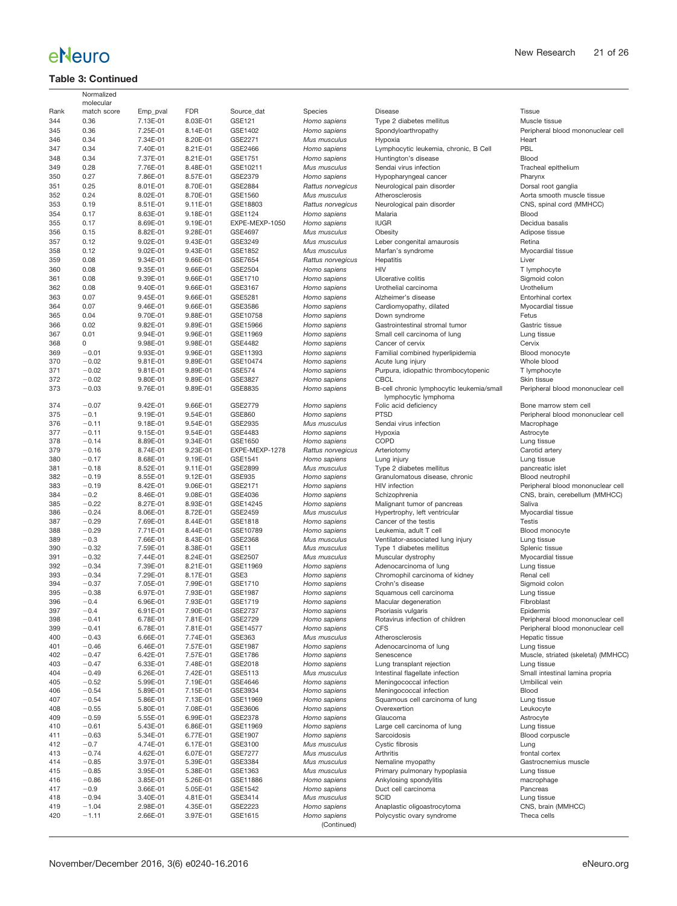**Table 3: Continued**

| Rank | Normalized molecular match score | Emp_pval | FDR | Source_dat | Species | Disease | Tissue |
|---|---|---|---|---|---|---|---|
| 344 | 0.36 | 7.13E-01 | 8.03E-01 | GSE121 | *Homo sapiens* | Type 2 diabetes mellitus | Muscle tissue |
| 345 | 0.36 | 7.25E-01 | 8.14E-01 | GSE1402 | *Homo sapiens* | Spondyloarthropathy | Peripheral blood mononuclear cell |
| 346 | 0.34 | 7.34E-01 | 8.20E-01 | GSE2271 | *Mus musculus* | Hypoxia | Heart |
| 347 | 0.34 | 7.40E-01 | 8.21E-01 | GSE2466 | *Homo sapiens* | Lymphocytic leukemia, chronic, B Cell | PBL |
| 348 | 0.34 | 7.37E-01 | 8.21E-01 | GSE1751 | *Homo sapiens* | Huntington's disease | Blood |
| 349 | 0.28 | 7.76E-01 | 8.48E-01 | GSE10211 | *Mus musculus* | Sendai virus infection | Tracheal epithelium |
| 350 | 0.27 | 7.86E-01 | 8.57E-01 | GSE2379 | *Homo sapiens* | Hypopharyngeal cancer | Pharynx |
| 351 | 0.25 | 8.01E-01 | 8.70E-01 | GSE2884 | *Rattus norvegicus* | Neurological pain disorder | Dorsal root ganglia |
| 352 | 0.24 | 8.02E-01 | 8.70E-01 | GSE1560 | *Mus musculus* | Atherosclerosis | Aorta smooth muscle tissue |
| 353 | 0.19 | 8.51E-01 | 9.11E-01 | GSE18803 | *Rattus norvegicus* | Neurological pain disorder | CNS, spinal cord (MMHCC) |
| 354 | 0.17 | 8.63E-01 | 9.18E-01 | GSE1124 | *Homo sapiens* | Malaria | Blood |
| 355 | 0.17 | 8.69E-01 | 9.19E-01 | EXPE-MEXP-1050 | *Homo sapiens* | IUGR | Decidua basalis |
| 356 | 0.15 | 8.82E-01 | 9.28E-01 | GSE4697 | *Mus musculus* | Obesity | Adipose tissue |
| 357 | 0.12 | 9.02E-01 | 9.43E-01 | GSE3249 | *Mus musculus* | Leber congenital amaurosis | Retina |
| 358 | 0.12 | 9.02E-01 | 9.43E-01 | GSE1852 | *Mus musculus* | Marfan's syndrome | Myocardial tissue |
| 359 | 0.08 | 9.34E-01 | 9.66E-01 | GSE7654 | *Rattus norvegicus* | Hepatitis | Liver |
| 360 | 0.08 | 9.35E-01 | 9.66E-01 | GSE2504 | *Homo sapiens* | HIV | T lymphocyte |
| 361 | 0.08 | 9.39E-01 | 9.66E-01 | GSE1710 | *Homo sapiens* | Ulcerative colitis | Sigmoid colon |
| 362 | 0.08 | 9.40E-01 | 9.66E-01 | GSE3167 | *Homo sapiens* | Urothelial carcinoma | Urothelium |
| 363 | 0.07 | 9.45E-01 | 9.66E-01 | GSE5281 | *Homo sapiens* | Alzheimer's disease | Entorhinal cortex |
| 364 | 0.07 | 9.46E-01 | 9.66E-01 | GSE3586 | *Homo sapiens* | Cardiomyopathy, dilated | Myocardial tissue |
| 365 | 0.04 | 9.70E-01 | 9.88E-01 | GSE10758 | *Homo sapiens* | Down syndrome | Fetus |
| 366 | 0.02 | 9.82E-01 | 9.89E-01 | GSE15966 | *Homo sapiens* | Gastrointestinal stromal tumor | Gastric tissue |
| 367 | 0.01 | 9.94E-01 | 9.96E-01 | GSE11969 | *Homo sapiens* | Small cell carcinoma of lung | Lung tissue |
| 368 | 0 | 9.98E-01 | 9.98E-01 | GSE4482 | *Homo sapiens* | Cancer of cervix | Cervix |
| 369 | −0.01 | 9.93E-01 | 9.96E-01 | GSE11393 | *Homo sapiens* | Familial combined hyperlipidemia | Blood monocyte |
| 370 | −0.02 | 9.81E-01 | 9.89E-01 | GSE10474 | *Homo sapiens* | Acute lung injury | Whole blood |
| 371 | −0.02 | 9.81E-01 | 9.89E-01 | GSE574 | *Homo sapiens* | Purpura, idiopathic thrombocytopenic | T lymphocyte |
| 372 | −0.02 | 9.80E-01 | 9.89E-01 | GSE3827 | *Homo sapiens* | CBCL | Skin tissue |
| 373 | −0.03 | 9.76E-01 | 9.89E-01 | GSE8835 | *Homo sapiens* | B-cell chronic lymphocytic leukemia/small lymphocytic lymphoma | Peripheral blood mononuclear cell |
| 374 | −0.07 | 9.42E-01 | 9.66E-01 | GSE2779 | *Homo sapiens* | Folic acid deficiency | Bone marrow stem cell |
| 375 | −0.1 | 9.19E-01 | 9.54E-01 | GSE860 | *Homo sapiens* | PTSD | Peripheral blood mononuclear cell |
| 376 | −0.11 | 9.18E-01 | 9.54E-01 | GSE2935 | *Mus musculus* | Sendai virus infection | Macrophage |
| 377 | −0.11 | 9.15E-01 | 9.54E-01 | GSE4483 | *Homo sapiens* | Hypoxia | Astrocyte |
| 378 | −0.14 | 8.89E-01 | 9.34E-01 | GSE1650 | *Homo sapiens* | COPD | Lung tissue |
| 379 | −0.16 | 8.74E-01 | 9.23E-01 | EXPE-MEXP-1278 | *Rattus norvegicus* | Arteriotomy | Carotid artery |
| 380 | −0.17 | 8.68E-01 | 9.19E-01 | GSE1541 | *Homo sapiens* | Lung injury | Lung tissue |
| 381 | −0.18 | 8.52E-01 | 9.11E-01 | GSE2899 | *Mus musculus* | Type 2 diabetes mellitus | pancreatic islet |
| 382 | −0.19 | 8.55E-01 | 9.12E-01 | GSE935 | *Homo sapiens* | Granulomatous disease, chronic | Blood neutrophil |
| 383 | −0.19 | 8.42E-01 | 9.06E-01 | GSE2171 | *Homo sapiens* | HIV infection | Peripheral blood mononuclear cell |
| 384 | −0.2 | 8.46E-01 | 9.08E-01 | GSE4036 | *Homo sapiens* | Schizophrenia | CNS, brain, cerebellum (MMHCC) |
| 385 | −0.22 | 8.27E-01 | 8.93E-01 | GSE14245 | *Homo sapiens* | Malignant tumor of pancreas | Saliva |
| 386 | −0.24 | 8.06E-01 | 8.72E-01 | GSE2459 | *Mus musculus* | Hypertrophy, left ventricular | Myocardial tissue |
| 387 | −0.29 | 7.69E-01 | 8.44E-01 | GSE1818 | *Homo sapiens* | Cancer of the testis | Testis |
| 388 | −0.29 | 7.71E-01 | 8.44E-01 | GSE10789 | *Homo sapiens* | Leukemia, adult T cell | Blood monocyte |
| 389 | −0.3 | 7.66E-01 | 8.43E-01 | GSE2368 | *Mus musculus* | Ventilator-associated lung injury | Lung tissue |
| 390 | −0.32 | 7.59E-01 | 8.38E-01 | GSE11 | *Mus musculus* | Type 1 diabetes mellitus | Splenic tissue |
| 391 | −0.32 | 7.44E-01 | 8.24E-01 | GSE2507 | *Mus musculus* | Muscular dystrophy | Myocardial tissue |
| 392 | −0.34 | 7.39E-01 | 8.21E-01 | GSE11969 | *Homo sapiens* | Adenocarcinoma of lung | Lung tissue |
| 393 | −0.34 | 7.29E-01 | 8.17E-01 | GSE3 | *Homo sapiens* | Chromophil carcinoma of kidney | Renal cell |
| 394 | −0.37 | 7.05E-01 | 7.99E-01 | GSE1710 | *Homo sapiens* | Crohn's disease | Sigmoid colon |
| 395 | −0.38 | 6.97E-01 | 7.93E-01 | GSE1987 | *Homo sapiens* | Squamous cell carcinoma | Lung tissue |
| 396 | −0.4 | 6.96E-01 | 7.93E-01 | GSE1719 | *Homo sapiens* | Macular degeneration | Fibroblast |
| 397 | −0.4 | 6.91E-01 | 7.90E-01 | GSE2737 | *Homo sapiens* | Psoriasis vulgaris | Epidermis |
| 398 | −0.41 | 6.78E-01 | 7.81E-01 | GSE2729 | *Homo sapiens* | Rotavirus infection of children | Peripheral blood mononuclear cell |
| 399 | −0.41 | 6.78E-01 | 7.81E-01 | GSE14577 | *Homo sapiens* | CFS | Peripheral blood mononuclear cell |
| 400 | −0.43 | 6.66E-01 | 7.74E-01 | GSE363 | *Mus musculus* | Atherosclerosis | Hepatic tissue |
| 401 | −0.46 | 6.46E-01 | 7.57E-01 | GSE1987 | *Homo sapiens* | Adenocarcinoma of lung | Lung tissue |
| 402 | −0.47 | 6.42E-01 | 7.57E-01 | GSE1786 | *Homo sapiens* | Senescence | Muscle, striated (skeletal) (MMHCC) |
| 403 | −0.47 | 6.33E-01 | 7.48E-01 | GSE2018 | *Homo sapiens* | Lung transplant rejection | Lung tissue |
| 404 | −0.49 | 6.26E-01 | 7.42E-01 | GSE5113 | *Mus musculus* | Intestinal flagellate infection | Small intestinal lamina propria |
| 405 | −0.52 | 5.99E-01 | 7.19E-01 | GSE4646 | *Homo sapiens* | Meningococcal infection | Umbilical vein |
| 406 | −0.54 | 5.89E-01 | 7.15E-01 | GSE3934 | *Homo sapiens* | Meningococcal infection | Blood |
| 407 | −0.54 | 5.86E-01 | 7.13E-01 | GSE11969 | *Homo sapiens* | Squamous cell carcinoma of lung | Lung tissue |
| 408 | −0.55 | 5.80E-01 | 7.08E-01 | GSE3606 | *Homo sapiens* | Overexertion | Leukocyte |
| 409 | −0.59 | 5.55E-01 | 6.99E-01 | GSE2378 | *Homo sapiens* | Glaucoma | Astrocyte |
| 410 | −0.61 | 5.43E-01 | 6.86E-01 | GSE11969 | *Homo sapiens* | Large cell carcinoma of lung | Lung tissue |
| 411 | −0.63 | 5.34E-01 | 6.77E-01 | GSE1907 | *Homo sapiens* | Sarcoidosis | Blood corpuscle |
| 412 | −0.7 | 4.74E-01 | 6.17E-01 | GSE3100 | *Mus musculus* | Cystic fibrosis | Lung |
| 413 | −0.74 | 4.62E-01 | 6.07E-01 | GSE7277 | *Mus musculus* | Arthritis | frontal cortex |
| 414 | −0.85 | 3.97E-01 | 5.39E-01 | GSE3384 | *Mus musculus* | Nemaline myopathy | Gastrocnemius muscle |
| 415 | −0.85 | 3.95E-01 | 5.38E-01 | GSE1363 | *Mus musculus* | Primary pulmonary hypoplasia | Lung tissue |
| 416 | −0.86 | 3.85E-01 | 5.26E-01 | GSE11886 | *Homo sapiens* | Ankylosing spondylitis | macrophage |
| 417 | −0.9 | 3.66E-01 | 5.05E-01 | GSE1542 | *Homo sapiens* | Duct cell carcinoma | Pancreas |
| 418 | −0.94 | 3.40E-01 | 4.81E-01 | GSE3414 | *Mus musculus* | SCID | Lung tissue |
| 419 | −1.04 | 2.98E-01 | 4.35E-01 | GSE2223 | *Homo sapiens* | Anaplastic oligoastrocytoma | CNS, brain (MMHCC) |
| 420 | −1.11 | 2.66E-01 | 3.97E-01 | GSE1615 | *Homo sapiens* | Polycystic ovary syndrome | Theca cells |

(Continued)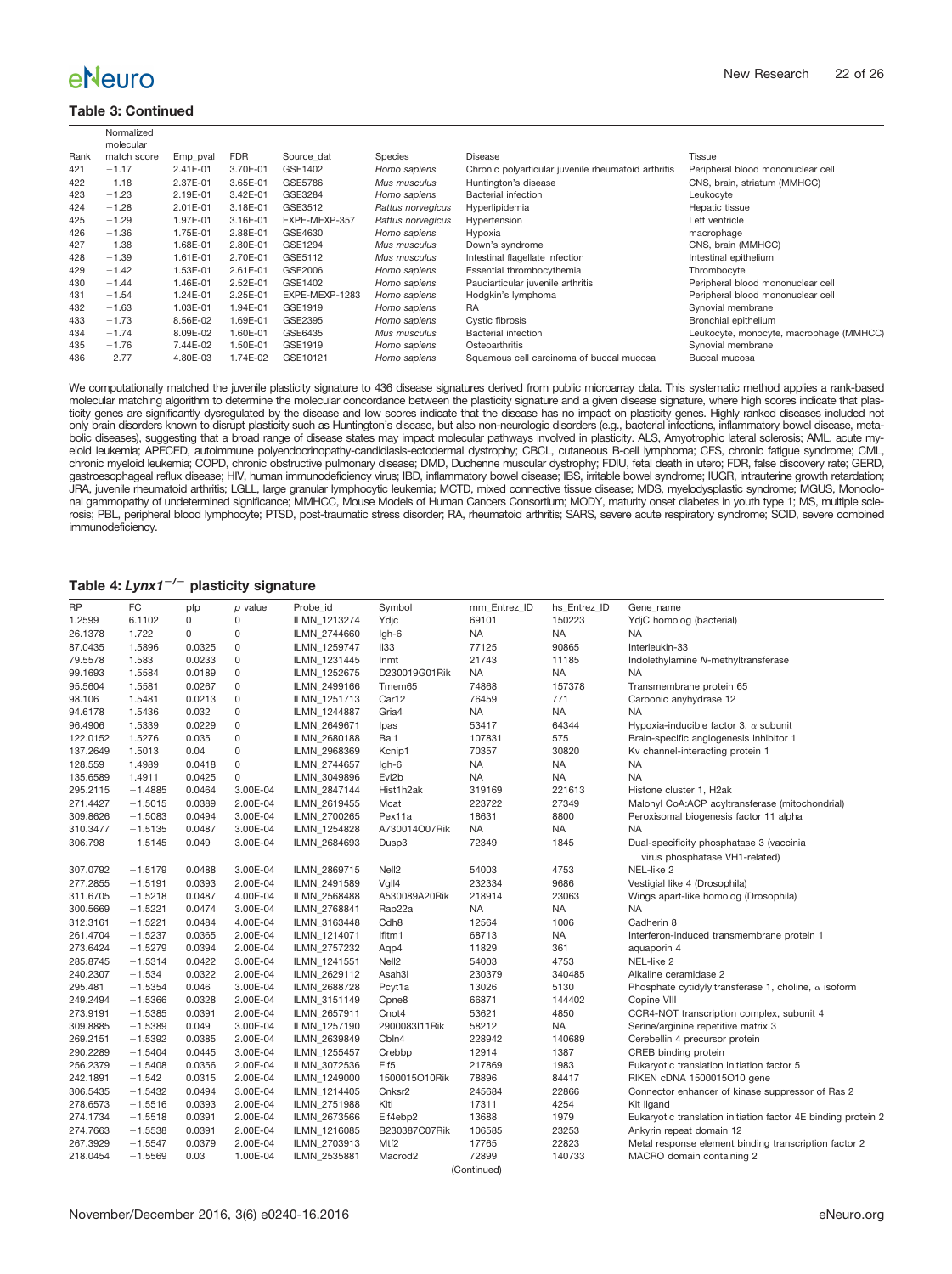**Table 3: Continued**

| Rank | Normalized molecular match score | Emp_pval | FDR | Source_dat | Species | Disease | Tissue |
|---|---|---|---|---|---|---|---|
| 421 | −1.17 | 2.41E-01 | 3.70E-01 | GSE1402 | *Homo sapiens* | Chronic polyarticular juvenile rheumatoid arthritis | Peripheral blood mononuclear cell |
| 422 | −1.18 | 2.37E-01 | 3.65E-01 | GSE5786 | *Mus musculus* | Huntington's disease | CNS, brain, striatum (MMHCC) |
| 423 | −1.23 | 2.19E-01 | 3.42E-01 | GSE3284 | *Homo sapiens* | Bacterial infection | Leukocyte |
| 424 | −1.28 | 2.01E-01 | 3.18E-01 | GSE3512 | *Rattus norvegicus* | Hyperlipidemia | Hepatic tissue |
| 425 | −1.29 | 1.97E-01 | 3.16E-01 | EXPE-MEXP-357 | *Rattus norvegicus* | Hypertension | Left ventricle |
| 426 | −1.36 | 1.75E-01 | 2.88E-01 | GSE4630 | *Homo sapiens* | Hypoxia | macrophage |
| 427 | −1.38 | 1.68E-01 | 2.80E-01 | GSE1294 | *Mus musculus* | Down's syndrome | CNS, brain (MMHCC) |
| 428 | −1.39 | 1.61E-01 | 2.70E-01 | GSE5112 | *Mus musculus* | Intestinal flagellate infection | Intestinal epithelium |
| 429 | −1.42 | 1.53E-01 | 2.61E-01 | GSE2006 | *Homo sapiens* | Essential thrombocythemia | Thrombocyte |
| 430 | −1.44 | 1.46E-01 | 2.52E-01 | GSE1402 | *Homo sapiens* | Pauciarticular juvenile arthritis | Peripheral blood mononuclear cell |
| 431 | −1.54 | 1.24E-01 | 2.25E-01 | EXPE-MEXP-1283 | *Homo sapiens* | Hodgkin's lymphoma | Peripheral blood mononuclear cell |
| 432 | −1.63 | 1.03E-01 | 1.94E-01 | GSE1919 | *Homo sapiens* | RA | Synovial membrane |
| 433 | −1.73 | 8.56E-02 | 1.69E-01 | GSE2395 | *Homo sapiens* | Cystic fibrosis | Bronchial epithelium |
| 434 | −1.74 | 8.09E-02 | 1.60E-01 | GSE6435 | *Mus musculus* | Bacterial infection | Leukocyte, monocyte, macrophage (MMHCC) |
| 435 | −1.76 | 7.44E-02 | 1.50E-01 | GSE1919 | *Homo sapiens* | Osteoarthritis | Synovial membrane |
| 436 | −2.77 | 4.80E-03 | 1.74E-02 | GSE10121 | *Homo sapiens* | Squamous cell carcinoma of buccal mucosa | Buccal mucosa |

We computationally matched the juvenile plasticity signature to 436 disease signatures derived from public microarray data. This systematic method applies a rank-based molecular matching algorithm to determine the molecular concordance between the plasticity signature and a given disease signature, where high scores indicate that plasticity genes are significantly dysregulated by the disease and low scores indicate that the disease has no impact on plasticity genes. Highly ranked diseases included not only brain disorders known to disrupt plasticity such as Huntington's disease, but also non-neurologic disorders (e.g., bacterial infections, inflammatory bowel disease, metabolic diseases), suggesting that a broad range of disease states may impact molecular pathways involved in plasticity. ALS, Amyotrophic lateral sclerosis; AML, acute myeloid leukemia; APECED, autoimmune polyendocrinopathy-candidiasis-ectodermal dystrophy; CBCL, cutaneous B-cell lymphoma; CFS, chronic fatigue syndrome; CML, chronic myeloid leukemia; COPD, chronic obstructive pulmonary disease; DMD, Duchenne muscular dystrophy; FDIU, fetal death in utero; FDR, false discovery rate; GERD, gastroesophageal reflux disease; HIV, human immunodeficiency virus; IBD, inflammatory bowel disease; IBS, irritable bowel syndrome; IUGR, intrauterine growth retardation; JRA, juvenile rheumatoid arthritis; LGLL, large granular lymphocytic leukemia; MCTD, mixed connective tissue disease; MDS, myelodysplastic syndrome; MGUS, Monoclonal gammopathy of undetermined significance; MMHCC, Mouse Models of Human Cancers Consortium; MODY, maturity onset diabetes in youth type 1; MS, multiple sclerosis; PBL, peripheral blood lymphocyte; PTSD, post-traumatic stress disorder; RA, rheumatoid arthritis; SARS, severe acute respiratory syndrome; SCID, severe combined immunodeficiency.

**Table 4: *Lynx1*$^{-/-}$ plasticity signature**

| RP | FC | pfp | *p* value | Probe_id | Symbol | mm_Entrez_ID | hs_Entrez_ID | Gene_name |
|---|---|---|---|---|---|---|---|---|
| 1.2599 | 6.1102 | 0 | 0 | ILMN_1213274 | Ydjc | 69101 | 150223 | YdjC homolog (bacterial) |
| 26.1378 | 1.722 | 0 | 0 | ILMN_2744660 | Igh-6 | NA | NA | NA |
| 87.0435 | 1.5896 | 0.0325 | 0 | ILMN_1259747 | Il33 | 77125 | 90865 | Interleukin-33 |
| 79.5578 | 1.583 | 0.0233 | 0 | ILMN_1231445 | Inmt | 21743 | 11185 | Indolethylamine *N*-methyltransferase |
| 99.1693 | 1.5584 | 0.0189 | 0 | ILMN_1252675 | D230019G01Rik | NA | NA | NA |
| 95.5604 | 1.5581 | 0.0267 | 0 | ILMN_2499166 | Tmem65 | 74868 | 157378 | Transmembrane protein 65 |
| 98.106 | 1.5481 | 0.0213 | 0 | ILMN_1251713 | Car12 | 76459 | 771 | Carbonic anyhydrase 12 |
| 94.6178 | 1.5436 | 0.032 | 0 | ILMN_1244887 | Gria4 | NA | NA | NA |
| 96.4906 | 1.5339 | 0.0229 | 0 | ILMN_2649671 | Ipas | 53417 | 64344 | Hypoxia-inducible factor 3, $\alpha$ subunit |
| 122.0152 | 1.5276 | 0.035 | 0 | ILMN_2680188 | Bai1 | 107831 | 575 | Brain-specific angiogenesis inhibitor 1 |
| 137.2649 | 1.5013 | 0.04 | 0 | ILMN_2968369 | Kcnip1 | 70357 | 30820 | Kv channel-interacting protein 1 |
| 128.559 | 1.4989 | 0.0418 | 0 | ILMN_2744657 | Igh-6 | NA | NA | NA |
| 135.6589 | 1.4911 | 0.0425 | 0 | ILMN_3049896 | Evi2b | NA | NA | NA |
| 295.2115 | −1.4885 | 0.0464 | 3.00E-04 | ILMN_2847144 | Hist1h2ak | 319169 | 221613 | Histone cluster 1, H2ak |
| 271.4427 | −1.5015 | 0.0389 | 2.00E-04 | ILMN_2619455 | Mcat | 223722 | 27349 | Malonyl CoA:ACP acyltransferase (mitochondrial) |
| 309.8626 | −1.5083 | 0.0494 | 3.00E-04 | ILMN_2700265 | Pex11a | 18631 | 8800 | Peroxisomal biogenesis factor 11 alpha |
| 310.3477 | −1.5135 | 0.0487 | 3.00E-04 | ILMN_1254828 | A730014O07Rik | NA | NA | NA |
| 306.798 | −1.5145 | 0.049 | 3.00E-04 | ILMN_2684693 | Dusp3 | 72349 | 1845 | Dual-specificity phosphatase 3 (vaccinia virus phosphatase VH1-related) |
| 307.0792 | −1.5179 | 0.0488 | 3.00E-04 | ILMN_2869715 | Nell2 | 54003 | 4753 | NEL-like 2 |
| 277.2855 | −1.5191 | 0.0393 | 2.00E-04 | ILMN_2491589 | Vgll4 | 232334 | 9686 | Vestigial like 4 (Drosophila) |
| 311.6705 | −1.5218 | 0.0487 | 4.00E-04 | ILMN_2568488 | A530089A20Rik | 218914 | 23063 | Wings apart-like homolog (Drosophila) |
| 300.5669 | −1.5221 | 0.0474 | 3.00E-04 | ILMN_2768841 | Rab22a | NA | NA | NA |
| 312.3161 | −1.5221 | 0.0484 | 4.00E-04 | ILMN_3163448 | Cdh8 | 12564 | 1006 | Cadherin 8 |
| 261.4704 | −1.5237 | 0.0365 | 2.00E-04 | ILMN_1214071 | Ifitm1 | 68713 | NA | Interferon-induced transmembrane protein 1 |
| 273.6424 | −1.5279 | 0.0394 | 2.00E-04 | ILMN_2757232 | Aqp4 | 11829 | 361 | aquaporin 4 |
| 285.8745 | −1.5314 | 0.0422 | 3.00E-04 | ILMN_1241551 | Nell2 | 54003 | 4753 | NEL-like 2 |
| 240.2307 | −1.534 | 0.0322 | 2.00E-04 | ILMN_2629112 | Asah3l | 230379 | 340485 | Alkaline ceramidase 2 |
| 295.481 | −1.5354 | 0.046 | 3.00E-04 | ILMN_2688728 | Pcyt1a | 13026 | 5130 | Phosphate cytidylyltransferase 1, choline, $\alpha$ isoform |
| 249.2494 | −1.5366 | 0.0328 | 2.00E-04 | ILMN_3151149 | Cpne8 | 66871 | 144402 | Copine VIII |
| 273.9191 | −1.5385 | 0.0391 | 2.00E-04 | ILMN_2657911 | Cnot4 | 53621 | 4850 | CCR4-NOT transcription complex, subunit 4 |
| 309.8885 | −1.5389 | 0.049 | 3.00E-04 | ILMN_1257190 | 2900083I11Rik | 58212 | NA | Serine/arginine repetitive matrix 3 |
| 269.2151 | −1.5392 | 0.0385 | 2.00E-04 | ILMN_2639849 | Cbln4 | 228942 | 140689 | Cerebellin 4 precursor protein |
| 290.2289 | −1.5404 | 0.0445 | 3.00E-04 | ILMN_1255457 | Crebbp | 12914 | 1387 | CREB binding protein |
| 256.2379 | −1.5408 | 0.0356 | 2.00E-04 | ILMN_3072536 | Eif5 | 217869 | 1983 | Eukaryotic translation initiation factor 5 |
| 242.1891 | −1.542 | 0.0315 | 2.00E-04 | ILMN_1249000 | 1500015O10Rik | 78896 | 84417 | RIKEN cDNA 1500015O10 gene |
| 306.5435 | −1.5432 | 0.0494 | 3.00E-04 | ILMN_1214405 | Cnksr2 | 245684 | 22866 | Connector enhancer of kinase suppressor of Ras 2 |
| 278.6573 | −1.5516 | 0.0393 | 2.00E-04 | ILMN_2751988 | Kitl | 17311 | 4254 | Kit ligand |
| 274.1734 | −1.5518 | 0.0391 | 2.00E-04 | ILMN_2673566 | Eif4ebp2 | 13688 | 1979 | Eukaryotic translation initiation factor 4E binding protein 2 |
| 274.7663 | −1.5538 | 0.0391 | 2.00E-04 | ILMN_1216085 | B230387C07Rik | 106585 | 23253 | Ankyrin repeat domain 12 |
| 267.3929 | −1.5547 | 0.0379 | 2.00E-04 | ILMN_2703913 | Mtf2 | 17765 | 22823 | Metal response element binding transcription factor 2 |
| 218.0454 | −1.5569 | 0.03 | 1.00E-04 | ILMN_2535881 | Macrod2 | 72899 | 140733 | MACRO domain containing 2 |

(Continued)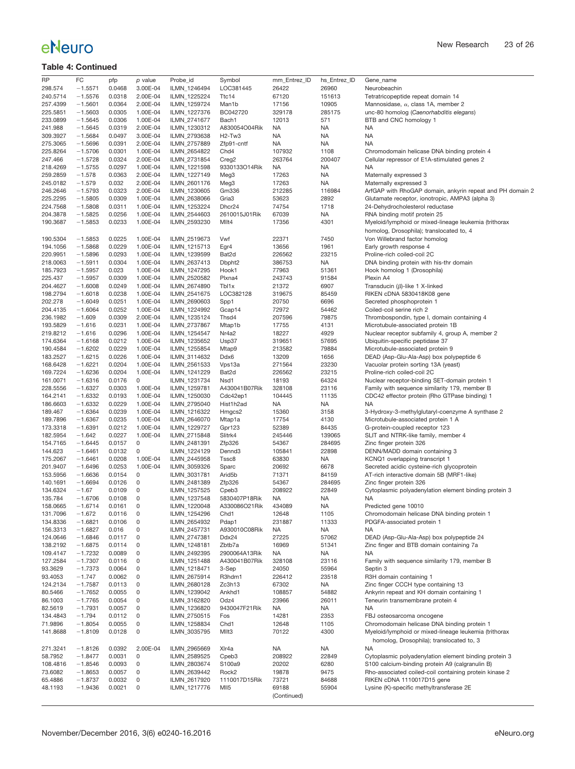**Table 4: Continued**

| RP | FC | pfp | p value | Probe_id | Symbol | mm_Entrez_ID | hs_Entrez_ID | Gene_name |
|---|---|---|---|---|---|---|---|---|
| 298.574 | −1.5571 | 0.0468 | 3.00E-04 | ILMN_1246494 | LOC381445 | 26422 | 26960 | Neurobeachin |
| 240.5714 | −1.5576 | 0.0318 | 2.00E-04 | ILMN_1225224 | Ttc14 | 67120 | 151613 | Tetratricopeptide repeat domain 14 |
| 257.4399 | −1.5601 | 0.0364 | 2.00E-04 | ILMN_1259724 | Man1b | 17156 | 10905 | Mannosidase, α, class 1A, member 2 |
| 225.5851 | −1.5603 | 0.0305 | 1.00E-04 | ILMN_1227376 | BC042720 | 329178 | 285175 | unc-80 homolog (*Caenorhabditis elegans*) |
| 233.0899 | −1.5645 | 0.0306 | 1.00E-04 | ILMN_2741677 | Bach1 | 12013 | 571 | BTB and CNC homology 1 |
| 241.988 | −1.5645 | 0.0319 | 2.00E-04 | ILMN_1230312 | A830054O04Rik | NA | NA | NA |
| 309.3927 | −1.5684 | 0.0497 | 3.00E-04 | ILMN_2793638 | H2-Tw3 | NA | NA | NA |
| 275.3065 | −1.5696 | 0.0391 | 2.00E-04 | ILMN_2757889 | Zfp91-cntf | NA | NA | NA |
| 225.8264 | −1.5706 | 0.0301 | 1.00E-04 | ILMN_2654822 | Chd4 | 107932 | 1108 | Chromodomain helicase DNA binding protein 4 |
| 247.466 | −1.5728 | 0.0324 | 2.00E-04 | ILMN_2731854 | Creg2 | 263764 | 200407 | Cellular repressor of E1A-stimulated genes 2 |
| 218.4269 | −1.5755 | 0.0297 | 1.00E-04 | ILMN_1221598 | 9330133O14Rik | NA | NA | NA |
| 259.2859 | −1.578 | 0.0363 | 2.00E-04 | ILMN_1227149 | Meg3 | 17263 | NA | Maternally expressed 3 |
| 245.0182 | −1.579 | 0.032 | 2.00E-04 | ILMN_2601176 | Meg3 | 17263 | NA | Maternally expressed 3 |
| 246.2646 | −1.5793 | 0.0323 | 2.00E-04 | ILMN_1230605 | Gm336 | 212285 | 116984 | ArfGAP with RhoGAP domain, ankyrin repeat and PH domain 2 |
| 225.2295 | −1.5805 | 0.0309 | 1.00E-04 | ILMN_2638066 | Gria3 | 53623 | 2892 | Glutamate receptor, ionotropic, AMPA3 (alpha 3) |
| 224.7568 | −1.5808 | 0.0311 | 1.00E-04 | ILMN_1253224 | Dhcr24 | 74754 | 1718 | 24-Dehydrocholesterol reductase |
| 204.3878 | −1.5825 | 0.0256 | 1.00E-04 | ILMN_2544603 | 2610015J01Rik | 67039 | NA | RNA binding motif protein 25 |
| 190.3687 | −1.5853 | 0.0233 | 1.00E-04 | ILMN_2593230 | Mllt4 | 17356 | 4301 | Myeloid/lymphoid or mixed-lineage leukemia (trithorax homolog, Drosophila); translocated to, 4 |
| 190.5304 | −1.5853 | 0.0225 | 1.00E-04 | ILMN_2519673 | Vwf | 22371 | 7450 | Von Willebrand factor homolog |
| 194.1056 | −1.5868 | 0.0229 | 1.00E-04 | ILMN_1215713 | Egr4 | 13656 | 1961 | Early growth response 4 |
| 220.9951 | −1.5896 | 0.0293 | 1.00E-04 | ILMN_1239599 | Bat2d | 226562 | 23215 | Proline-rich coiled-coil 2C |
| 218.0063 | −1.5911 | 0.0304 | 1.00E-04 | ILMN_2637413 | Dbpht2 | 386753 | NA | DNA binding protein with his-thr domain |
| 185.7923 | −1.5957 | 0.023 | 1.00E-04 | ILMN_1247295 | Hook1 | 77963 | 51361 | Hook homolog 1 (Drosophila) |
| 225.437 | −1.5957 | 0.0309 | 1.00E-04 | ILMN_2520582 | Plxna4 | 243743 | 91584 | Plexin A4 |
| 204.4627 | −1.6008 | 0.0249 | 1.00E-04 | ILMN_2674890 | Tbl1x | 21372 | 6907 | Transducin (β)-like 1 X-linked |
| 198.2794 | −1.6018 | 0.0238 | 1.00E-04 | ILMN_2541675 | LOC382128 | 319675 | 85459 | RIKEN cDNA 5830418K08 gene |
| 202.278 | −1.6049 | 0.0251 | 1.00E-04 | ILMN_2690603 | Spp1 | 20750 | 6696 | Secreted phosphoprotein 1 |
| 204.4135 | −1.6064 | 0.0252 | 1.00E-04 | ILMN_1224992 | Gcap14 | 72972 | 54462 | Coiled-coil serine rich 2 |
| 236.1982 | −1.609 | 0.0309 | 2.00E-04 | ILMN_1235124 | Thsd4 | 207596 | 79875 | Thrombospondin, type I, domain containing 4 |
| 193.5829 | −1.616 | 0.0231 | 1.00E-04 | ILMN_2737867 | Mtap1b | 17755 | 4131 | Microtubule-associated protein 1B |
| 219.8212 | −1.616 | 0.0296 | 1.00E-04 | ILMN_1254547 | Nr4a2 | 18227 | 4929 | Nuclear receptor subfamily 4, group A, member 2 |
| 174.6364 | −1.6168 | 0.0212 | 1.00E-04 | ILMN_1235652 | Usp37 | 319651 | 57695 | Ubiquitin-specific peptidase 37 |
| 190.4584 | −1.6202 | 0.0229 | 1.00E-04 | ILMN_1255854 | Mtap9 | 213582 | 79884 | Microtubule-associated protein 9 |
| 183.2527 | −1.6215 | 0.0226 | 1.00E-04 | ILMN_3114632 | Ddx6 | 13209 | 1656 | DEAD (Asp-Glu-Ala-Asp) box polypeptide 6 |
| 168.6428 | −1.6221 | 0.0204 | 1.00E-04 | ILMN_2561533 | Vps13a | 271564 | 23230 | Vacuolar protein sorting 13A (yeast) |
| 169.7224 | −1.6236 | 0.0204 | 1.00E-04 | ILMN_1241229 | Bat2d | 226562 | 23215 | Proline-rich coiled-coil 2C |
| 161.0071 | −1.6316 | 0.0176 | 0 | ILMN_1231734 | Nsd1 | 18193 | 64324 | Nuclear receptor-binding SET-domain protein 1 |
| 228.5556 | −1.6327 | 0.0303 | 1.00E-04 | ILMN_1259781 | A430041B07Rik | 328108 | 23116 | Family with sequence similarity 179, member B |
| 164.2141 | −1.6332 | 0.0193 | 1.00E-04 | ILMN_1250030 | Cdc42ep1 | 104445 | 11135 | CDC42 effector protein (Rho GTPase binding) 1 |
| 186.6603 | −1.6332 | 0.0229 | 1.00E-04 | ILMN_2795040 | Hist1h2ad | NA | NA | NA |
| 189.467 | −1.6364 | 0.0239 | 1.00E-04 | ILMN_1216322 | Hmgcs2 | 15360 | 3158 | 3-Hydroxy-3-methylglutaryl-coenzyme A synthase 2 |
| 189.7896 | −1.6367 | 0.0235 | 1.00E-04 | ILMN_2646070 | Mtap1a | 17754 | 4130 | Microtubule-associated protein 1 A |
| 173.3318 | −1.6391 | 0.0212 | 1.00E-04 | ILMN_1229727 | Gpr123 | 52389 | 84435 | G-protein-coupled receptor 123 |
| 182.5954 | −1.642 | 0.0227 | 1.00E-04 | ILMN_2715848 | Slitrk4 | 245446 | 139065 | SLIT and NTRK-like family, member 4 |
| 154.7165 | −1.6445 | 0.0157 | 0 | ILMN_2481391 | Zfp326 | 54367 | 284695 | Zinc finger protein 326 |
| 144.623 | −1.6461 | 0.0132 | 0 | ILMN_1224129 | Dennd3 | 105841 | 22898 | DENN/MADD domain containing 3 |
| 175.2067 | −1.6461 | 0.0208 | 1.00E-04 | ILMN_2445958 | Tssc8 | 63830 | NA | KCNQ1 overlapping transcript 1 |
| 201.9407 | −1.6496 | 0.0253 | 1.00E-04 | ILMN_3059326 | Sparc | 20692 | 6678 | Secreted acidic cysteine-rich glycoprotein |
| 153.5956 | −1.6636 | 0.0154 | 0 | ILMN_3031781 | Arid5b | 71371 | 84159 | AT-rich interactive domain 5B (MRF1-like) |
| 140.1691 | −1.6694 | 0.0126 | 0 | ILMN_2481389 | Zfp326 | 54367 | 284695 | Zinc finger protein 326 |
| 134.6324 | −1.67 | 0.0109 | 0 | ILMN_1257525 | Cpeb3 | 208922 | 22849 | Cytoplasmic polyadenylation element binding protein 3 |
| 135.784 | −1.6706 | 0.0108 | 0 | ILMN_1237548 | 5830407P18Rik | NA | NA | NA |
| 158.0665 | −1.6714 | 0.0161 | 0 | ILMN_1220048 | A330086O21Rik | 434089 | NA | Predicted gene 10010 |
| 131.7096 | −1.672 | 0.0116 | 0 | ILMN_1254296 | Chd1 | 12648 | 1105 | Chromodomain helicase DNA binding protein 1 |
| 134.8336 | −1.6821 | 0.0106 | 0 | ILMN_2654932 | Pdap1 | 231887 | 11333 | PDGFA-associated protein 1 |
| 156.3313 | −1.6827 | 0.016 | 0 | ILMN_2457731 | A930010C08Rik | NA | NA | NA |
| 124.0646 | −1.6846 | 0.0117 | 0 | ILMN_2747381 | Ddx24 | 27225 | 57062 | DEAD (Asp-Glu-Ala-Asp) box polypeptide 24 |
| 138.2192 | −1.6875 | 0.0114 | 0 | ILMN_1248181 | Zbtb7a | 16969 | 51341 | Zinc finger and BTB domain containing 7a |
| 109.4147 | −1.7232 | 0.0089 | 0 | ILMN_2492395 | 2900064A13Rik | NA | NA | NA |
| 127.2584 | −1.7307 | 0.0116 | 0 | ILMN_1251488 | A430041B07Rik | 328108 | 23116 | Family with sequence similarity 179, member B |
| 93.3629 | −1.7373 | 0.0064 | 0 | ILMN_1218471 | 3-Sep | 24050 | 55964 | Septin 3 |
| 93.4053 | −1.747 | 0.0062 | 0 | ILMN_2675914 | R3hdm1 | 226412 | 23518 | R3H domain containing 1 |
| 124.2134 | −1.7587 | 0.0113 | 0 | ILMN_2680128 | Zc3h13 | 67302 | NA | Zinc finger CCCH type containing 13 |
| 80.5466 | −1.7652 | 0.0055 | 0 | ILMN_1239042 | Ankhd1 | 108857 | 54882 | Ankyrin repeat and KH domain containing 1 |
| 86.1003 | −1.7765 | 0.0054 | 0 | ILMN_3162820 | Odz4 | 23966 | 26011 | Teneurin transmembrane protein 4 |
| 82.5619 | −1.7931 | 0.0057 | 0 | ILMN_1236820 | 9430047F21Rik | NA | NA | NA |
| 134.4843 | −1.794 | 0.0112 | 0 | ILMN_2750515 | Fos | 14281 | 2353 | FBJ osteosarcoma oncogene |
| 71.9896 | −1.8054 | 0.0055 | 0 | ILMN_1258834 | Chd1 | 12648 | 1105 | Chromodomain helicase DNA binding protein 1 |
| 141.8688 | −1.8109 | 0.0128 | 0 | ILMN_3035795 | Mllt3 | 70122 | 4300 | Myeloid/lymphoid or mixed-lineage leukemia (trithorax homolog, Drosophila); translocated to, 3 |
| 271.3241 | −1.8126 | 0.0392 | 2.00E-04 | ILMN_2965669 | Xlr4a | NA | NA | NA |
| 58.7952 | −1.8477 | 0.0031 | 0 | ILMN_2589525 | Cpeb3 | 208922 | 22849 | Cytoplasmic polyadenylation element binding protein 3 |
| 108.4816 | −1.8546 | 0.0093 | 0 | ILMN_2803674 | S100a9 | 20202 | 6280 | S100 calcium-binding protein A9 (calgranulin B) |
| 73.6082 | −1.8653 | 0.0057 | 0 | ILMN_2639442 | Rock2 | 19878 | 9475 | Rho-associated coiled-coil containing protein kinase 2 |
| 65.4886 | −1.8737 | 0.0032 | 0 | ILMN_2617920 | 1110017D15Rik | 73721 | 84688 | RIKEN cDNA 1110017D15 gene |
| 48.1193 | −1.9436 | 0.0021 | 0 | ILMN_1217776 | Mll5 | 69188 | 55904 | Lysine (K)-specific methyltransferase 2E |

(Continued)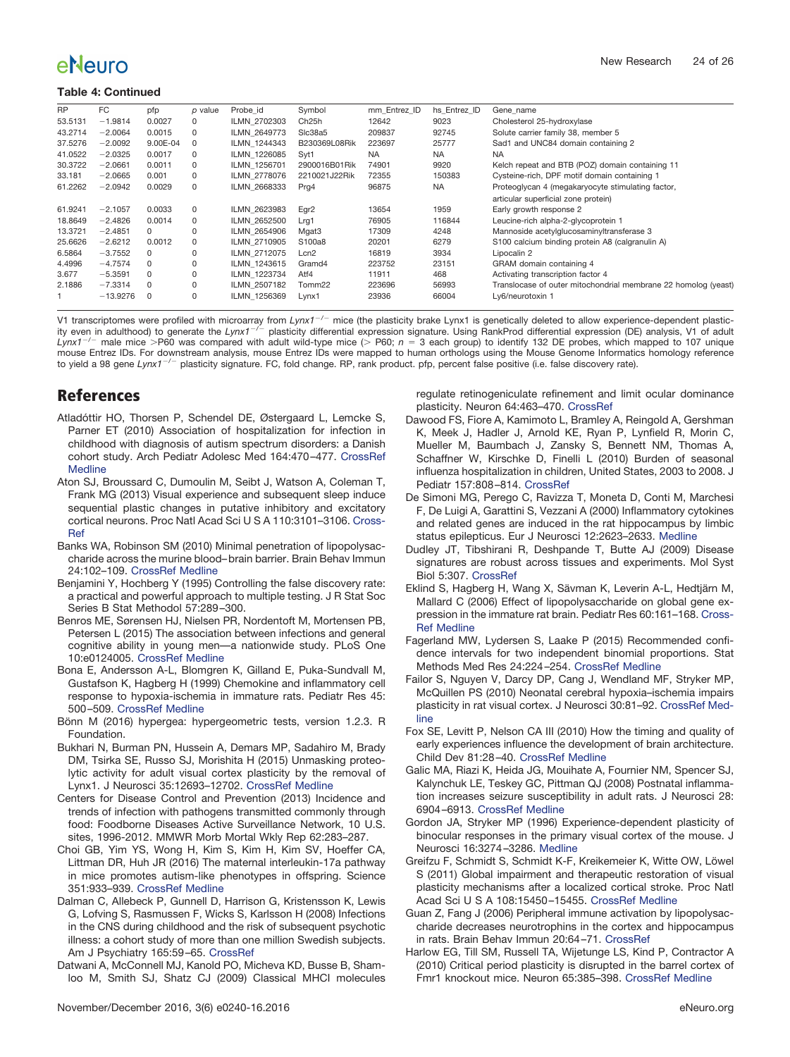**Table 4: Continued**

| RP | FC | pfp | p value | Probe_id | Symbol | mm_Entrez_ID | hs_Entrez_ID | Gene_name |
|---|---|---|---|---|---|---|---|---|
| 53.5131 | −1.9814 | 0.0027 | 0 | ILMN_2702303 | Ch25h | 12642 | 9023 | Cholesterol 25-hydroxylase |
| 43.2714 | −2.0064 | 0.0015 | 0 | ILMN_2649773 | Slc38a5 | 209837 | 92745 | Solute carrier family 38, member 5 |
| 37.5276 | −2.0092 | 9.00E-04 | 0 | ILMN_1244343 | B230369L08Rik | 223697 | 25777 | Sad1 and UNC84 domain containing 2 |
| 41.0522 | −2.0325 | 0.0017 | 0 | ILMN_1226085 | Syt1 | NA | NA | NA |
| 30.3722 | −2.0661 | 0.0011 | 0 | ILMN_1256701 | 2900016B01Rik | 74901 | 9920 | Kelch repeat and BTB (POZ) domain containing 11 |
| 33.181 | −2.0665 | 0.001 | 0 | ILMN_2778076 | 2210021J22Rik | 72355 | 150383 | Cysteine-rich, DPF motif domain containing 1 |
| 61.2262 | −2.0942 | 0.0029 | 0 | ILMN_2668333 | Prg4 | 96875 | NA | Proteoglycan 4 (megakaryocyte stimulating factor, articular superficial zone protein) |
| 61.9241 | −2.1057 | 0.0033 | 0 | ILMN_2623983 | Egr2 | 13654 | 1959 | Early growth response 2 |
| 18.8649 | −2.4826 | 0.0014 | 0 | ILMN_2652500 | Lrg1 | 76905 | 116844 | Leucine-rich alpha-2-glycoprotein 1 |
| 13.3721 | −2.4851 | 0 | 0 | ILMN_2654906 | Mgat3 | 17309 | 4248 | Mannoside acetylglucosaminyltransferase 3 |
| 25.6626 | −2.6212 | 0.0012 | 0 | ILMN_2710905 | S100a8 | 20201 | 6279 | S100 calcium binding protein A8 (calgranulin A) |
| 6.5864 | −3.7552 | 0 | 0 | ILMN_2712075 | Lcn2 | 16819 | 3934 | Lipocalin 2 |
| 4.4996 | −4.7574 | 0 | 0 | ILMN_1243615 | Gramd4 | 223752 | 23151 | GRAM domain containing 4 |
| 3.677 | −5.3591 | 0 | 0 | ILMN_1223734 | Atf4 | 11911 | 468 | Activating transcription factor 4 |
| 2.1886 | −7.3314 | 0 | 0 | ILMN_2507182 | Tomm22 | 223696 | 56993 | Translocase of outer mitochondrial membrane 22 homolog (yeast) |
| 1 | −13.9276 | 0 | 0 | ILMN_1256369 | Lynx1 | 23936 | 66004 | Ly6/neurotoxin 1 |

V1 transcriptomes were profiled with microarray from *Lynx1*$^{-/-}$ mice (the plasticity brake Lynx1 is genetically deleted to allow experience-dependent plasticity even in adulthood) to generate the *Lynx1*$^{-/-}$ plasticity differential expression signature. Using RankProd differential expression (DE) analysis, V1 of adult *Lynx1*$^{-/-}$ male mice >P60 was compared with adult wild-type mice (> P60; $n$ = 3 each group) to identify 132 DE probes, which mapped to 107 unique mouse Entrez IDs. For downstream analysis, mouse Entrez IDs were mapped to human orthologs using the Mouse Genome Informatics homology reference to yield a 98 gene *Lynx1*$^{-/-}$ plasticity signature. FC, fold change. RP, rank product. pfp, percent false positive (i.e. false discovery rate).

## References

Atladóttir HO, Thorsen P, Schendel DE, Østergaard L, Lemcke S, Parner ET (2010) Association of hospitalization for infection in childhood with diagnosis of autism spectrum disorders: a Danish cohort study. Arch Pediatr Adolesc Med 164:470–477. CrossRef Medline

Aton SJ, Broussard C, Dumoulin M, Seibt J, Watson A, Coleman T, Frank MG (2013) Visual experience and subsequent sleep induce sequential plastic changes in putative inhibitory and excitatory cortical neurons. Proc Natl Acad Sci U S A 110:3101–3106. CrossRef

Banks WA, Robinson SM (2010) Minimal penetration of lipopolysaccharide across the murine blood–brain barrier. Brain Behav Immun 24:102–109. CrossRef Medline

Benjamini Y, Hochberg Y (1995) Controlling the false discovery rate: a practical and powerful approach to multiple testing. J R Stat Soc Series B Stat Methodol 57:289–300.

Benros ME, Sørensen HJ, Nielsen PR, Nordentoft M, Mortensen PB, Petersen L (2015) The association between infections and general cognitive ability in young men—a nationwide study. PLoS One 10:e0124005. CrossRef Medline

Bona E, Andersson A-L, Blomgren K, Gilland E, Puka-Sundvall M, Gustafson K, Hagberg H (1999) Chemokine and inflammatory cell response to hypoxia-ischemia in immature rats. Pediatr Res 45:500–509. CrossRef Medline

Bönn M (2016) hypergea: hypergeometric tests, version 1.2.3. R Foundation.

Bukhari N, Burman PN, Hussein A, Demars MP, Sadahiro M, Brady DM, Tsirka SE, Russo SJ, Morishita H (2015) Unmasking proteolytic activity for adult visual cortex plasticity by the removal of Lynx1. J Neurosci 35:12693–12702. CrossRef Medline

Centers for Disease Control and Prevention (2013) Incidence and trends of infection with pathogens transmitted commonly through food: Foodborne Diseases Active Surveillance Network, 10 U.S. sites, 1996-2012. MMWR Morb Mortal Wkly Rep 62:283–287.

Choi GB, Yim YS, Wong H, Kim S, Kim H, Kim SV, Hoeffer CA, Littman DR, Huh JR (2016) The maternal interleukin-17a pathway in mice promotes autism-like phenotypes in offspring. Science 351:933–939. CrossRef Medline

Dalman C, Allebeck P, Gunnell D, Harrison G, Kristensson K, Lewis G, Lofving S, Rasmussen F, Wicks S, Karlsson H (2008) Infections in the CNS during childhood and the risk of subsequent psychotic illness: a cohort study of more than one million Swedish subjects. Am J Psychiatry 165:59–65. CrossRef

Datwani A, McConnell MJ, Kanold PO, Micheva KD, Busse B, Shamloo M, Smith SJ, Shatz CJ (2009) Classical MHCI molecules regulate retinogeniculate refinement and limit ocular dominance plasticity. Neuron 64:463–470. CrossRef

Dawood FS, Fiore A, Kamimoto L, Bramley A, Reingold A, Gershman K, Meek J, Hadler J, Arnold KE, Ryan P, Lynfield R, Morin C, Mueller M, Baumbach J, Zansky S, Bennett NM, Thomas A, Schaffner W, Kirschke D, Finelli L (2010) Burden of seasonal influenza hospitalization in children, United States, 2003 to 2008. J Pediatr 157:808–814. CrossRef

De Simoni MG, Perego C, Ravizza T, Moneta D, Conti M, Marchesi F, De Luigi A, Garattini S, Vezzani A (2000) Inflammatory cytokines and related genes are induced in the rat hippocampus by limbic status epilepticus. Eur J Neurosci 12:2623–2633. Medline

Dudley JT, Tibshirani R, Deshpande T, Butte AJ (2009) Disease signatures are robust across tissues and experiments. Mol Syst Biol 5:307. CrossRef

Eklind S, Hagberg H, Wang X, Sävman K, Leverin A-L, Hedtjärn M, Mallard C (2006) Effect of lipopolysaccharide on global gene expression in the immature rat brain. Pediatr Res 60:161–168. CrossRef Medline

Fagerland MW, Lydersen S, Laake P (2015) Recommended confidence intervals for two independent binomial proportions. Stat Methods Med Res 24:224–254. CrossRef Medline

Failor S, Nguyen V, Darcy DP, Cang J, Wendland MF, Stryker MP, McQuillen PS (2010) Neonatal cerebral hypoxia–ischemia impairs plasticity in rat visual cortex. J Neurosci 30:81–92. CrossRef Medline

Fox SE, Levitt P, Nelson CA III (2010) How the timing and quality of early experiences influence the development of brain architecture. Child Dev 81:28–40. CrossRef Medline

Galic MA, Riazi K, Heida JG, Mouihate A, Fournier NM, Spencer SJ, Kalynchuk LE, Teskey GC, Pittman QJ (2008) Postnatal inflammation increases seizure susceptibility in adult rats. J Neurosci 28:6904–6913. CrossRef Medline

Gordon JA, Stryker MP (1996) Experience-dependent plasticity of binocular responses in the primary visual cortex of the mouse. J Neurosci 16:3274–3286. Medline

Greifzu F, Schmidt S, Schmidt K-F, Kreikemeier K, Witte OW, Löwel S (2011) Global impairment and therapeutic restoration of visual plasticity mechanisms after a localized cortical stroke. Proc Natl Acad Sci U S A 108:15450–15455. CrossRef Medline

Guan Z, Fang J (2006) Peripheral immune activation by lipopolysaccharide decreases neurotrophins in the cortex and hippocampus in rats. Brain Behav Immun 20:64–71. CrossRef

Harlow EG, Till SM, Russell TA, Wijetunge LS, Kind P, Contractor A (2010) Critical period plasticity is disrupted in the barrel cortex of Fmr1 knockout mice. Neuron 65:385–398. CrossRef Medline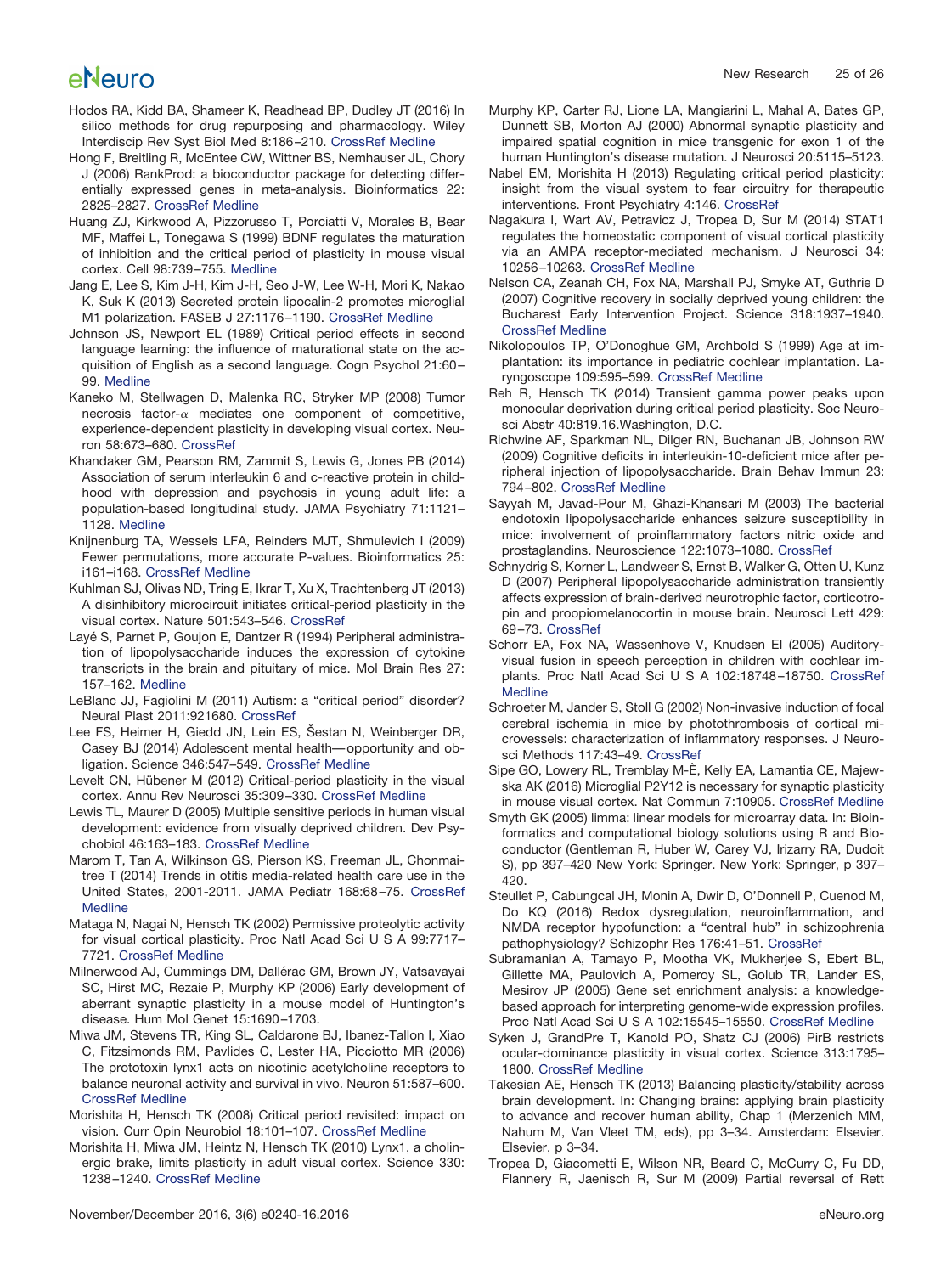Hodos RA, Kidd BA, Shameer K, Readhead BP, Dudley JT (2016) In silico methods for drug repurposing and pharmacology. Wiley Interdiscip Rev Syst Biol Med 8:186–210. CrossRef Medline

Hong F, Breitling R, McEntee CW, Wittner BS, Nemhauser JL, Chory J (2006) RankProd: a bioconductor package for detecting differentially expressed genes in meta-analysis. Bioinformatics 22: 2825–2827. CrossRef Medline

Huang ZJ, Kirkwood A, Pizzorusso T, Porciatti V, Morales B, Bear MF, Maffei L, Tonegawa S (1999) BDNF regulates the maturation of inhibition and the critical period of plasticity in mouse visual cortex. Cell 98:739–755. Medline

Jang E, Lee S, Kim J-H, Kim J-H, Seo J-W, Lee W-H, Mori K, Nakao K, Suk K (2013) Secreted protein lipocalin-2 promotes microglial M1 polarization. FASEB J 27:1176–1190. CrossRef Medline

Johnson JS, Newport EL (1989) Critical period effects in second language learning: the influence of maturational state on the acquisition of English as a second language. Cogn Psychol 21:60–99. Medline

Kaneko M, Stellwagen D, Malenka RC, Stryker MP (2008) Tumor necrosis factor-α mediates one component of competitive, experience-dependent plasticity in developing visual cortex. Neuron 58:673–680. CrossRef

Khandaker GM, Pearson RM, Zammit S, Lewis G, Jones PB (2014) Association of serum interleukin 6 and c-reactive protein in childhood with depression and psychosis in young adult life: a population-based longitudinal study. JAMA Psychiatry 71:1121–1128. Medline

Knijnenburg TA, Wessels LFA, Reinders MJT, Shmulevich I (2009) Fewer permutations, more accurate P-values. Bioinformatics 25: i161–i168. CrossRef Medline

Kuhlman SJ, Olivas ND, Tring E, Ikrar T, Xu X, Trachtenberg JT (2013) A disinhibitory microcircuit initiates critical-period plasticity in the visual cortex. Nature 501:543–546. CrossRef

Layé S, Parnet P, Goujon E, Dantzer R (1994) Peripheral administration of lipopolysaccharide induces the expression of cytokine transcripts in the brain and pituitary of mice. Mol Brain Res 27: 157–162. Medline

LeBlanc JJ, Fagiolini M (2011) Autism: a "critical period" disorder? Neural Plast 2011:921680. CrossRef

Lee FS, Heimer H, Giedd JN, Lein ES, Šestan N, Weinberger DR, Casey BJ (2014) Adolescent mental health—opportunity and obligation. Science 346:547–549. CrossRef Medline

Levelt CN, Hübener M (2012) Critical-period plasticity in the visual cortex. Annu Rev Neurosci 35:309–330. CrossRef Medline

Lewis TL, Maurer D (2005) Multiple sensitive periods in human visual development: evidence from visually deprived children. Dev Psychobiol 46:163–183. CrossRef Medline

Marom T, Tan A, Wilkinson GS, Pierson KS, Freeman JL, Chonmaitree T (2014) Trends in otitis media-related health care use in the United States, 2001-2011. JAMA Pediatr 168:68–75. CrossRef Medline

Mataga N, Nagai N, Hensch TK (2002) Permissive proteolytic activity for visual cortical plasticity. Proc Natl Acad Sci U S A 99:7717–7721. CrossRef Medline

Milnerwood AJ, Cummings DM, Dallérac GM, Brown JY, Vatsavayai SC, Hirst MC, Rezaie P, Murphy KP (2006) Early development of aberrant synaptic plasticity in a mouse model of Huntington's disease. Hum Mol Genet 15:1690–1703.

Miwa JM, Stevens TR, King SL, Caldarone BJ, Ibanez-Tallon I, Xiao C, Fitzsimonds RM, Pavlides C, Lester HA, Picciotto MR (2006) The prototoxin lynx1 acts on nicotinic acetylcholine receptors to balance neuronal activity and survival in vivo. Neuron 51:587–600. CrossRef Medline

Morishita H, Hensch TK (2008) Critical period revisited: impact on vision. Curr Opin Neurobiol 18:101–107. CrossRef Medline

Morishita H, Miwa JM, Heintz N, Hensch TK (2010) Lynx1, a cholinergic brake, limits plasticity in adult visual cortex. Science 330: 1238–1240. CrossRef Medline

Murphy KP, Carter RJ, Lione LA, Mangiarini L, Mahal A, Bates GP, Dunnett SB, Morton AJ (2000) Abnormal synaptic plasticity and impaired spatial cognition in mice transgenic for exon 1 of the human Huntington's disease mutation. J Neurosci 20:5115–5123.

Nabel EM, Morishita H (2013) Regulating critical period plasticity: insight from the visual system to fear circuitry for therapeutic interventions. Front Psychiatry 4:146. CrossRef

Nagakura I, Wart AV, Petravicz J, Tropea D, Sur M (2014) STAT1 regulates the homeostatic component of visual cortical plasticity via an AMPA receptor-mediated mechanism. J Neurosci 34: 10256–10263. CrossRef Medline

Nelson CA, Zeanah CH, Fox NA, Marshall PJ, Smyke AT, Guthrie D (2007) Cognitive recovery in socially deprived young children: the Bucharest Early Intervention Project. Science 318:1937–1940. CrossRef Medline

Nikolopoulos TP, O'Donoghue GM, Archbold S (1999) Age at implantation: its importance in pediatric cochlear implantation. Laryngoscope 109:595–599. CrossRef Medline

Reh R, Hensch TK (2014) Transient gamma power peaks upon monocular deprivation during critical period plasticity. Soc Neurosci Abstr 40:819.16.Washington, D.C.

Richwine AF, Sparkman NL, Dilger RN, Buchanan JB, Johnson RW (2009) Cognitive deficits in interleukin-10-deficient mice after peripheral injection of lipopolysaccharide. Brain Behav Immun 23: 794–802. CrossRef Medline

Sayyah M, Javad-Pour M, Ghazi-Khansari M (2003) The bacterial endotoxin lipopolysaccharide enhances seizure susceptibility in mice: involvement of proinflammatory factors nitric oxide and prostaglandins. Neuroscience 122:1073–1080. CrossRef

Schnydrig S, Korner L, Landweer S, Ernst B, Walker G, Otten U, Kunz D (2007) Peripheral lipopolysaccharide administration transiently affects expression of brain-derived neurotrophic factor, corticotropin and proopiomelanocortin in mouse brain. Neurosci Lett 429: 69–73. CrossRef

Schorr EA, Fox NA, Wassenhove V, Knudsen EI (2005) Auditory-visual fusion in speech perception in children with cochlear implants. Proc Natl Acad Sci U S A 102:18748–18750. CrossRef Medline

Schroeter M, Jander S, Stoll G (2002) Non-invasive induction of focal cerebral ischemia in mice by photothrombosis of cortical microvessels: characterization of inflammatory responses. J Neurosci Methods 117:43–49. CrossRef

Sipe GO, Lowery RL, Tremblay M-È, Kelly EA, Lamantia CE, Majewska AK (2016) Microglial P2Y12 is necessary for synaptic plasticity in mouse visual cortex. Nat Commun 7:10905. CrossRef Medline

Smyth GK (2005) limma: linear models for microarray data. In: Bioinformatics and computational biology solutions using R and Bioconductor (Gentleman R, Huber W, Carey VJ, Irizarry RA, Dudoit S), pp 397–420 New York: Springer. New York: Springer, p 397–420.

Steullet P, Cabungcal JH, Monin A, Dwir D, O'Donnell P, Cuenod M, Do KQ (2016) Redox dysregulation, neuroinflammation, and NMDA receptor hypofunction: a "central hub" in schizophrenia pathophysiology? Schizophr Res 176:41–51. CrossRef

Subramanian A, Tamayo P, Mootha VK, Mukherjee S, Ebert BL, Gillette MA, Paulovich A, Pomeroy SL, Golub TR, Lander ES, Mesirov JP (2005) Gene set enrichment analysis: a knowledge-based approach for interpreting genome-wide expression profiles. Proc Natl Acad Sci U S A 102:15545–15550. CrossRef Medline

Syken J, GrandPre T, Kanold PO, Shatz CJ (2006) PirB restricts ocular-dominance plasticity in visual cortex. Science 313:1795–1800. CrossRef Medline

Takesian AE, Hensch TK (2013) Balancing plasticity/stability across brain development. In: Changing brains: applying brain plasticity to advance and recover human ability, Chap 1 (Merzenich MM, Nahum M, Van Vleet TM, eds), pp 3–34. Amsterdam: Elsevier. Elsevier, p 3–34.

Tropea D, Giacometti E, Wilson NR, Beard C, McCurry C, Fu DD, Flannery R, Jaenisch R, Sur M (2009) Partial reversal of Rett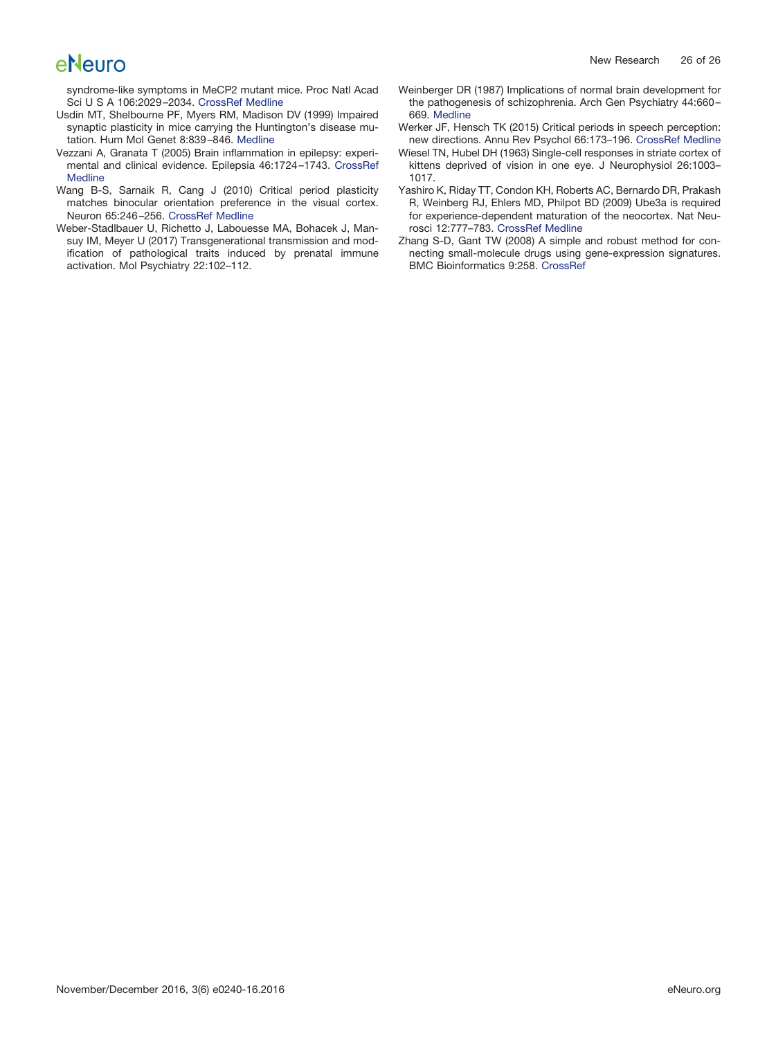syndrome-like symptoms in MeCP2 mutant mice. Proc Natl Acad Sci U S A 106:2029–2034. CrossRef Medline

Usdin MT, Shelbourne PF, Myers RM, Madison DV (1999) Impaired synaptic plasticity in mice carrying the Huntington's disease mutation. Hum Mol Genet 8:839–846. Medline

Vezzani A, Granata T (2005) Brain inflammation in epilepsy: experimental and clinical evidence. Epilepsia 46:1724–1743. CrossRef Medline

Wang B-S, Sarnaik R, Cang J (2010) Critical period plasticity matches binocular orientation preference in the visual cortex. Neuron 65:246–256. CrossRef Medline

Weber-Stadlbauer U, Richetto J, Labouesse MA, Bohacek J, Mansuy IM, Meyer U (2017) Transgenerational transmission and modification of pathological traits induced by prenatal immune activation. Mol Psychiatry 22:102–112.

Weinberger DR (1987) Implications of normal brain development for the pathogenesis of schizophrenia. Arch Gen Psychiatry 44:660–669. Medline

Werker JF, Hensch TK (2015) Critical periods in speech perception: new directions. Annu Rev Psychol 66:173–196. CrossRef Medline

Wiesel TN, Hubel DH (1963) Single-cell responses in striate cortex of kittens deprived of vision in one eye. J Neurophysiol 26:1003–1017.

Yashiro K, Riday TT, Condon KH, Roberts AC, Bernardo DR, Prakash R, Weinberg RJ, Ehlers MD, Philpot BD (2009) Ube3a is required for experience-dependent maturation of the neocortex. Nat Neurosci 12:777–783. CrossRef Medline

Zhang S-D, Gant TW (2008) A simple and robust method for connecting small-molecule drugs using gene-expression signatures. BMC Bioinformatics 9:258. CrossRef